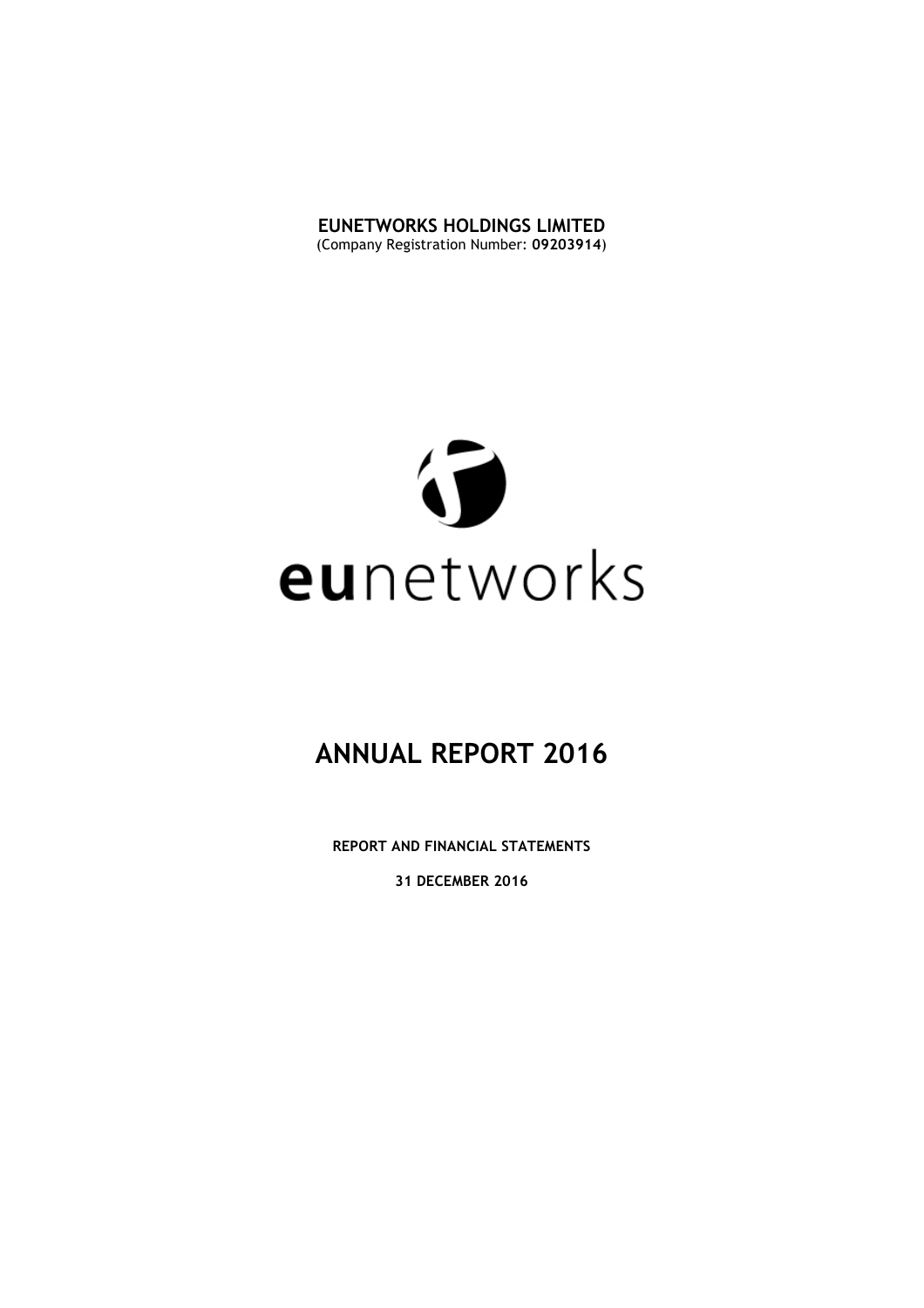**EUNETWORKS HOLDINGS LIMITED**
(Company Registration Number: **09203914**)

eunetworks

# ANNUAL REPORT 2016

**REPORT AND FINANCIAL STATEMENTS**

**31 DECEMBER 2016**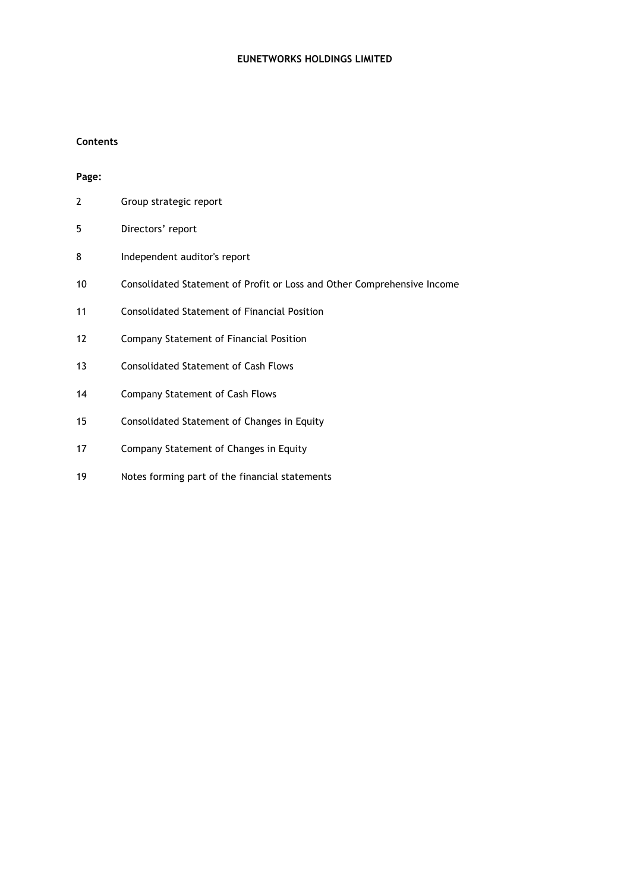# EUNETWORKS HOLDINGS LIMITED

## Contents

**Page:**

| | |
|---|---|
| 2 | Group strategic report |
| 5 | Directors' report |
| 8 | Independent auditor's report |
| 10 | Consolidated Statement of Profit or Loss and Other Comprehensive Income |
| 11 | Consolidated Statement of Financial Position |
| 12 | Company Statement of Financial Position |
| 13 | Consolidated Statement of Cash Flows |
| 14 | Company Statement of Cash Flows |
| 15 | Consolidated Statement of Changes in Equity |
| 17 | Company Statement of Changes in Equity |
| 19 | Notes forming part of the financial statements |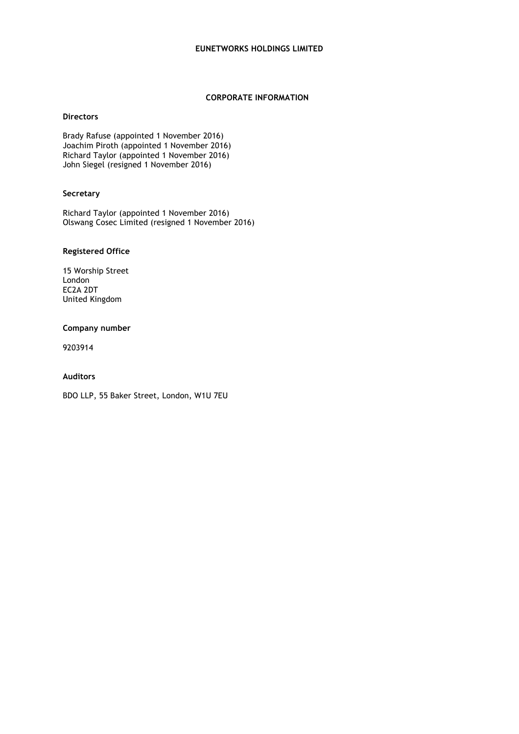**EUNETWORKS HOLDINGS LIMITED**

# CORPORATE INFORMATION

### Directors

Brady Rafuse (appointed 1 November 2016)
Joachim Piroth (appointed 1 November 2016)
Richard Taylor (appointed 1 November 2016)
John Siegel (resigned 1 November 2016)

### Secretary

Richard Taylor (appointed 1 November 2016)
Olswang Cosec Limited (resigned 1 November 2016)

### Registered Office

15 Worship Street
London
EC2A 2DT
United Kingdom

### Company number

9203914

### Auditors

BDO LLP, 55 Baker Street, London, W1U 7EU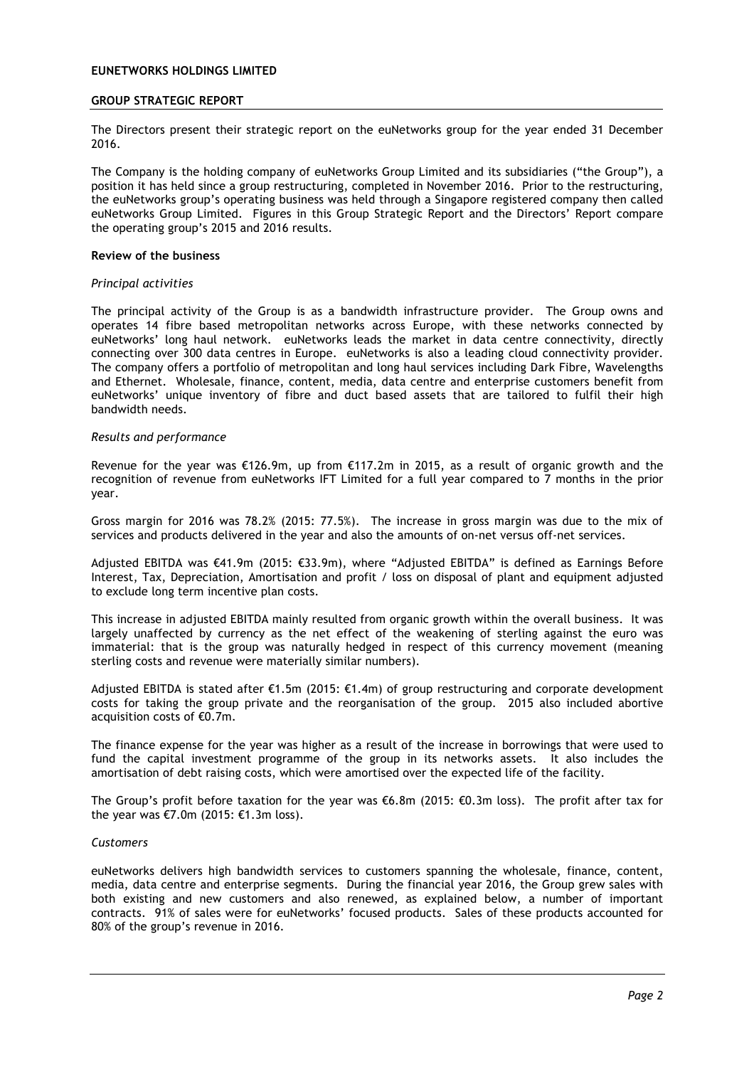# EUNETWORKS HOLDINGS LIMITED

## GROUP STRATEGIC REPORT

The Directors present their strategic report on the euNetworks group for the year ended 31 December 2016.

The Company is the holding company of euNetworks Group Limited and its subsidiaries ("the Group"), a position it has held since a group restructuring, completed in November 2016. Prior to the restructuring, the euNetworks group's operating business was held through a Singapore registered company then called euNetworks Group Limited. Figures in this Group Strategic Report and the Directors' Report compare the operating group's 2015 and 2016 results.

### Review of the business

*Principal activities*

The principal activity of the Group is as a bandwidth infrastructure provider. The Group owns and operates 14 fibre based metropolitan networks across Europe, with these networks connected by euNetworks' long haul network. euNetworks leads the market in data centre connectivity, directly connecting over 300 data centres in Europe. euNetworks is also a leading cloud connectivity provider. The company offers a portfolio of metropolitan and long haul services including Dark Fibre, Wavelengths and Ethernet. Wholesale, finance, content, media, data centre and enterprise customers benefit from euNetworks' unique inventory of fibre and duct based assets that are tailored to fulfil their high bandwidth needs.

*Results and performance*

Revenue for the year was €126.9m, up from €117.2m in 2015, as a result of organic growth and the recognition of revenue from euNetworks IFT Limited for a full year compared to 7 months in the prior year.

Gross margin for 2016 was 78.2% (2015: 77.5%). The increase in gross margin was due to the mix of services and products delivered in the year and also the amounts of on-net versus off-net services.

Adjusted EBITDA was €41.9m (2015: €33.9m), where "Adjusted EBITDA" is defined as Earnings Before Interest, Tax, Depreciation, Amortisation and profit / loss on disposal of plant and equipment adjusted to exclude long term incentive plan costs.

This increase in adjusted EBITDA mainly resulted from organic growth within the overall business. It was largely unaffected by currency as the net effect of the weakening of sterling against the euro was immaterial: that is the group was naturally hedged in respect of this currency movement (meaning sterling costs and revenue were materially similar numbers).

Adjusted EBITDA is stated after €1.5m (2015: €1.4m) of group restructuring and corporate development costs for taking the group private and the reorganisation of the group. 2015 also included abortive acquisition costs of €0.7m.

The finance expense for the year was higher as a result of the increase in borrowings that were used to fund the capital investment programme of the group in its networks assets. It also includes the amortisation of debt raising costs, which were amortised over the expected life of the facility.

The Group's profit before taxation for the year was €6.8m (2015: €0.3m loss). The profit after tax for the year was €7.0m (2015: €1.3m loss).

*Customers*

euNetworks delivers high bandwidth services to customers spanning the wholesale, finance, content, media, data centre and enterprise segments. During the financial year 2016, the Group grew sales with both existing and new customers and also renewed, as explained below, a number of important contracts. 91% of sales were for euNetworks' focused products. Sales of these products accounted for 80% of the group's revenue in 2016.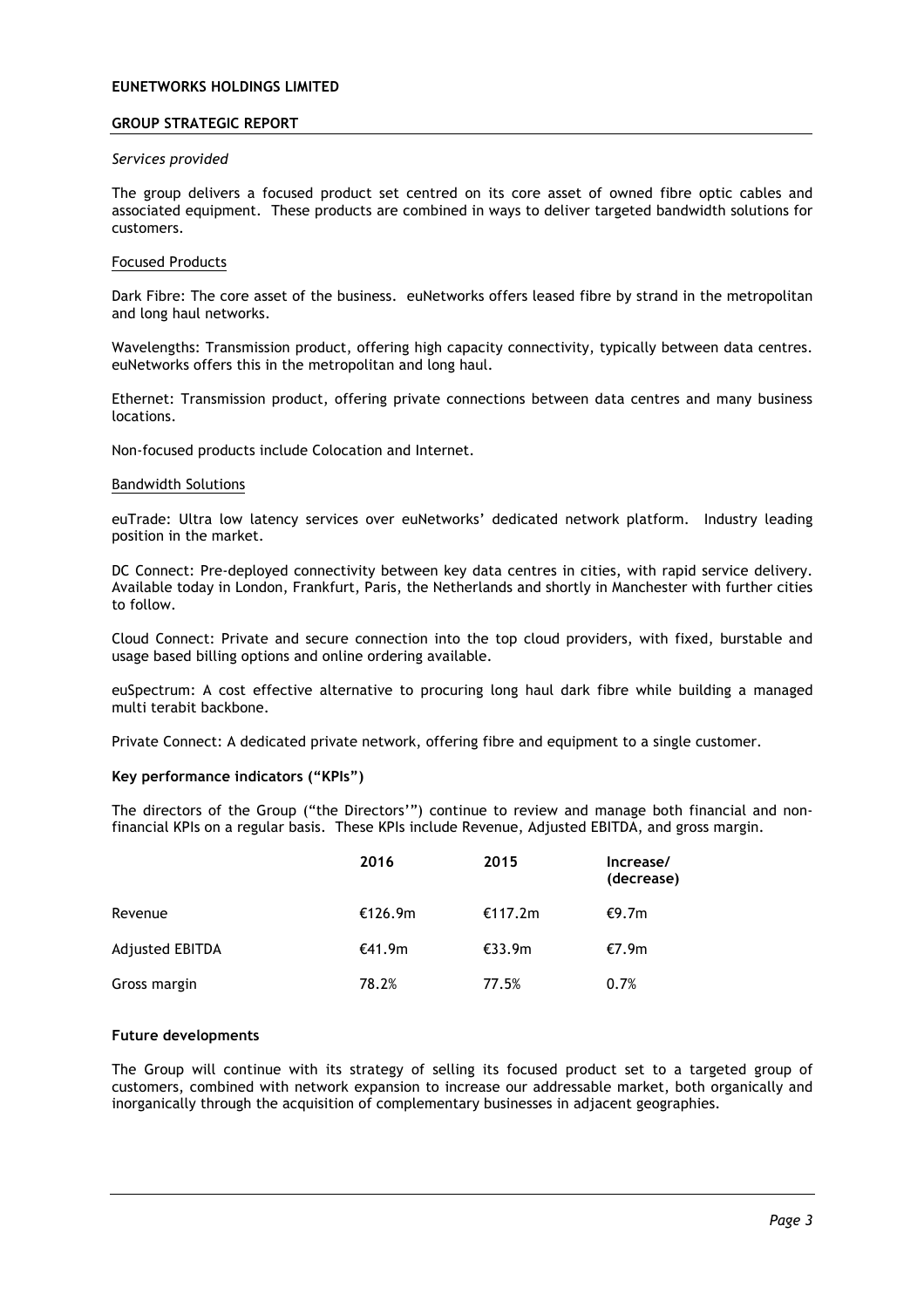*Services provided*

The group delivers a focused product set centred on its core asset of owned fibre optic cables and associated equipment. These products are combined in ways to deliver targeted bandwidth solutions for customers.

Focused Products

Dark Fibre: The core asset of the business. euNetworks offers leased fibre by strand in the metropolitan and long haul networks.

Wavelengths: Transmission product, offering high capacity connectivity, typically between data centres. euNetworks offers this in the metropolitan and long haul.

Ethernet: Transmission product, offering private connections between data centres and many business locations.

Non-focused products include Colocation and Internet.

Bandwidth Solutions

euTrade: Ultra low latency services over euNetworks' dedicated network platform. Industry leading position in the market.

DC Connect: Pre-deployed connectivity between key data centres in cities, with rapid service delivery. Available today in London, Frankfurt, Paris, the Netherlands and shortly in Manchester with further cities to follow.

Cloud Connect: Private and secure connection into the top cloud providers, with fixed, burstable and usage based billing options and online ordering available.

euSpectrum: A cost effective alternative to procuring long haul dark fibre while building a managed multi terabit backbone.

Private Connect: A dedicated private network, offering fibre and equipment to a single customer.

**Key performance indicators ("KPIs")**

The directors of the Group ("the Directors'") continue to review and manage both financial and non-financial KPIs on a regular basis. These KPIs include Revenue, Adjusted EBITDA, and gross margin.

| | 2016 | 2015 | Increase/ (decrease) |
|---|---|---|---|
| Revenue | €126.9m | €117.2m | €9.7m |
| Adjusted EBITDA | €41.9m | €33.9m | €7.9m |
| Gross margin | 78.2% | 77.5% | 0.7% |

**Future developments**

The Group will continue with its strategy of selling its focused product set to a targeted group of customers, combined with network expansion to increase our addressable market, both organically and inorganically through the acquisition of complementary businesses in adjacent geographies.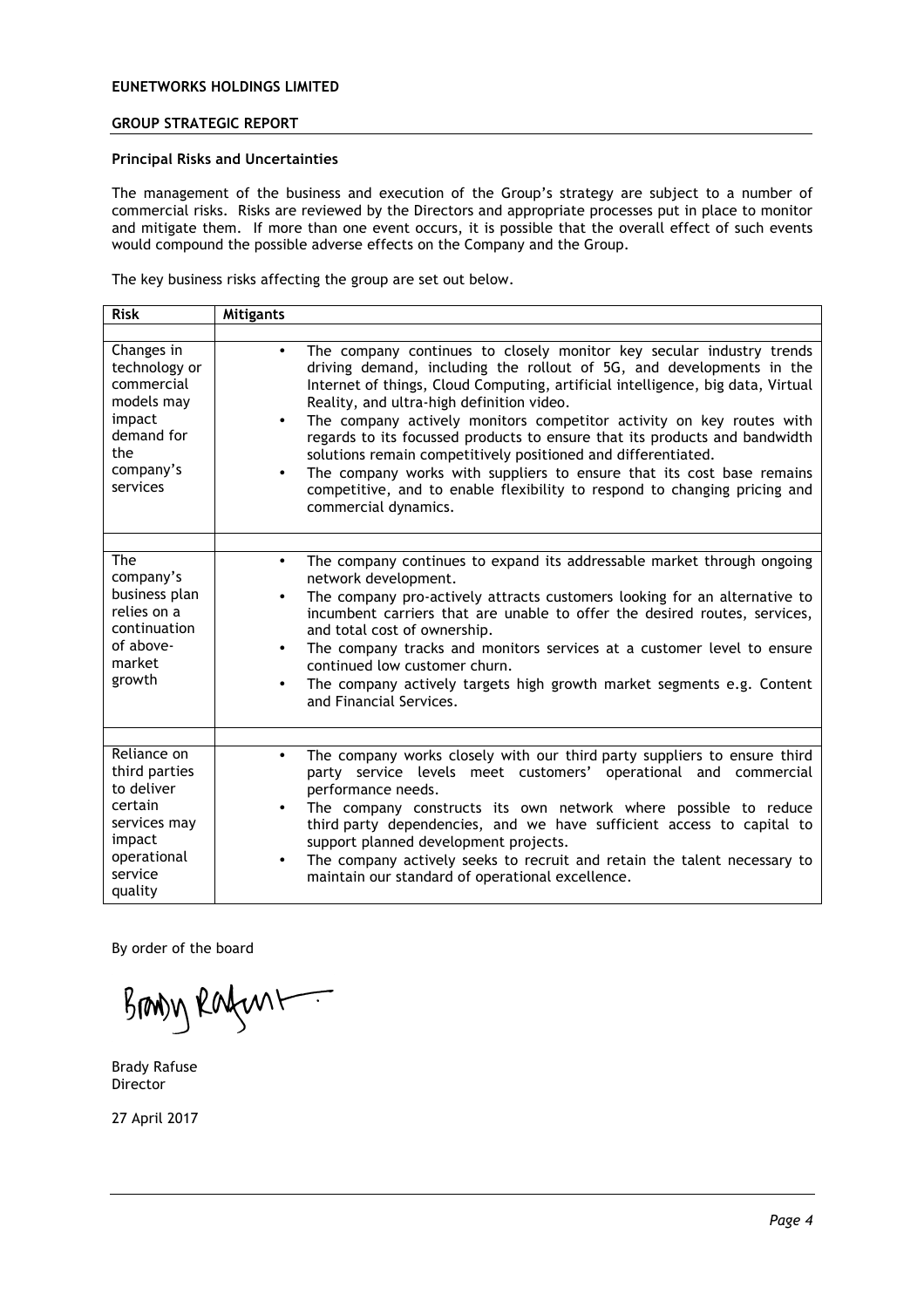**EUNETWORKS HOLDINGS LIMITED**

**GROUP STRATEGIC REPORT**

**Principal Risks and Uncertainties**

The management of the business and execution of the Group's strategy are subject to a number of commercial risks. Risks are reviewed by the Directors and appropriate processes put in place to monitor and mitigate them. If more than one event occurs, it is possible that the overall effect of such events would compound the possible adverse effects on the Company and the Group.

The key business risks affecting the group are set out below.

| Risk | Mitigants |
|---|---|
| Changes in technology or commercial models may impact demand for the company's services | • The company continues to closely monitor key secular industry trends driving demand, including the rollout of 5G, and developments in the Internet of things, Cloud Computing, artificial intelligence, big data, Virtual Reality, and ultra-high definition video.<br>• The company actively monitors competitor activity on key routes with regards to its focussed products to ensure that its products and bandwidth solutions remain competitively positioned and differentiated.<br>• The company works with suppliers to ensure that its cost base remains competitive, and to enable flexibility to respond to changing pricing and commercial dynamics. |
| The company's business plan relies on a continuation of above-market growth | • The company continues to expand its addressable market through ongoing network development.<br>• The company pro-actively attracts customers looking for an alternative to incumbent carriers that are unable to offer the desired routes, services, and total cost of ownership.<br>• The company tracks and monitors services at a customer level to ensure continued low customer churn.<br>• The company actively targets high growth market segments e.g. Content and Financial Services. |
| Reliance on third parties to deliver certain services may impact operational service quality | • The company works closely with our third party suppliers to ensure third party service levels meet customers' operational and commercial performance needs.<br>• The company constructs its own network where possible to reduce third party dependencies, and we have sufficient access to capital to support planned development projects.<br>• The company actively seeks to recruit and retain the talent necessary to maintain our standard of operational excellence. |

By order of the board

Brady Rafuse
Director

27 April 2017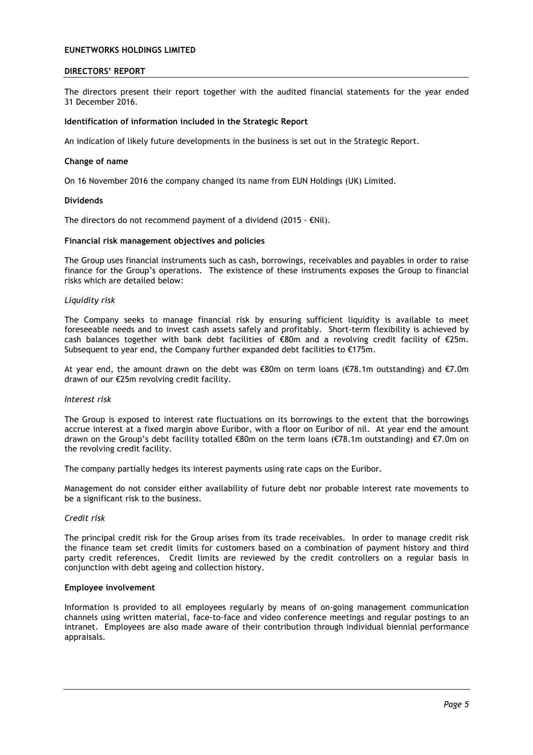**EUNETWORKS HOLDINGS LIMITED**

## DIRECTORS' REPORT

The directors present their report together with the audited financial statements for the year ended 31 December 2016.

### Identification of information included in the Strategic Report

An indication of likely future developments in the business is set out in the Strategic Report.

### Change of name

On 16 November 2016 the company changed its name from EUN Holdings (UK) Limited.

### Dividends

The directors do not recommend payment of a dividend (2015 - €Nil).

### Financial risk management objectives and policies

The Group uses financial instruments such as cash, borrowings, receivables and payables in order to raise finance for the Group's operations. The existence of these instruments exposes the Group to financial risks which are detailed below:

*Liquidity risk*

The Company seeks to manage financial risk by ensuring sufficient liquidity is available to meet foreseeable needs and to invest cash assets safely and profitably. Short-term flexibility is achieved by cash balances together with bank debt facilities of €80m and a revolving credit facility of €25m. Subsequent to year end, the Company further expanded debt facilities to €175m.

At year end, the amount drawn on the debt was €80m on term loans (€78.1m outstanding) and €7.0m drawn of our €25m revolving credit facility.

*Interest risk*

The Group is exposed to interest rate fluctuations on its borrowings to the extent that the borrowings accrue interest at a fixed margin above Euribor, with a floor on Euribor of nil. At year end the amount drawn on the Group's debt facility totalled €80m on the term loans (€78.1m outstanding) and €7.0m on the revolving credit facility.

The company partially hedges its interest payments using rate caps on the Euribor.

Management do not consider either availability of future debt nor probable interest rate movements to be a significant risk to the business.

*Credit risk*

The principal credit risk for the Group arises from its trade receivables. In order to manage credit risk the finance team set credit limits for customers based on a combination of payment history and third party credit references. Credit limits are reviewed by the credit controllers on a regular basis in conjunction with debt ageing and collection history.

### Employee involvement

Information is provided to all employees regularly by means of on-going management communication channels using written material, face-to-face and video conference meetings and regular postings to an intranet. Employees are also made aware of their contribution through individual biennial performance appraisals.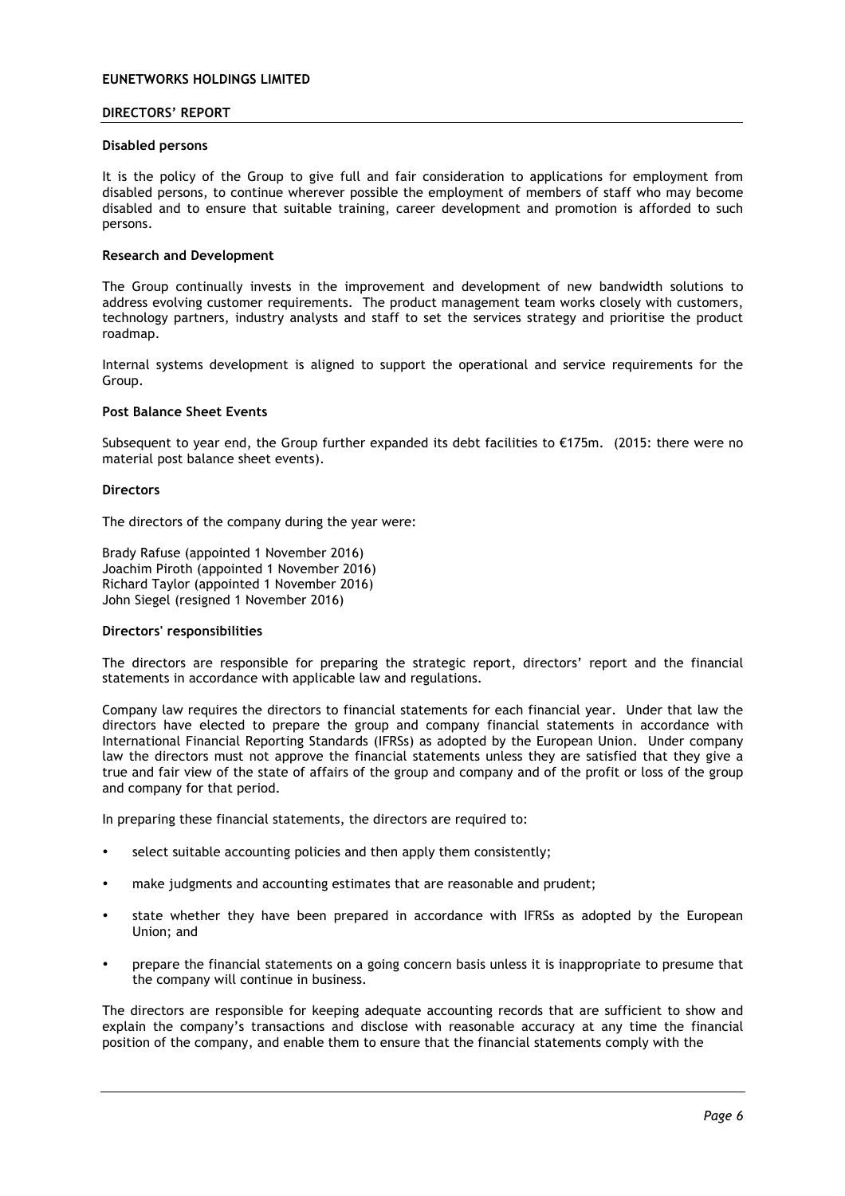## DIRECTORS' REPORT

### Disabled persons

It is the policy of the Group to give full and fair consideration to applications for employment from disabled persons, to continue wherever possible the employment of members of staff who may become disabled and to ensure that suitable training, career development and promotion is afforded to such persons.

### Research and Development

The Group continually invests in the improvement and development of new bandwidth solutions to address evolving customer requirements. The product management team works closely with customers, technology partners, industry analysts and staff to set the services strategy and prioritise the product roadmap.

Internal systems development is aligned to support the operational and service requirements for the Group.

### Post Balance Sheet Events

Subsequent to year end, the Group further expanded its debt facilities to €175m. (2015: there were no material post balance sheet events).

### Directors

The directors of the company during the year were:

Brady Rafuse (appointed 1 November 2016)
Joachim Piroth (appointed 1 November 2016)
Richard Taylor (appointed 1 November 2016)
John Siegel (resigned 1 November 2016)

### Directors' responsibilities

The directors are responsible for preparing the strategic report, directors' report and the financial statements in accordance with applicable law and regulations.

Company law requires the directors to financial statements for each financial year. Under that law the directors have elected to prepare the group and company financial statements in accordance with International Financial Reporting Standards (IFRSs) as adopted by the European Union. Under company law the directors must not approve the financial statements unless they are satisfied that they give a true and fair view of the state of affairs of the group and company and of the profit or loss of the group and company for that period.

In preparing these financial statements, the directors are required to:

- select suitable accounting policies and then apply them consistently;
- make judgments and accounting estimates that are reasonable and prudent;
- state whether they have been prepared in accordance with IFRSs as adopted by the European Union; and
- prepare the financial statements on a going concern basis unless it is inappropriate to presume that the company will continue in business.

The directors are responsible for keeping adequate accounting records that are sufficient to show and explain the company's transactions and disclose with reasonable accuracy at any time the financial position of the company, and enable them to ensure that the financial statements comply with the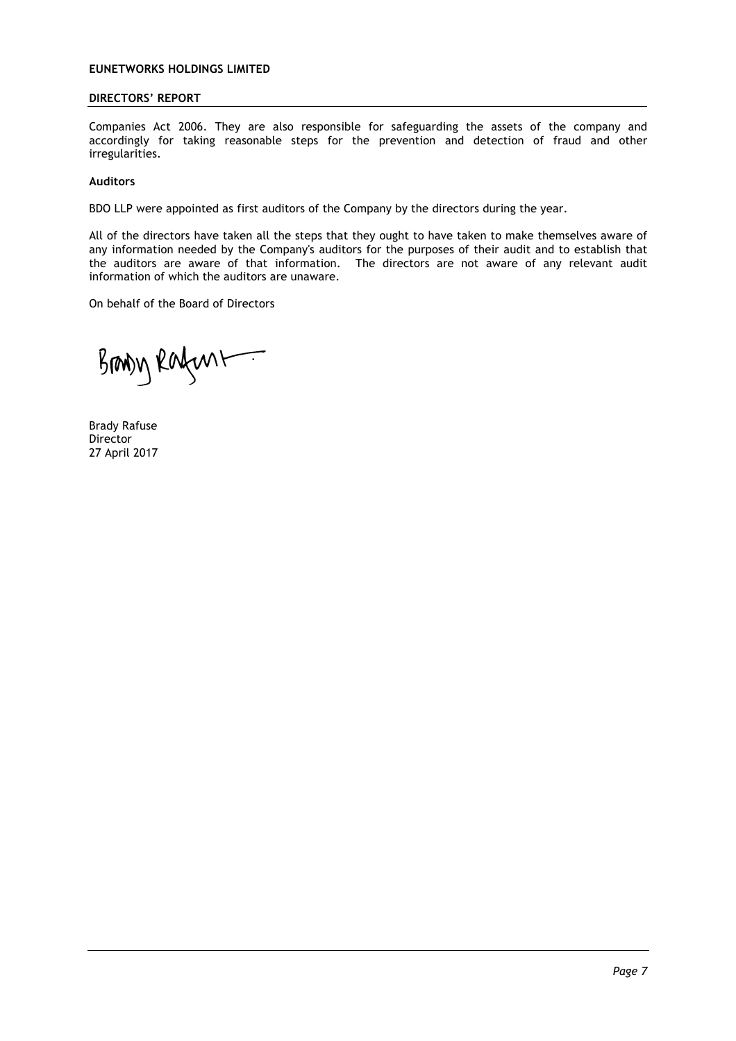Companies Act 2006. They are also responsible for safeguarding the assets of the company and accordingly for taking reasonable steps for the prevention and detection of fraud and other irregularities.

**Auditors**

BDO LLP were appointed as first auditors of the Company by the directors during the year.

All of the directors have taken all the steps that they ought to have taken to make themselves aware of any information needed by the Company's auditors for the purposes of their audit and to establish that the auditors are aware of that information. The directors are not aware of any relevant audit information of which the auditors are unaware.

On behalf of the Board of Directors

Brady Rafuse
Director
27 April 2017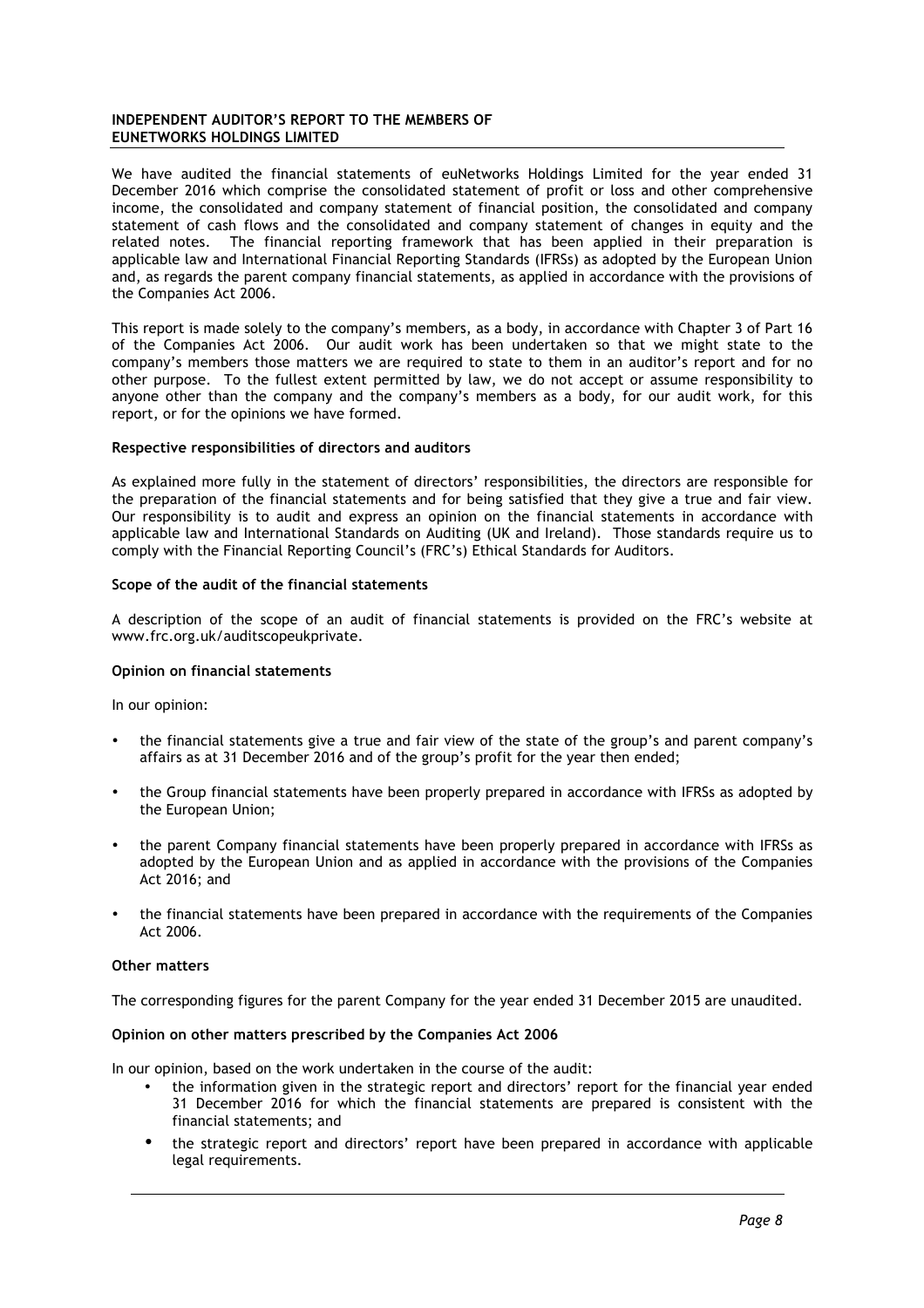# INDEPENDENT AUDITOR'S REPORT TO THE MEMBERS OF EUNETWORKS HOLDINGS LIMITED

We have audited the financial statements of euNetworks Holdings Limited for the year ended 31 December 2016 which comprise the consolidated statement of profit or loss and other comprehensive income, the consolidated and company statement of financial position, the consolidated and company statement of cash flows and the consolidated and company statement of changes in equity and the related notes. The financial reporting framework that has been applied in their preparation is applicable law and International Financial Reporting Standards (IFRSs) as adopted by the European Union and, as regards the parent company financial statements, as applied in accordance with the provisions of the Companies Act 2006.

This report is made solely to the company's members, as a body, in accordance with Chapter 3 of Part 16 of the Companies Act 2006. Our audit work has been undertaken so that we might state to the company's members those matters we are required to state to them in an auditor's report and for no other purpose. To the fullest extent permitted by law, we do not accept or assume responsibility to anyone other than the company and the company's members as a body, for our audit work, for this report, or for the opinions we have formed.

**Respective responsibilities of directors and auditors**

As explained more fully in the statement of directors' responsibilities, the directors are responsible for the preparation of the financial statements and for being satisfied that they give a true and fair view. Our responsibility is to audit and express an opinion on the financial statements in accordance with applicable law and International Standards on Auditing (UK and Ireland). Those standards require us to comply with the Financial Reporting Council's (FRC's) Ethical Standards for Auditors.

**Scope of the audit of the financial statements**

A description of the scope of an audit of financial statements is provided on the FRC's website at www.frc.org.uk/auditscopeukprivate.

**Opinion on financial statements**

In our opinion:

- the financial statements give a true and fair view of the state of the group's and parent company's affairs as at 31 December 2016 and of the group's profit for the year then ended;
- the Group financial statements have been properly prepared in accordance with IFRSs as adopted by the European Union;
- the parent Company financial statements have been properly prepared in accordance with IFRSs as adopted by the European Union and as applied in accordance with the provisions of the Companies Act 2016; and
- the financial statements have been prepared in accordance with the requirements of the Companies Act 2006.

**Other matters**

The corresponding figures for the parent Company for the year ended 31 December 2015 are unaudited.

**Opinion on other matters prescribed by the Companies Act 2006**

In our opinion, based on the work undertaken in the course of the audit:

- the information given in the strategic report and directors' report for the financial year ended 31 December 2016 for which the financial statements are prepared is consistent with the financial statements; and
- the strategic report and directors' report have been prepared in accordance with applicable legal requirements.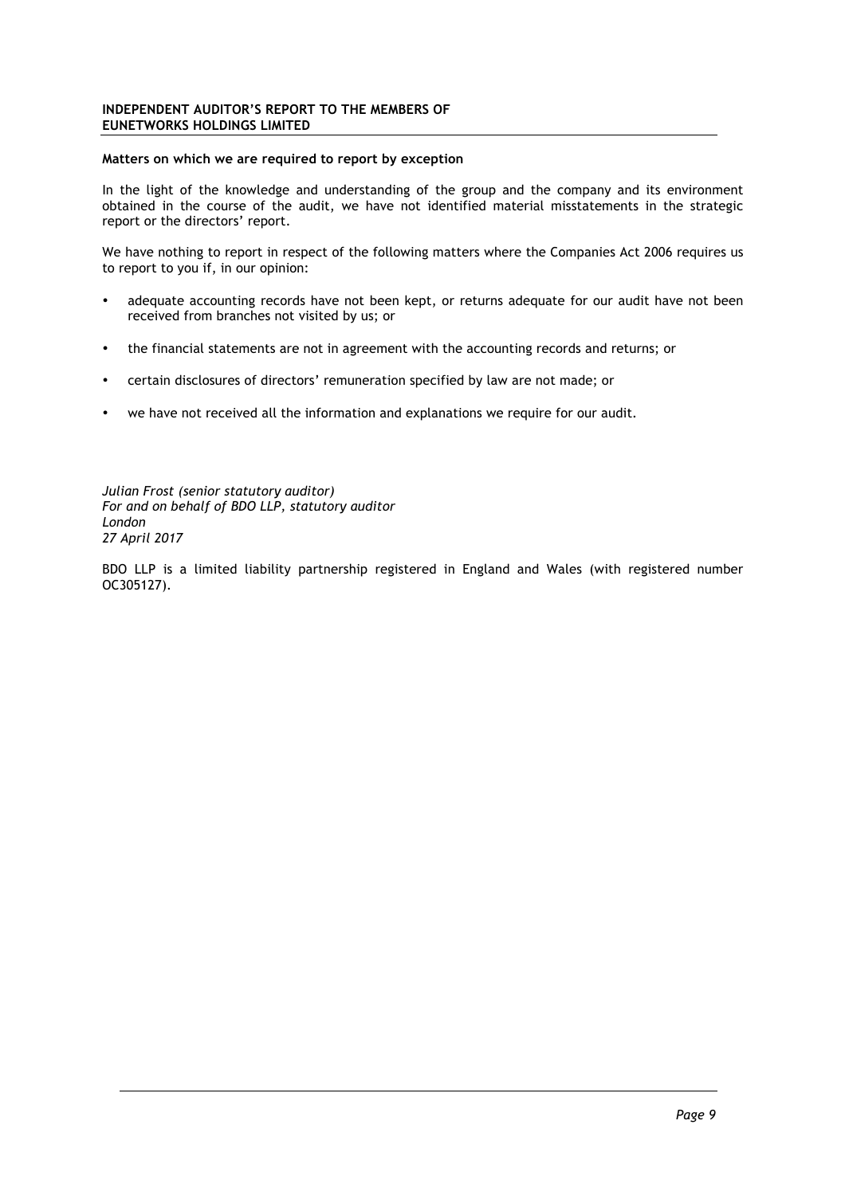**INDEPENDENT AUDITOR'S REPORT TO THE MEMBERS OF EUNETWORKS HOLDINGS LIMITED**

**Matters on which we are required to report by exception**

In the light of the knowledge and understanding of the group and the company and its environment obtained in the course of the audit, we have not identified material misstatements in the strategic report or the directors' report.

We have nothing to report in respect of the following matters where the Companies Act 2006 requires us to report to you if, in our opinion:

- adequate accounting records have not been kept, or returns adequate for our audit have not been received from branches not visited by us; or
- the financial statements are not in agreement with the accounting records and returns; or
- certain disclosures of directors' remuneration specified by law are not made; or
- we have not received all the information and explanations we require for our audit.

*Julian Frost (senior statutory auditor)*
*For and on behalf of BDO LLP, statutory auditor*
*London*
*27 April 2017*

BDO LLP is a limited liability partnership registered in England and Wales (with registered number OC305127).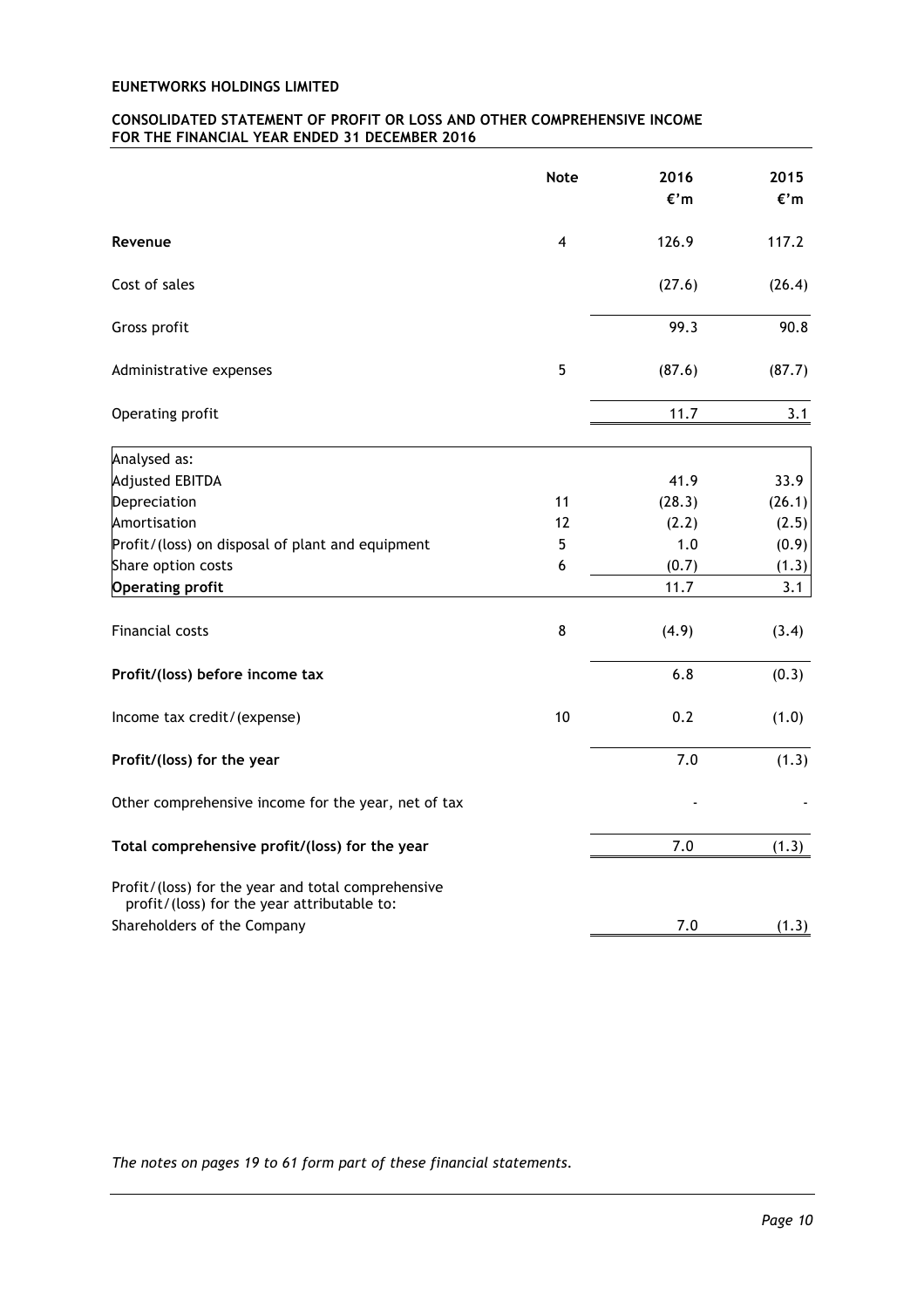**EUNETWORKS HOLDINGS LIMITED**

**CONSOLIDATED STATEMENT OF PROFIT OR LOSS AND OTHER COMPREHENSIVE INCOME FOR THE FINANCIAL YEAR ENDED 31 DECEMBER 2016**

| | Note | 2016 €'m | 2015 €'m |
|---|---|---|---|
| **Revenue** | 4 | 126.9 | 117.2 |
| Cost of sales | | (27.6) | (26.4) |
| Gross profit | | 99.3 | 90.8 |
| Administrative expenses | 5 | (87.6) | (87.7) |
| Operating profit | | 11.7 | 3.1 |
| Analysed as: | | | |
| Adjusted EBITDA | | 41.9 | 33.9 |
| Depreciation | 11 | (28.3) | (26.1) |
| Amortisation | 12 | (2.2) | (2.5) |
| Profit/(loss) on disposal of plant and equipment | 5 | 1.0 | (0.9) |
| Share option costs | 6 | (0.7) | (1.3) |
| **Operating profit** | | 11.7 | 3.1 |
| Financial costs | 8 | (4.9) | (3.4) |
| **Profit/(loss) before income tax** | | 6.8 | (0.3) |
| Income tax credit/(expense) | 10 | 0.2 | (1.0) |
| **Profit/(loss) for the year** | | 7.0 | (1.3) |
| Other comprehensive income for the year, net of tax | | - | - |
| **Total comprehensive profit/(loss) for the year** | | 7.0 | (1.3) |
| Profit/(loss) for the year and total comprehensive profit/(loss) for the year attributable to: | | | |
| Shareholders of the Company | | 7.0 | (1.3) |

*The notes on pages 19 to 61 form part of these financial statements.*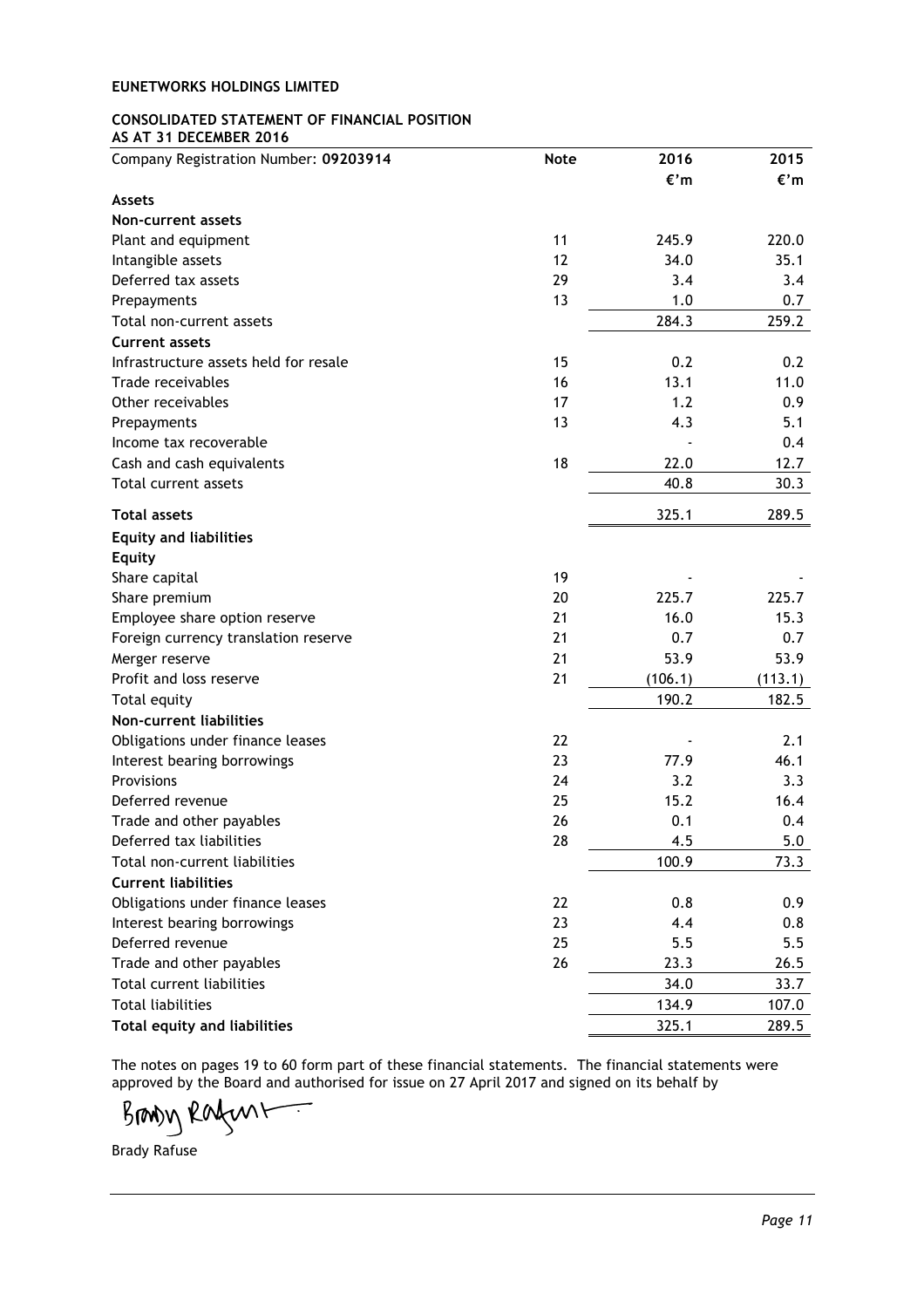**EUNETWORKS HOLDINGS LIMITED**

**CONSOLIDATED STATEMENT OF FINANCIAL POSITION**
**AS AT 31 DECEMBER 2016**

| Company Registration Number: **09203914** | **Note** | **2016** | **2015** |
|---|---|---|---|
| | | **€'m** | **€'m** |
| **Assets** | | | |
| **Non-current assets** | | | |
| Plant and equipment | 11 | 245.9 | 220.0 |
| Intangible assets | 12 | 34.0 | 35.1 |
| Deferred tax assets | 29 | 3.4 | 3.4 |
| Prepayments | 13 | 1.0 | 0.7 |
| Total non-current assets | | 284.3 | 259.2 |
| **Current assets** | | | |
| Infrastructure assets held for resale | 15 | 0.2 | 0.2 |
| Trade receivables | 16 | 13.1 | 11.0 |
| Other receivables | 17 | 1.2 | 0.9 |
| Prepayments | 13 | 4.3 | 5.1 |
| Income tax recoverable | | - | 0.4 |
| Cash and cash equivalents | 18 | 22.0 | 12.7 |
| Total current assets | | 40.8 | 30.3 |
| **Total assets** | | 325.1 | 289.5 |
| **Equity and liabilities** | | | |
| **Equity** | | | |
| Share capital | 19 | - | - |
| Share premium | 20 | 225.7 | 225.7 |
| Employee share option reserve | 21 | 16.0 | 15.3 |
| Foreign currency translation reserve | 21 | 0.7 | 0.7 |
| Merger reserve | 21 | 53.9 | 53.9 |
| Profit and loss reserve | 21 | (106.1) | (113.1) |
| Total equity | | 190.2 | 182.5 |
| **Non-current liabilities** | | | |
| Obligations under finance leases | 22 | - | 2.1 |
| Interest bearing borrowings | 23 | 77.9 | 46.1 |
| Provisions | 24 | 3.2 | 3.3 |
| Deferred revenue | 25 | 15.2 | 16.4 |
| Trade and other payables | 26 | 0.1 | 0.4 |
| Deferred tax liabilities | 28 | 4.5 | 5.0 |
| Total non-current liabilities | | 100.9 | 73.3 |
| **Current liabilities** | | | |
| Obligations under finance leases | 22 | 0.8 | 0.9 |
| Interest bearing borrowings | 23 | 4.4 | 0.8 |
| Deferred revenue | 25 | 5.5 | 5.5 |
| Trade and other payables | 26 | 23.3 | 26.5 |
| Total current liabilities | | 34.0 | 33.7 |
| Total liabilities | | 134.9 | 107.0 |
| **Total equity and liabilities** | | 325.1 | 289.5 |

The notes on pages 19 to 60 form part of these financial statements. The financial statements were approved by the Board and authorised for issue on 27 April 2017 and signed on its behalf by

Brady Rafuse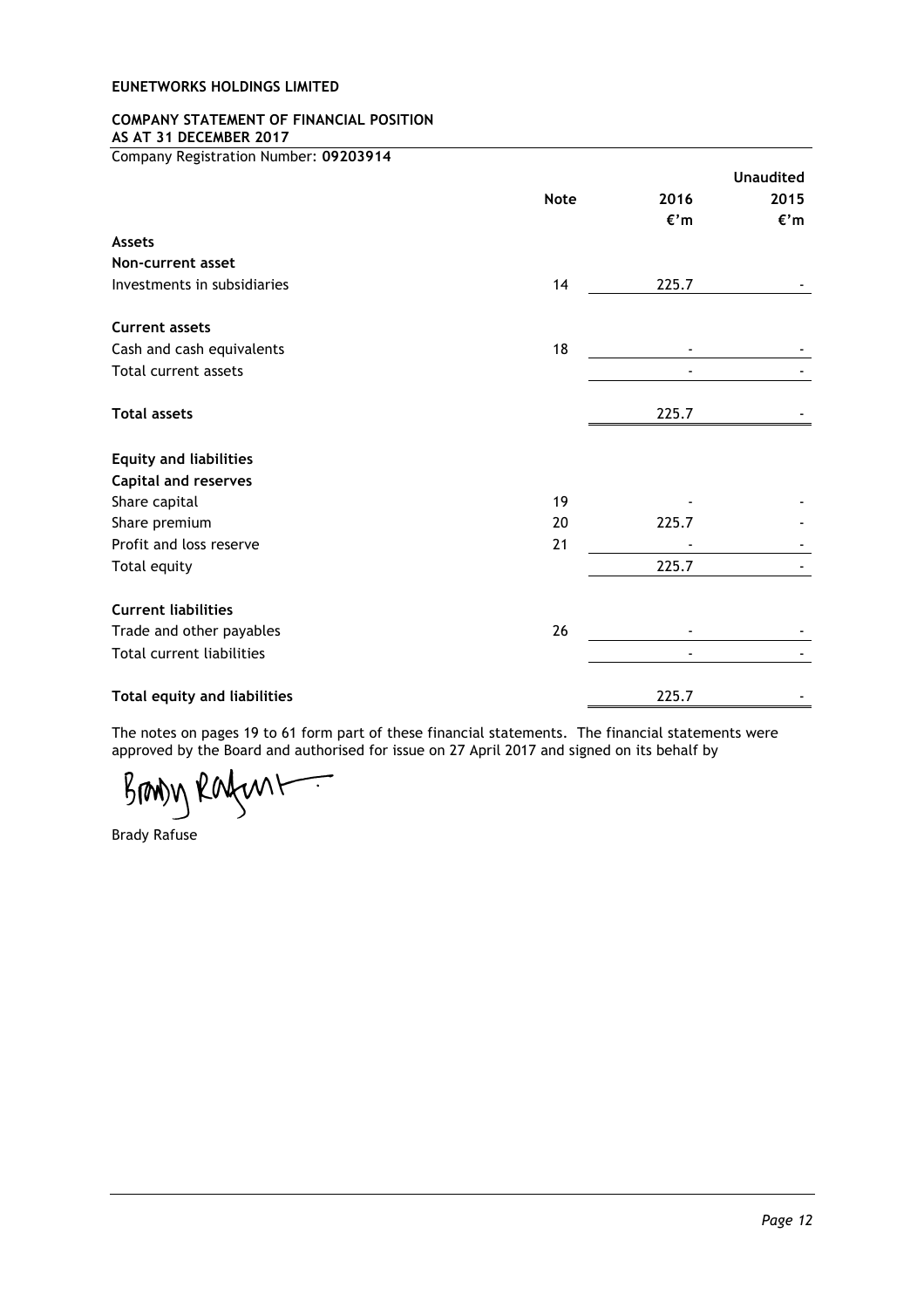**EUNETWORKS HOLDINGS LIMITED**

**COMPANY STATEMENT OF FINANCIAL POSITION**
**AS AT 31 DECEMBER 2017**

Company Registration Number: **09203914**

| | Note | 2016 | Unaudited 2015 |
|---|---|---|---|
| | | €'m | €'m |
| **Assets** | | | |
| **Non-current asset** | | | |
| Investments in subsidiaries | 14 | 225.7 | - |
| **Current assets** | | | |
| Cash and cash equivalents | 18 | - | - |
| Total current assets | | - | - |
| **Total assets** | | 225.7 | - |
| **Equity and liabilities** | | | |
| **Capital and reserves** | | | |
| Share capital | 19 | - | - |
| Share premium | 20 | 225.7 | - |
| Profit and loss reserve | 21 | - | - |
| Total equity | | 225.7 | - |
| **Current liabilities** | | | |
| Trade and other payables | 26 | - | - |
| Total current liabilities | | - | - |
| **Total equity and liabilities** | | 225.7 | - |

The notes on pages 19 to 61 form part of these financial statements. The financial statements were approved by the Board and authorised for issue on 27 April 2017 and signed on its behalf by

Brady Rafuse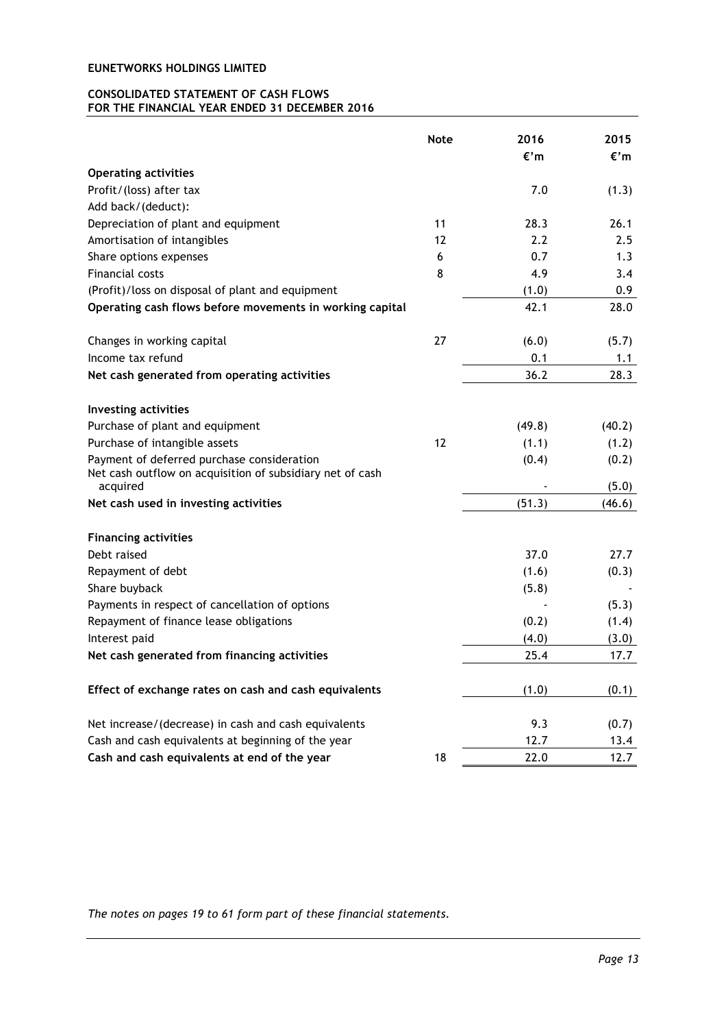**EUNETWORKS HOLDINGS LIMITED**

**CONSOLIDATED STATEMENT OF CASH FLOWS**
**FOR THE FINANCIAL YEAR ENDED 31 DECEMBER 2016**

| | Note | 2016 | 2015 |
|---|---|---|---|
| | | €'m | €'m |
| **Operating activities** | | | |
| Profit/(loss) after tax | | 7.0 | (1.3) |
| Add back/(deduct): | | | |
| Depreciation of plant and equipment | 11 | 28.3 | 26.1 |
| Amortisation of intangibles | 12 | 2.2 | 2.5 |
| Share options expenses | 6 | 0.7 | 1.3 |
| Financial costs | 8 | 4.9 | 3.4 |
| (Profit)/loss on disposal of plant and equipment | | (1.0) | 0.9 |
| **Operating cash flows before movements in working capital** | | 42.1 | 28.0 |
| Changes in working capital | 27 | (6.0) | (5.7) |
| Income tax refund | | 0.1 | 1.1 |
| **Net cash generated from operating activities** | | 36.2 | 28.3 |
| **Investing activities** | | | |
| Purchase of plant and equipment | | (49.8) | (40.2) |
| Purchase of intangible assets | 12 | (1.1) | (1.2) |
| Payment of deferred purchase consideration | | (0.4) | (0.2) |
| Net cash outflow on acquisition of subsidiary net of cash acquired | | - | (5.0) |
| **Net cash used in investing activities** | | (51.3) | (46.6) |
| **Financing activities** | | | |
| Debt raised | | 37.0 | 27.7 |
| Repayment of debt | | (1.6) | (0.3) |
| Share buyback | | (5.8) | - |
| Payments in respect of cancellation of options | | - | (5.3) |
| Repayment of finance lease obligations | | (0.2) | (1.4) |
| Interest paid | | (4.0) | (3.0) |
| **Net cash generated from financing activities** | | 25.4 | 17.7 |
| **Effect of exchange rates on cash and cash equivalents** | | (1.0) | (0.1) |
| Net increase/(decrease) in cash and cash equivalents | | 9.3 | (0.7) |
| Cash and cash equivalents at beginning of the year | | 12.7 | 13.4 |
| **Cash and cash equivalents at end of the year** | 18 | 22.0 | 12.7 |

*The notes on pages 19 to 61 form part of these financial statements.*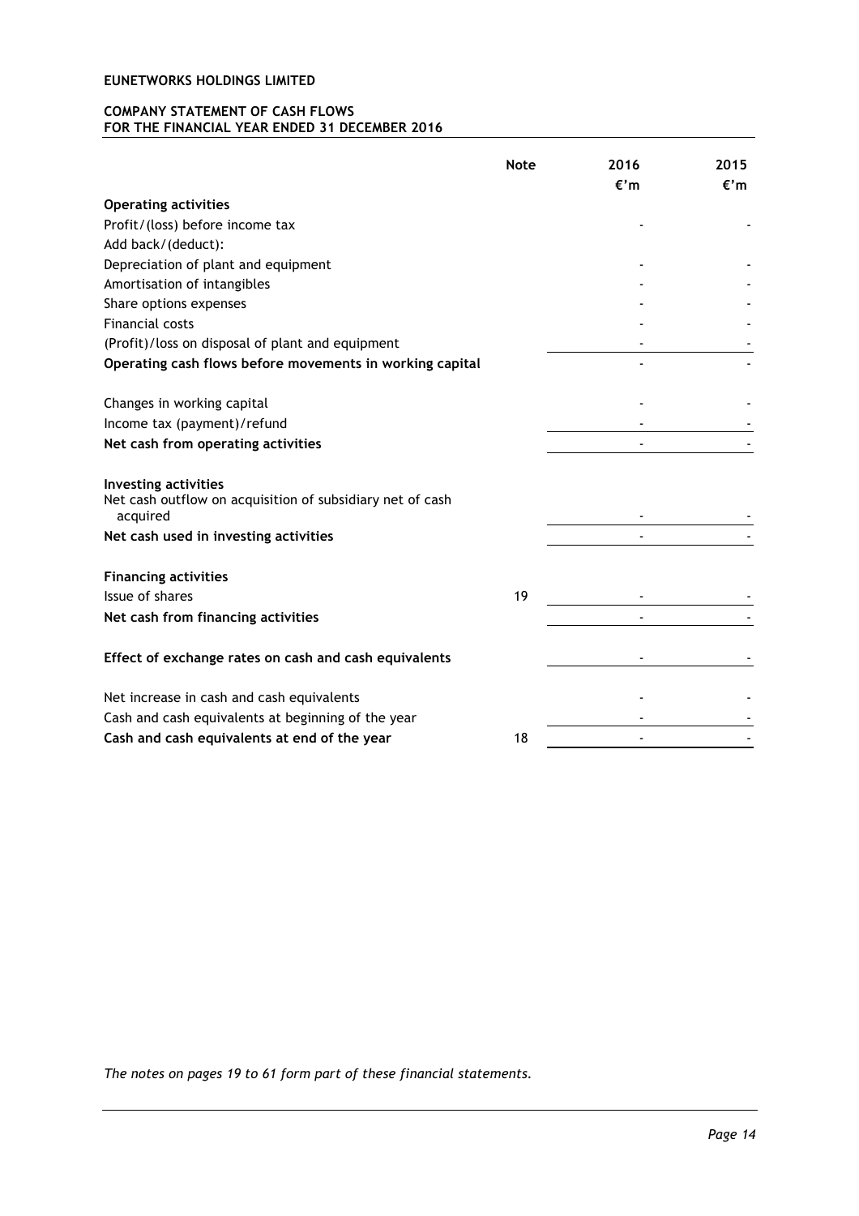**EUNETWORKS HOLDINGS LIMITED**

**COMPANY STATEMENT OF CASH FLOWS**
**FOR THE FINANCIAL YEAR ENDED 31 DECEMBER 2016**

| | Note | 2016 €'m | 2015 €'m |
|---|---|---|---|
| **Operating activities** | | | |
| Profit/(loss) before income tax | | - | - |
| Add back/(deduct): | | | |
| Depreciation of plant and equipment | | - | - |
| Amortisation of intangibles | | - | - |
| Share options expenses | | - | - |
| Financial costs | | - | - |
| (Profit)/loss on disposal of plant and equipment | | - | - |
| **Operating cash flows before movements in working capital** | | - | - |
| | | | |
| Changes in working capital | | - | - |
| Income tax (payment)/refund | | - | - |
| **Net cash from operating activities** | | - | - |
| | | | |
| **Investing activities** | | | |
| Net cash outflow on acquisition of subsidiary net of cash acquired | | - | - |
| **Net cash used in investing activities** | | - | - |
| | | | |
| **Financing activities** | | | |
| Issue of shares | 19 | - | - |
| **Net cash from financing activities** | | - | - |
| | | | |
| **Effect of exchange rates on cash and cash equivalents** | | - | - |
| | | | |
| Net increase in cash and cash equivalents | | - | - |
| Cash and cash equivalents at beginning of the year | | - | - |
| **Cash and cash equivalents at end of the year** | 18 | - | - |

*The notes on pages 19 to 61 form part of these financial statements.*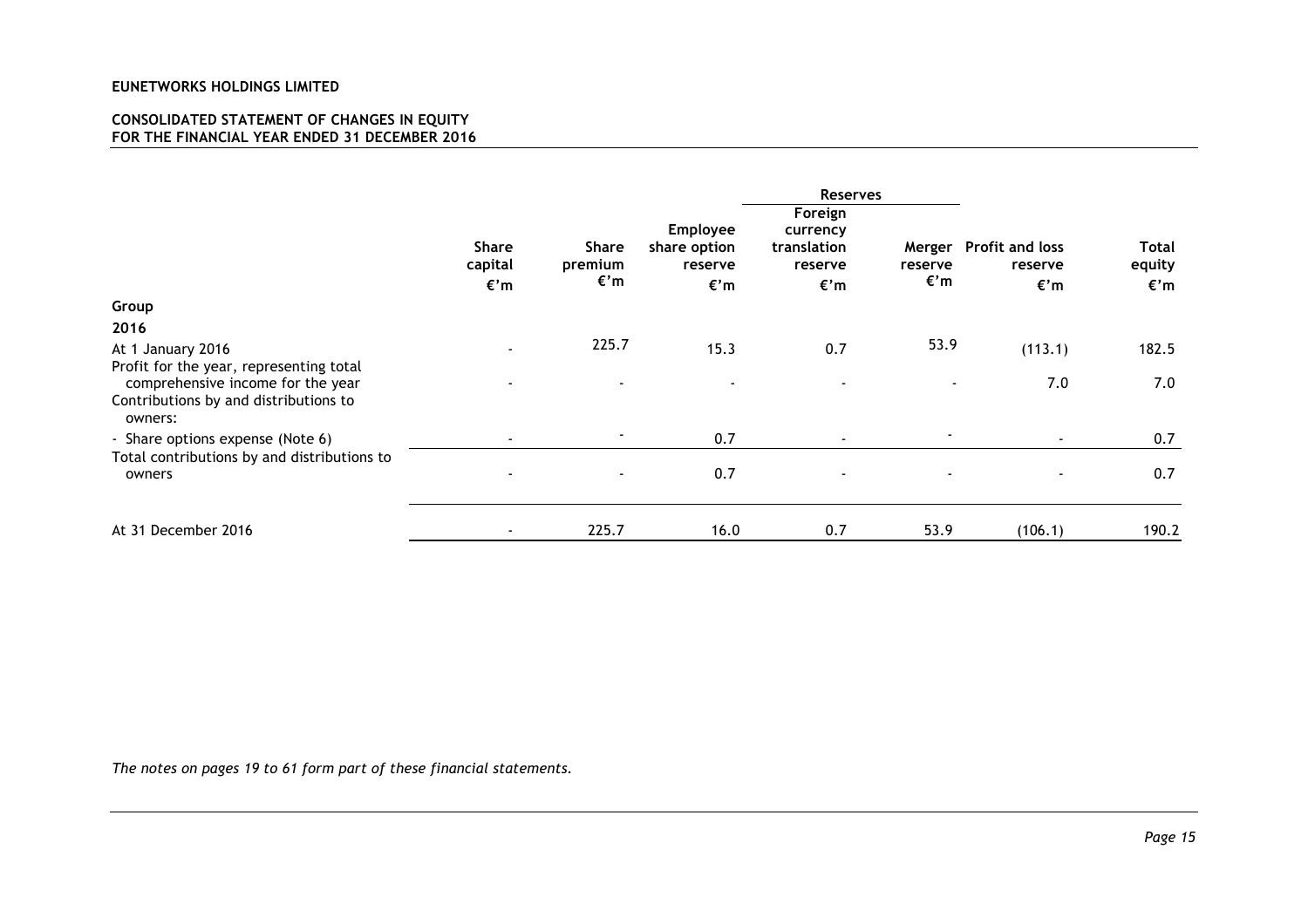**EUNETWORKS HOLDINGS LIMITED**

**CONSOLIDATED STATEMENT OF CHANGES IN EQUITY**
**FOR THE FINANCIAL YEAR ENDED 31 DECEMBER 2016**

| | | | Reserves | | | | |
|---|---|---|---|---|---|---|---|
| | Share capital €'m | Share premium €'m | Employee share option reserve €'m | Foreign currency translation reserve €'m | Merger reserve €'m | Profit and loss reserve €'m | Total equity €'m |
| **Group** | | | | | | | |
| **2016** | | | | | | | |
| At 1 January 2016 | - | 225.7 | 15.3 | 0.7 | 53.9 | (113.1) | 182.5 |
| Profit for the year, representing total comprehensive income for the year | - | - | - | - | - | 7.0 | 7.0 |
| Contributions by and distributions to owners: | | | | | | | |
| - Share options expense (Note 6) | - | - | 0.7 | - | - | - | 0.7 |
| Total contributions by and distributions to owners | - | - | 0.7 | - | - | - | 0.7 |
| At 31 December 2016 | - | 225.7 | 16.0 | 0.7 | 53.9 | (106.1) | 190.2 |

*The notes on pages 19 to 61 form part of these financial statements.*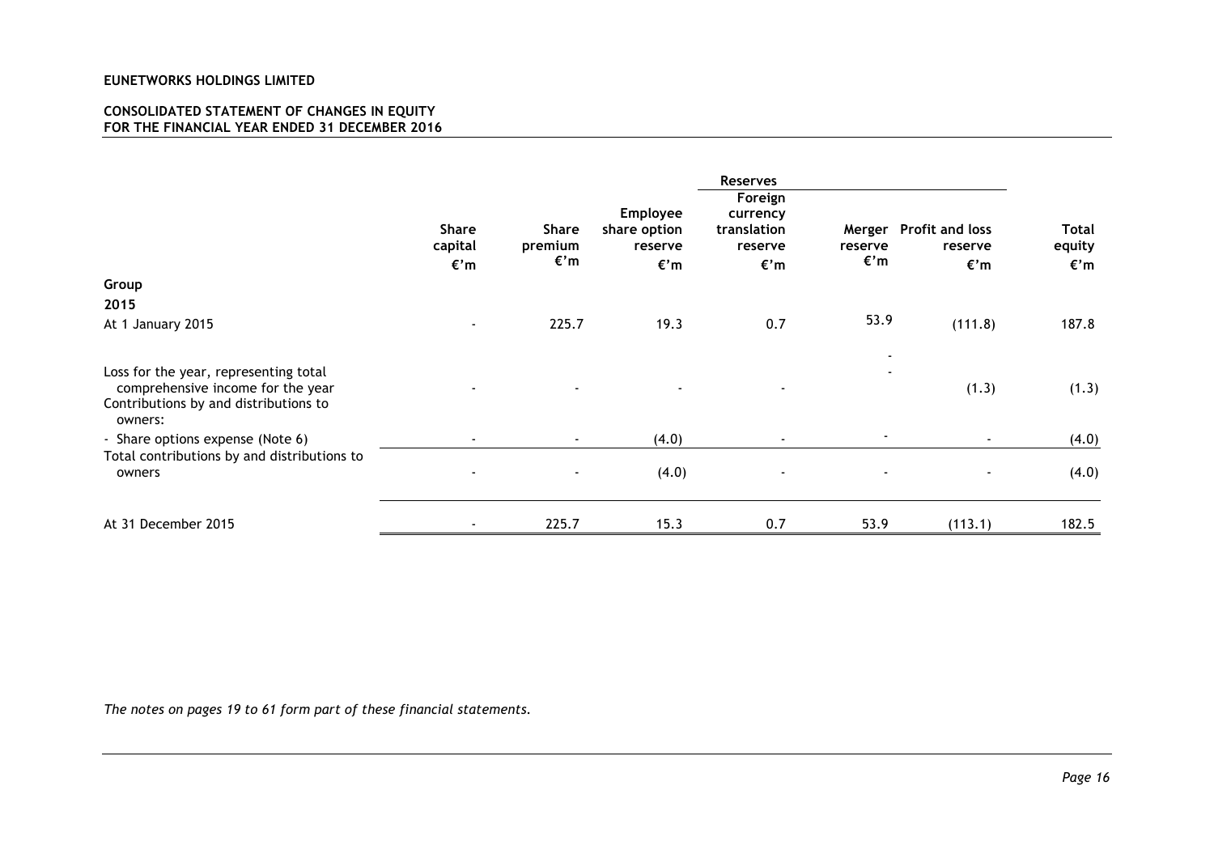**EUNETWORKS HOLDINGS LIMITED**

**CONSOLIDATED STATEMENT OF CHANGES IN EQUITY**
**FOR THE FINANCIAL YEAR ENDED 31 DECEMBER 2016**

| | | | Reserves | | | | |
|---|---|---|---|---|---|---|---|
| | **Share capital €'m** | **Share premium €'m** | **Employee share option reserve €'m** | **Foreign currency translation reserve €'m** | **Merger reserve €'m** | **Profit and loss reserve €'m** | **Total equity €'m** |
| **Group** | | | | | | | |
| **2015** | | | | | | | |
| At 1 January 2015 | - | 225.7 | 19.3 | 0.7 | 53.9 | (111.8) | 187.8 |
| Loss for the year, representing total comprehensive income for the year | - | - | - | - | - | (1.3) | (1.3) |
| Contributions by and distributions to owners: | | | | | | | |
| - Share options expense (Note 6) | - | - | (4.0) | - | - | - | (4.0) |
| Total contributions by and distributions to owners | - | - | (4.0) | - | - | - | (4.0) |
| At 31 December 2015 | - | 225.7 | 15.3 | 0.7 | 53.9 | (113.1) | 182.5 |

*The notes on pages 19 to 61 form part of these financial statements.*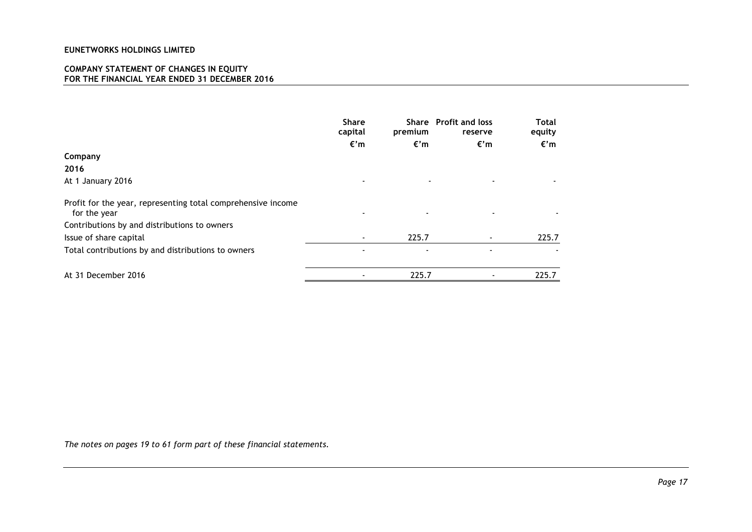**EUNETWORKS HOLDINGS LIMITED**

**COMPANY STATEMENT OF CHANGES IN EQUITY**
**FOR THE FINANCIAL YEAR ENDED 31 DECEMBER 2016**

| | Share capital | Share premium | Profit and loss reserve | Total equity |
|---|---|---|---|---|
| | €'m | €'m | €'m | €'m |
| **Company** | | | | |
| **2016** | | | | |
| At 1 January 2016 | - | - | - | - |
| Profit for the year, representing total comprehensive income for the year | - | - | - | - |
| Contributions by and distributions to owners | | | | |
| Issue of share capital | - | 225.7 | - | 225.7 |
| Total contributions by and distributions to owners | - | - | - | - |
| At 31 December 2016 | - | 225.7 | - | 225.7 |

*The notes on pages 19 to 61 form part of these financial statements.*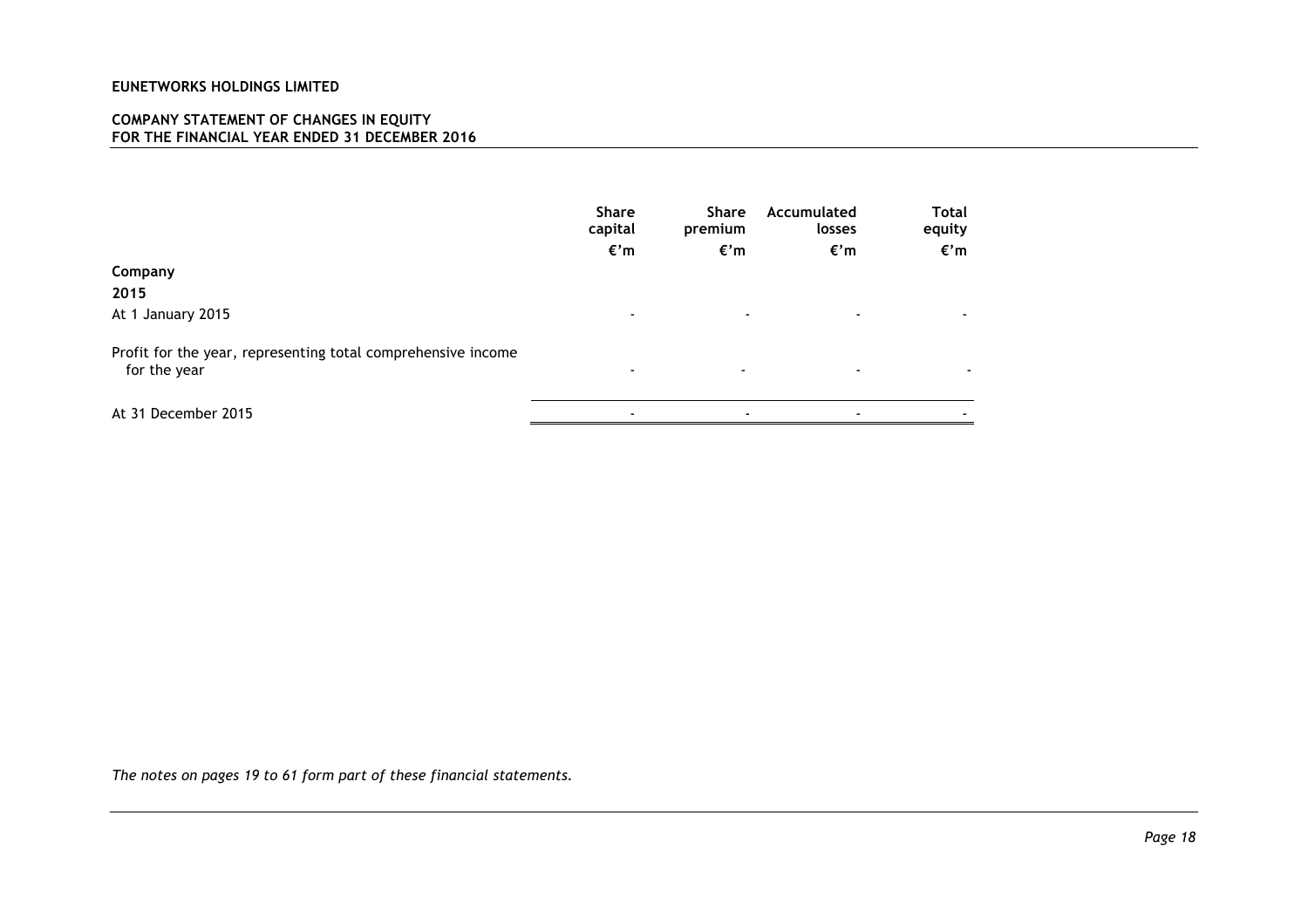**EUNETWORKS HOLDINGS LIMITED**

**COMPANY STATEMENT OF CHANGES IN EQUITY**
**FOR THE FINANCIAL YEAR ENDED 31 DECEMBER 2016**

| | Share capital | Share premium | Accumulated losses | Total equity |
|---|---|---|---|---|
| | €'m | €'m | €'m | €'m |
| **Company** | | | | |
| **2015** | | | | |
| At 1 January 2015 | - | - | - | - |
| Profit for the year, representing total comprehensive income for the year | - | - | - | - |
| At 31 December 2015 | - | - | - | - |

*The notes on pages 19 to 61 form part of these financial statements.*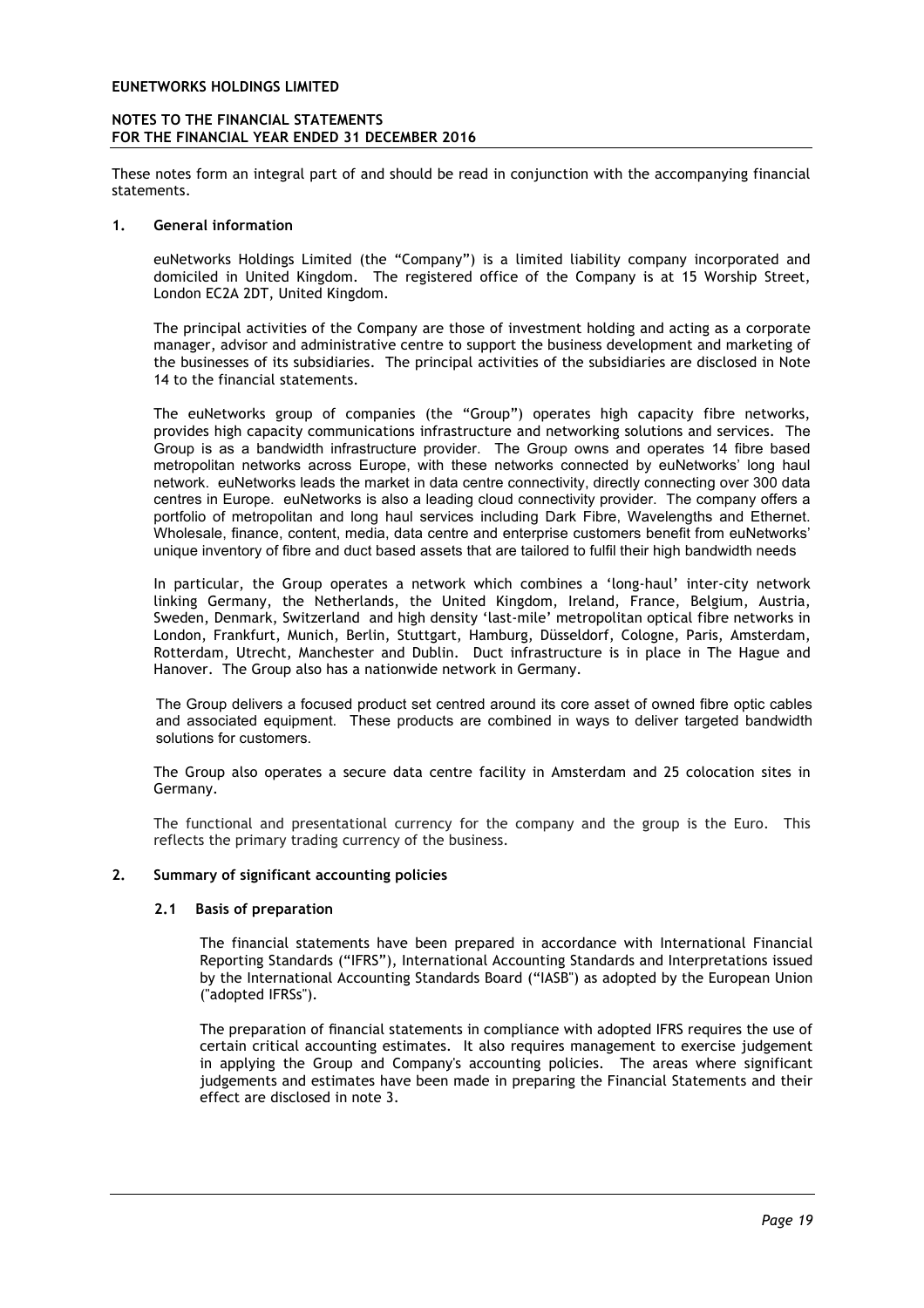These notes form an integral part of and should be read in conjunction with the accompanying financial statements.

## 1. General information

euNetworks Holdings Limited (the "Company") is a limited liability company incorporated and domiciled in United Kingdom. The registered office of the Company is at 15 Worship Street, London EC2A 2DT, United Kingdom.

The principal activities of the Company are those of investment holding and acting as a corporate manager, advisor and administrative centre to support the business development and marketing of the businesses of its subsidiaries. The principal activities of the subsidiaries are disclosed in Note 14 to the financial statements.

The euNetworks group of companies (the "Group") operates high capacity fibre networks, provides high capacity communications infrastructure and networking solutions and services. The Group is as a bandwidth infrastructure provider. The Group owns and operates 14 fibre based metropolitan networks across Europe, with these networks connected by euNetworks' long haul network. euNetworks leads the market in data centre connectivity, directly connecting over 300 data centres in Europe. euNetworks is also a leading cloud connectivity provider. The company offers a portfolio of metropolitan and long haul services including Dark Fibre, Wavelengths and Ethernet. Wholesale, finance, content, media, data centre and enterprise customers benefit from euNetworks' unique inventory of fibre and duct based assets that are tailored to fulfil their high bandwidth needs

In particular, the Group operates a network which combines a 'long-haul' inter-city network linking Germany, the Netherlands, the United Kingdom, Ireland, France, Belgium, Austria, Sweden, Denmark, Switzerland and high density 'last-mile' metropolitan optical fibre networks in London, Frankfurt, Munich, Berlin, Stuttgart, Hamburg, Düsseldorf, Cologne, Paris, Amsterdam, Rotterdam, Utrecht, Manchester and Dublin. Duct infrastructure is in place in The Hague and Hanover. The Group also has a nationwide network in Germany.

The Group delivers a focused product set centred around its core asset of owned fibre optic cables and associated equipment. These products are combined in ways to deliver targeted bandwidth solutions for customers.

The Group also operates a secure data centre facility in Amsterdam and 25 colocation sites in Germany.

The functional and presentational currency for the company and the group is the Euro. This reflects the primary trading currency of the business.

## 2. Summary of significant accounting policies

### 2.1 Basis of preparation

The financial statements have been prepared in accordance with International Financial Reporting Standards ("IFRS"), International Accounting Standards and Interpretations issued by the International Accounting Standards Board ("IASB") as adopted by the European Union ("adopted IFRSs").

The preparation of financial statements in compliance with adopted IFRS requires the use of certain critical accounting estimates. It also requires management to exercise judgement in applying the Group and Company's accounting policies. The areas where significant judgements and estimates have been made in preparing the Financial Statements and their effect are disclosed in note 3.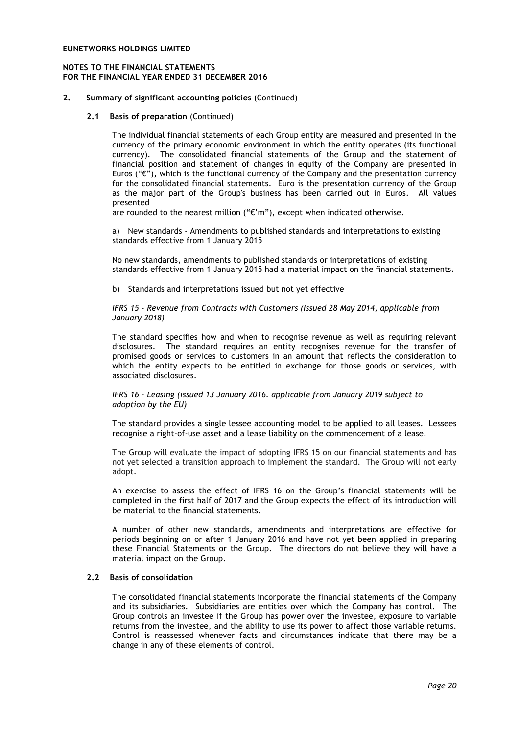## 2. Summary of significant accounting policies (Continued)

### 2.1 Basis of preparation (Continued)

The individual financial statements of each Group entity are measured and presented in the currency of the primary economic environment in which the entity operates (its functional currency). The consolidated financial statements of the Group and the statement of financial position and statement of changes in equity of the Company are presented in Euros ("€"), which is the functional currency of the Company and the presentation currency for the consolidated financial statements. Euro is the presentation currency of the Group as the major part of the Group's business has been carried out in Euros. All values presented
are rounded to the nearest million ("€'m"), except when indicated otherwise.

a) New standards - Amendments to published standards and interpretations to existing standards effective from 1 January 2015

No new standards, amendments to published standards or interpretations of existing standards effective from 1 January 2015 had a material impact on the financial statements.

b) Standards and interpretations issued but not yet effective

*IFRS 15 - Revenue from Contracts with Customers (Issued 28 May 2014, applicable from January 2018)*

The standard specifies how and when to recognise revenue as well as requiring relevant disclosures. The standard requires an entity recognises revenue for the transfer of promised goods or services to customers in an amount that reflects the consideration to which the entity expects to be entitled in exchange for those goods or services, with associated disclosures.

*IFRS 16 - Leasing (issued 13 January 2016. applicable from January 2019 subject to adoption by the EU)*

The standard provides a single lessee accounting model to be applied to all leases. Lessees recognise a right-of-use asset and a lease liability on the commencement of a lease.

The Group will evaluate the impact of adopting IFRS 15 on our financial statements and has not yet selected a transition approach to implement the standard. The Group will not early adopt.

An exercise to assess the effect of IFRS 16 on the Group's financial statements will be completed in the first half of 2017 and the Group expects the effect of its introduction will be material to the financial statements.

A number of other new standards, amendments and interpretations are effective for periods beginning on or after 1 January 2016 and have not yet been applied in preparing these Financial Statements or the Group. The directors do not believe they will have a material impact on the Group.

### 2.2 Basis of consolidation

The consolidated financial statements incorporate the financial statements of the Company and its subsidiaries. Subsidiaries are entities over which the Company has control. The Group controls an investee if the Group has power over the investee, exposure to variable returns from the investee, and the ability to use its power to affect those variable returns. Control is reassessed whenever facts and circumstances indicate that there may be a change in any of these elements of control.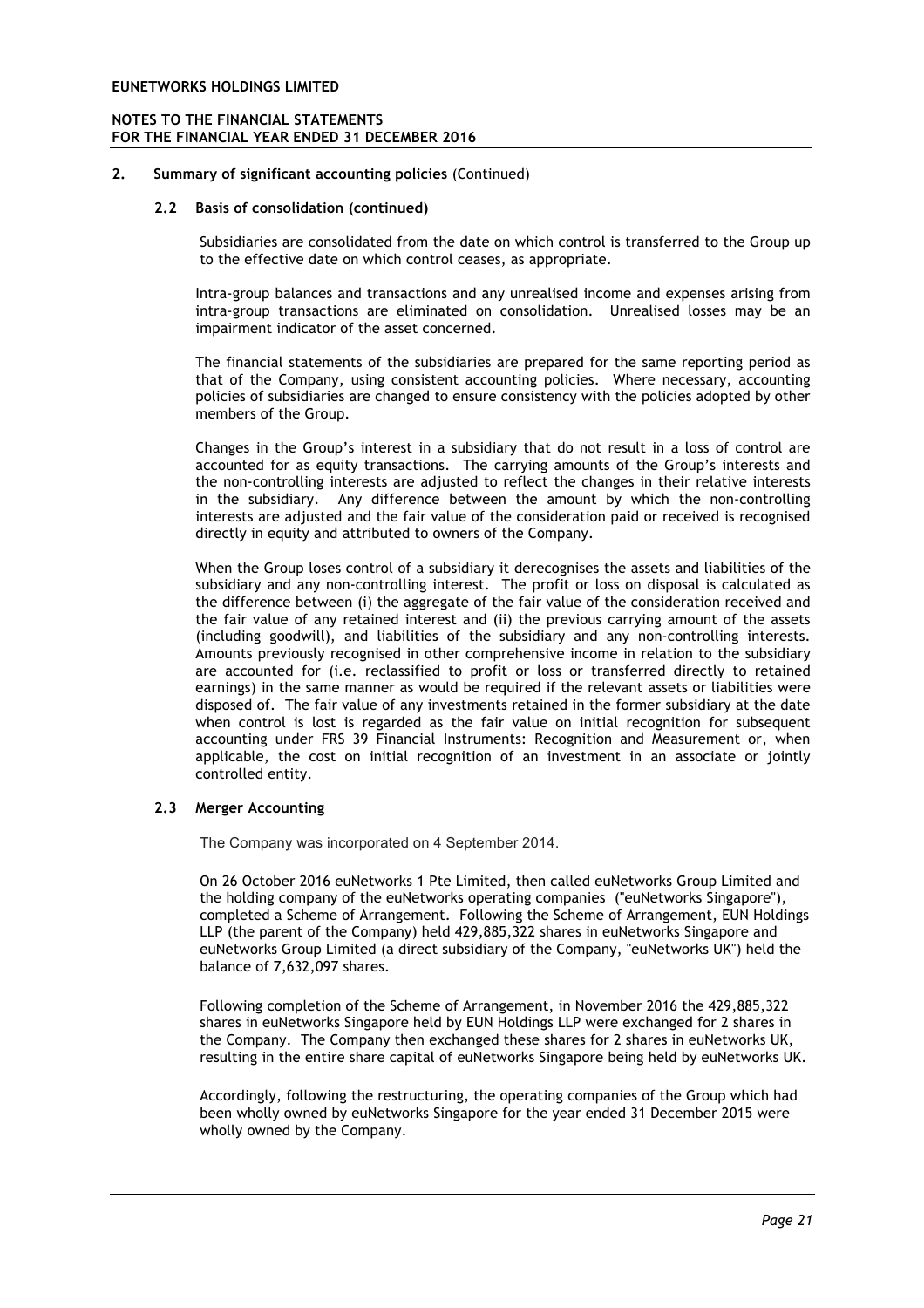## 2. Summary of significant accounting policies (Continued)

### 2.2 Basis of consolidation (continued)

Subsidiaries are consolidated from the date on which control is transferred to the Group up to the effective date on which control ceases, as appropriate.

Intra-group balances and transactions and any unrealised income and expenses arising from intra-group transactions are eliminated on consolidation. Unrealised losses may be an impairment indicator of the asset concerned.

The financial statements of the subsidiaries are prepared for the same reporting period as that of the Company, using consistent accounting policies. Where necessary, accounting policies of subsidiaries are changed to ensure consistency with the policies adopted by other members of the Group.

Changes in the Group's interest in a subsidiary that do not result in a loss of control are accounted for as equity transactions. The carrying amounts of the Group's interests and the non-controlling interests are adjusted to reflect the changes in their relative interests in the subsidiary. Any difference between the amount by which the non-controlling interests are adjusted and the fair value of the consideration paid or received is recognised directly in equity and attributed to owners of the Company.

When the Group loses control of a subsidiary it derecognises the assets and liabilities of the subsidiary and any non-controlling interest. The profit or loss on disposal is calculated as the difference between (i) the aggregate of the fair value of the consideration received and the fair value of any retained interest and (ii) the previous carrying amount of the assets (including goodwill), and liabilities of the subsidiary and any non-controlling interests. Amounts previously recognised in other comprehensive income in relation to the subsidiary are accounted for (i.e. reclassified to profit or loss or transferred directly to retained earnings) in the same manner as would be required if the relevant assets or liabilities were disposed of. The fair value of any investments retained in the former subsidiary at the date when control is lost is regarded as the fair value on initial recognition for subsequent accounting under FRS 39 Financial Instruments: Recognition and Measurement or, when applicable, the cost on initial recognition of an investment in an associate or jointly controlled entity.

### 2.3 Merger Accounting

The Company was incorporated on 4 September 2014.

On 26 October 2016 euNetworks 1 Pte Limited, then called euNetworks Group Limited and the holding company of the euNetworks operating companies ("euNetworks Singapore"), completed a Scheme of Arrangement. Following the Scheme of Arrangement, EUN Holdings LLP (the parent of the Company) held 429,885,322 shares in euNetworks Singapore and euNetworks Group Limited (a direct subsidiary of the Company, "euNetworks UK") held the balance of 7,632,097 shares.

Following completion of the Scheme of Arrangement, in November 2016 the 429,885,322 shares in euNetworks Singapore held by EUN Holdings LLP were exchanged for 2 shares in the Company. The Company then exchanged these shares for 2 shares in euNetworks UK, resulting in the entire share capital of euNetworks Singapore being held by euNetworks UK.

Accordingly, following the restructuring, the operating companies of the Group which had been wholly owned by euNetworks Singapore for the year ended 31 December 2015 were wholly owned by the Company.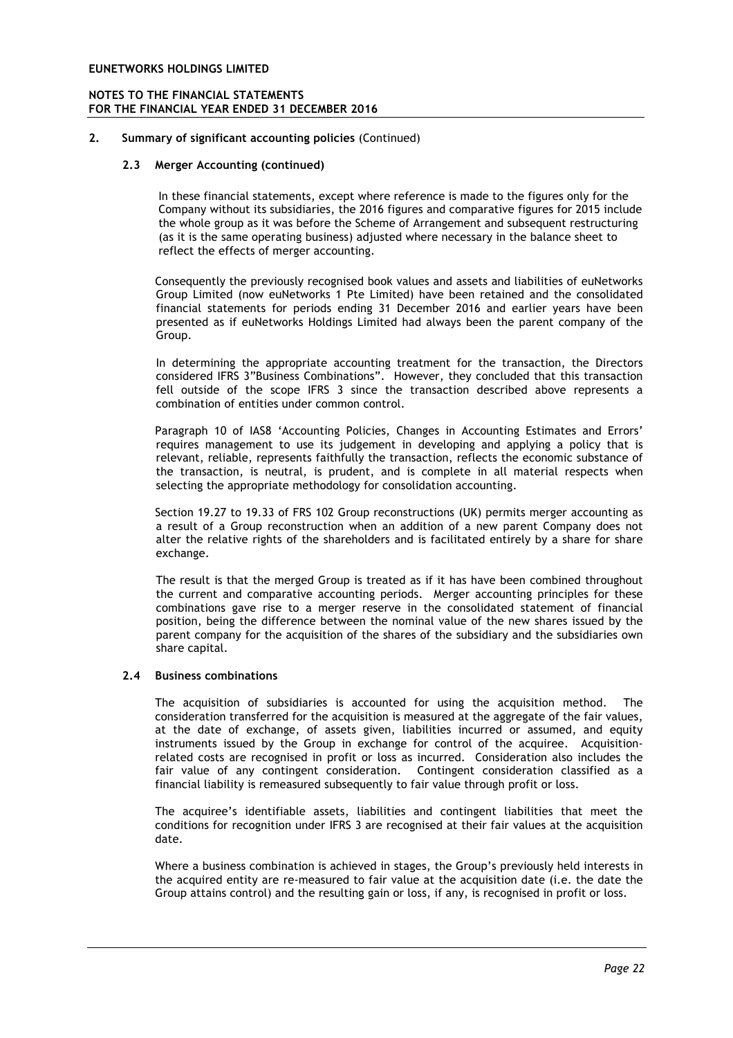## 2. Summary of significant accounting policies (Continued)

### 2.3 Merger Accounting (continued)

In these financial statements, except where reference is made to the figures only for the Company without its subsidiaries, the 2016 figures and comparative figures for 2015 include the whole group as it was before the Scheme of Arrangement and subsequent restructuring (as it is the same operating business) adjusted where necessary in the balance sheet to reflect the effects of merger accounting.

Consequently the previously recognised book values and assets and liabilities of euNetworks Group Limited (now euNetworks 1 Pte Limited) have been retained and the consolidated financial statements for periods ending 31 December 2016 and earlier years have been presented as if euNetworks Holdings Limited had always been the parent company of the Group.

In determining the appropriate accounting treatment for the transaction, the Directors considered IFRS 3"Business Combinations". However, they concluded that this transaction fell outside of the scope IFRS 3 since the transaction described above represents a combination of entities under common control.

Paragraph 10 of IAS8 'Accounting Policies, Changes in Accounting Estimates and Errors' requires management to use its judgement in developing and applying a policy that is relevant, reliable, represents faithfully the transaction, reflects the economic substance of the transaction, is neutral, is prudent, and is complete in all material respects when selecting the appropriate methodology for consolidation accounting.

Section 19.27 to 19.33 of FRS 102 Group reconstructions (UK) permits merger accounting as a result of a Group reconstruction when an addition of a new parent Company does not alter the relative rights of the shareholders and is facilitated entirely by a share for share exchange.

The result is that the merged Group is treated as if it has have been combined throughout the current and comparative accounting periods. Merger accounting principles for these combinations gave rise to a merger reserve in the consolidated statement of financial position, being the difference between the nominal value of the new shares issued by the parent company for the acquisition of the shares of the subsidiary and the subsidiaries own share capital.

### 2.4 Business combinations

The acquisition of subsidiaries is accounted for using the acquisition method. The consideration transferred for the acquisition is measured at the aggregate of the fair values, at the date of exchange, of assets given, liabilities incurred or assumed, and equity instruments issued by the Group in exchange for control of the acquiree. Acquisition-related costs are recognised in profit or loss as incurred. Consideration also includes the fair value of any contingent consideration. Contingent consideration classified as a financial liability is remeasured subsequently to fair value through profit or loss.

The acquiree's identifiable assets, liabilities and contingent liabilities that meet the conditions for recognition under IFRS 3 are recognised at their fair values at the acquisition date.

Where a business combination is achieved in stages, the Group's previously held interests in the acquired entity are re-measured to fair value at the acquisition date (i.e. the date the Group attains control) and the resulting gain or loss, if any, is recognised in profit or loss.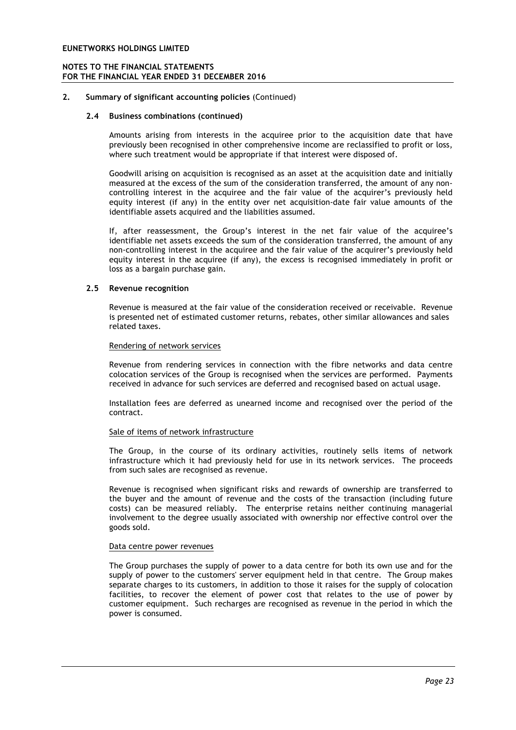## 2. Summary of significant accounting policies (Continued)

### 2.4 Business combinations (continued)

Amounts arising from interests in the acquiree prior to the acquisition date that have previously been recognised in other comprehensive income are reclassified to profit or loss, where such treatment would be appropriate if that interest were disposed of.

Goodwill arising on acquisition is recognised as an asset at the acquisition date and initially measured at the excess of the sum of the consideration transferred, the amount of any non-controlling interest in the acquiree and the fair value of the acquirer's previously held equity interest (if any) in the entity over net acquisition-date fair value amounts of the identifiable assets acquired and the liabilities assumed.

If, after reassessment, the Group's interest in the net fair value of the acquiree's identifiable net assets exceeds the sum of the consideration transferred, the amount of any non-controlling interest in the acquiree and the fair value of the acquirer's previously held equity interest in the acquiree (if any), the excess is recognised immediately in profit or loss as a bargain purchase gain.

### 2.5 Revenue recognition

Revenue is measured at the fair value of the consideration received or receivable. Revenue is presented net of estimated customer returns, rebates, other similar allowances and sales related taxes.

Rendering of network services

Revenue from rendering services in connection with the fibre networks and data centre colocation services of the Group is recognised when the services are performed. Payments received in advance for such services are deferred and recognised based on actual usage.

Installation fees are deferred as unearned income and recognised over the period of the contract.

Sale of items of network infrastructure

The Group, in the course of its ordinary activities, routinely sells items of network infrastructure which it had previously held for use in its network services. The proceeds from such sales are recognised as revenue.

Revenue is recognised when significant risks and rewards of ownership are transferred to the buyer and the amount of revenue and the costs of the transaction (including future costs) can be measured reliably. The enterprise retains neither continuing managerial involvement to the degree usually associated with ownership nor effective control over the goods sold.

Data centre power revenues

The Group purchases the supply of power to a data centre for both its own use and for the supply of power to the customers' server equipment held in that centre. The Group makes separate charges to its customers, in addition to those it raises for the supply of colocation facilities, to recover the element of power cost that relates to the use of power by customer equipment. Such recharges are recognised as revenue in the period in which the power is consumed.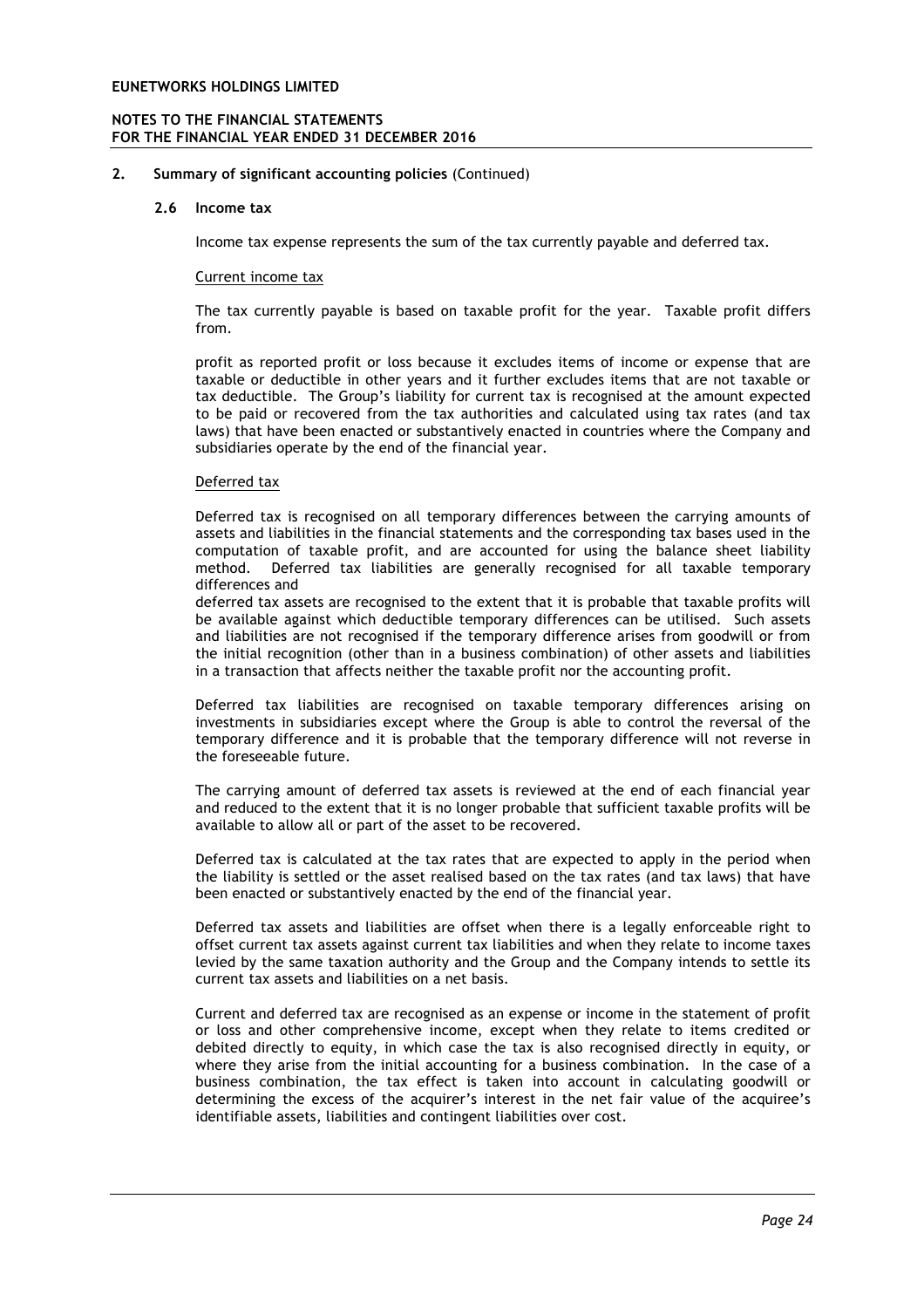## 2. Summary of significant accounting policies (Continued)

### 2.6 Income tax

Income tax expense represents the sum of the tax currently payable and deferred tax.

Current income tax

The tax currently payable is based on taxable profit for the year. Taxable profit differs from.

profit as reported profit or loss because it excludes items of income or expense that are taxable or deductible in other years and it further excludes items that are not taxable or tax deductible. The Group's liability for current tax is recognised at the amount expected to be paid or recovered from the tax authorities and calculated using tax rates (and tax laws) that have been enacted or substantively enacted in countries where the Company and subsidiaries operate by the end of the financial year.

Deferred tax

Deferred tax is recognised on all temporary differences between the carrying amounts of assets and liabilities in the financial statements and the corresponding tax bases used in the computation of taxable profit, and are accounted for using the balance sheet liability method. Deferred tax liabilities are generally recognised for all taxable temporary differences and

deferred tax assets are recognised to the extent that it is probable that taxable profits will be available against which deductible temporary differences can be utilised. Such assets and liabilities are not recognised if the temporary difference arises from goodwill or from the initial recognition (other than in a business combination) of other assets and liabilities in a transaction that affects neither the taxable profit nor the accounting profit.

Deferred tax liabilities are recognised on taxable temporary differences arising on investments in subsidiaries except where the Group is able to control the reversal of the temporary difference and it is probable that the temporary difference will not reverse in the foreseeable future.

The carrying amount of deferred tax assets is reviewed at the end of each financial year and reduced to the extent that it is no longer probable that sufficient taxable profits will be available to allow all or part of the asset to be recovered.

Deferred tax is calculated at the tax rates that are expected to apply in the period when the liability is settled or the asset realised based on the tax rates (and tax laws) that have been enacted or substantively enacted by the end of the financial year.

Deferred tax assets and liabilities are offset when there is a legally enforceable right to offset current tax assets against current tax liabilities and when they relate to income taxes levied by the same taxation authority and the Group and the Company intends to settle its current tax assets and liabilities on a net basis.

Current and deferred tax are recognised as an expense or income in the statement of profit or loss and other comprehensive income, except when they relate to items credited or debited directly to equity, in which case the tax is also recognised directly in equity, or where they arise from the initial accounting for a business combination. In the case of a business combination, the tax effect is taken into account in calculating goodwill or determining the excess of the acquirer's interest in the net fair value of the acquiree's identifiable assets, liabilities and contingent liabilities over cost.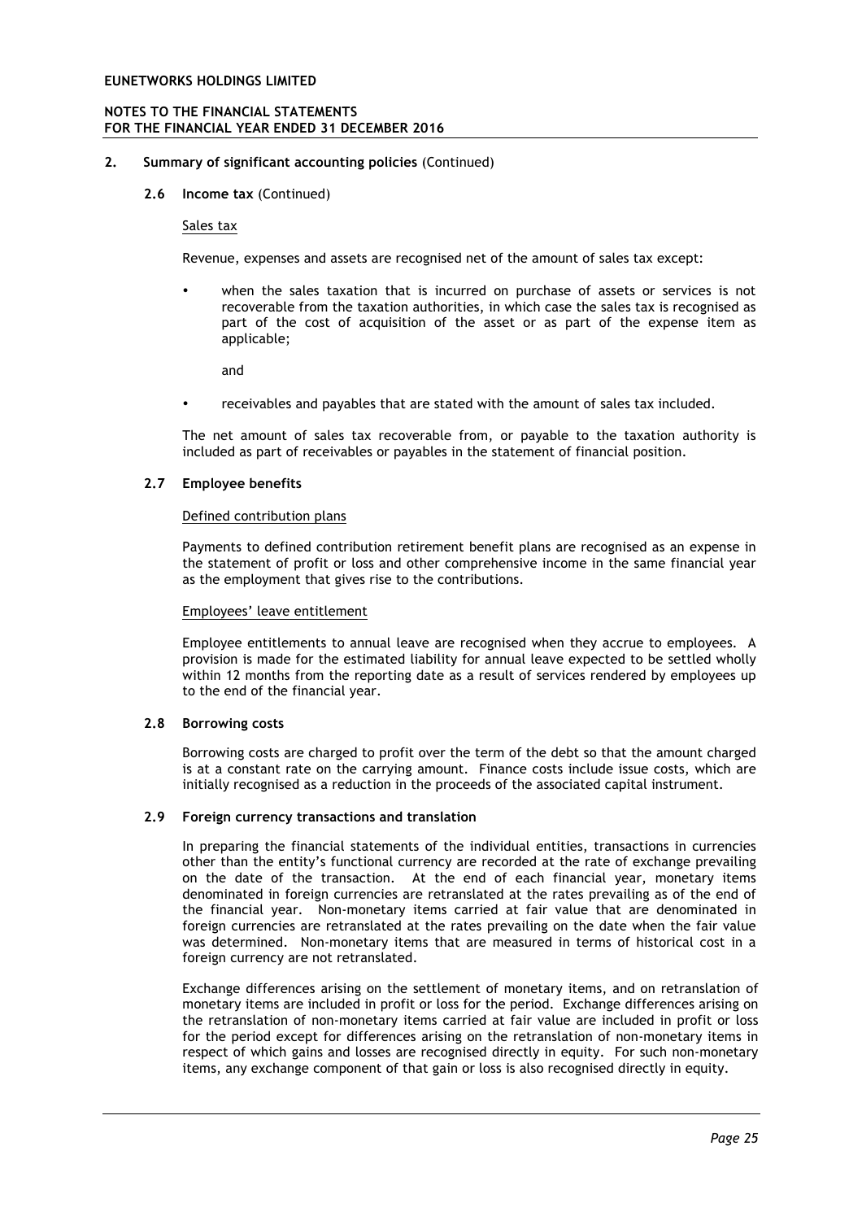## 2. Summary of significant accounting policies (Continued)

### 2.6 Income tax (Continued)

Sales tax

Revenue, expenses and assets are recognised net of the amount of sales tax except:

- when the sales taxation that is incurred on purchase of assets or services is not recoverable from the taxation authorities, in which case the sales tax is recognised as part of the cost of acquisition of the asset or as part of the expense item as applicable;

  and

- receivables and payables that are stated with the amount of sales tax included.

The net amount of sales tax recoverable from, or payable to the taxation authority is included as part of receivables or payables in the statement of financial position.

### 2.7 Employee benefits

Defined contribution plans

Payments to defined contribution retirement benefit plans are recognised as an expense in the statement of profit or loss and other comprehensive income in the same financial year as the employment that gives rise to the contributions.

Employees' leave entitlement

Employee entitlements to annual leave are recognised when they accrue to employees. A provision is made for the estimated liability for annual leave expected to be settled wholly within 12 months from the reporting date as a result of services rendered by employees up to the end of the financial year.

### 2.8 Borrowing costs

Borrowing costs are charged to profit over the term of the debt so that the amount charged is at a constant rate on the carrying amount. Finance costs include issue costs, which are initially recognised as a reduction in the proceeds of the associated capital instrument.

### 2.9 Foreign currency transactions and translation

In preparing the financial statements of the individual entities, transactions in currencies other than the entity's functional currency are recorded at the rate of exchange prevailing on the date of the transaction. At the end of each financial year, monetary items denominated in foreign currencies are retranslated at the rates prevailing as of the end of the financial year. Non-monetary items carried at fair value that are denominated in foreign currencies are retranslated at the rates prevailing on the date when the fair value was determined. Non-monetary items that are measured in terms of historical cost in a foreign currency are not retranslated.

Exchange differences arising on the settlement of monetary items, and on retranslation of monetary items are included in profit or loss for the period. Exchange differences arising on the retranslation of non-monetary items carried at fair value are included in profit or loss for the period except for differences arising on the retranslation of non-monetary items in respect of which gains and losses are recognised directly in equity. For such non-monetary items, any exchange component of that gain or loss is also recognised directly in equity.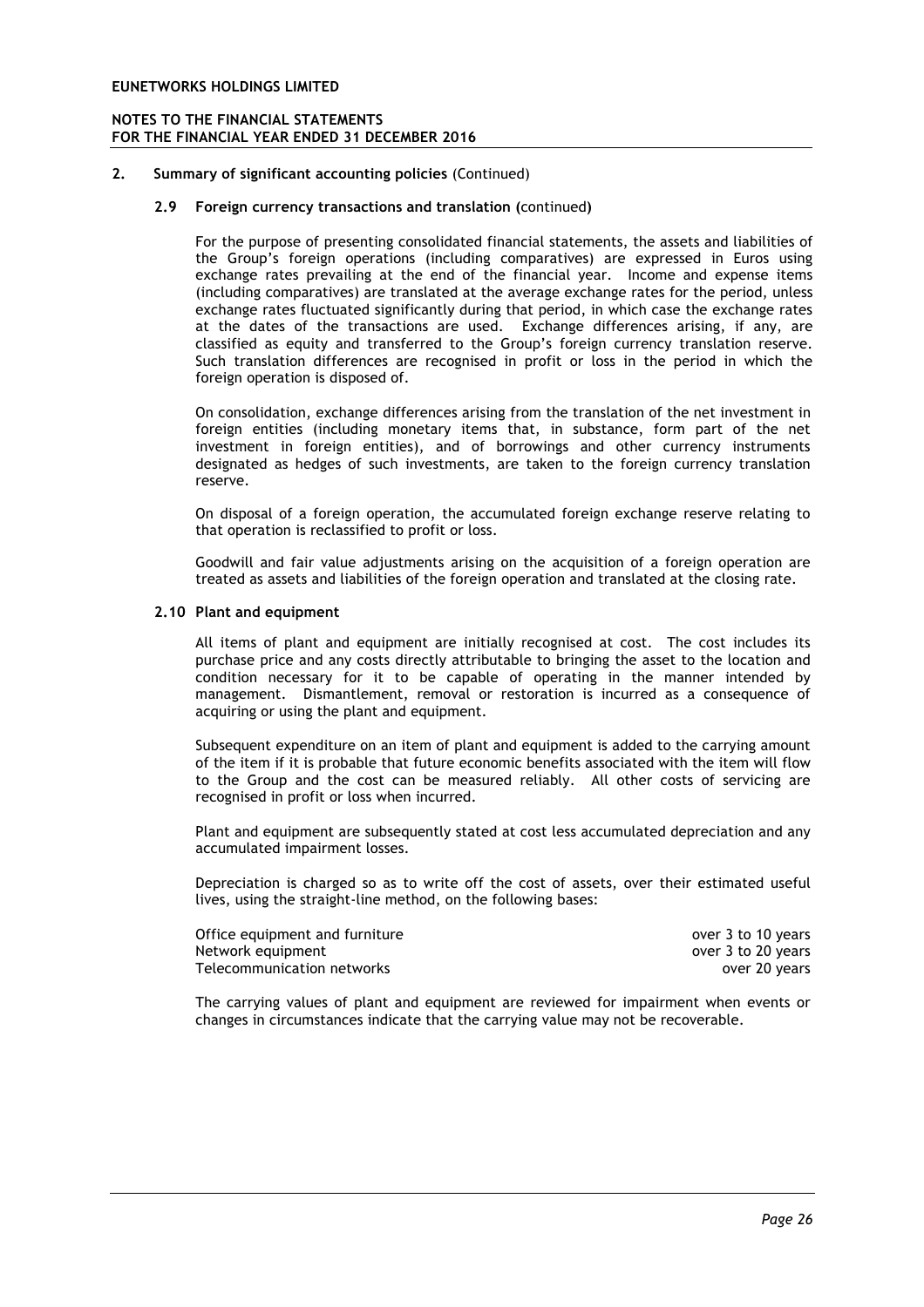## 2. Summary of significant accounting policies (Continued)

### 2.9 Foreign currency transactions and translation (continued)

For the purpose of presenting consolidated financial statements, the assets and liabilities of the Group's foreign operations (including comparatives) are expressed in Euros using exchange rates prevailing at the end of the financial year. Income and expense items (including comparatives) are translated at the average exchange rates for the period, unless exchange rates fluctuated significantly during that period, in which case the exchange rates at the dates of the transactions are used. Exchange differences arising, if any, are classified as equity and transferred to the Group's foreign currency translation reserve. Such translation differences are recognised in profit or loss in the period in which the foreign operation is disposed of.

On consolidation, exchange differences arising from the translation of the net investment in foreign entities (including monetary items that, in substance, form part of the net investment in foreign entities), and of borrowings and other currency instruments designated as hedges of such investments, are taken to the foreign currency translation reserve.

On disposal of a foreign operation, the accumulated foreign exchange reserve relating to that operation is reclassified to profit or loss.

Goodwill and fair value adjustments arising on the acquisition of a foreign operation are treated as assets and liabilities of the foreign operation and translated at the closing rate.

### 2.10 Plant and equipment

All items of plant and equipment are initially recognised at cost. The cost includes its purchase price and any costs directly attributable to bringing the asset to the location and condition necessary for it to be capable of operating in the manner intended by management. Dismantlement, removal or restoration is incurred as a consequence of acquiring or using the plant and equipment.

Subsequent expenditure on an item of plant and equipment is added to the carrying amount of the item if it is probable that future economic benefits associated with the item will flow to the Group and the cost can be measured reliably. All other costs of servicing are recognised in profit or loss when incurred.

Plant and equipment are subsequently stated at cost less accumulated depreciation and any accumulated impairment losses.

Depreciation is charged so as to write off the cost of assets, over their estimated useful lives, using the straight-line method, on the following bases:

| | |
|---|---|
| Office equipment and furniture | over 3 to 10 years |
| Network equipment | over 3 to 20 years |
| Telecommunication networks | over 20 years |

The carrying values of plant and equipment are reviewed for impairment when events or changes in circumstances indicate that the carrying value may not be recoverable.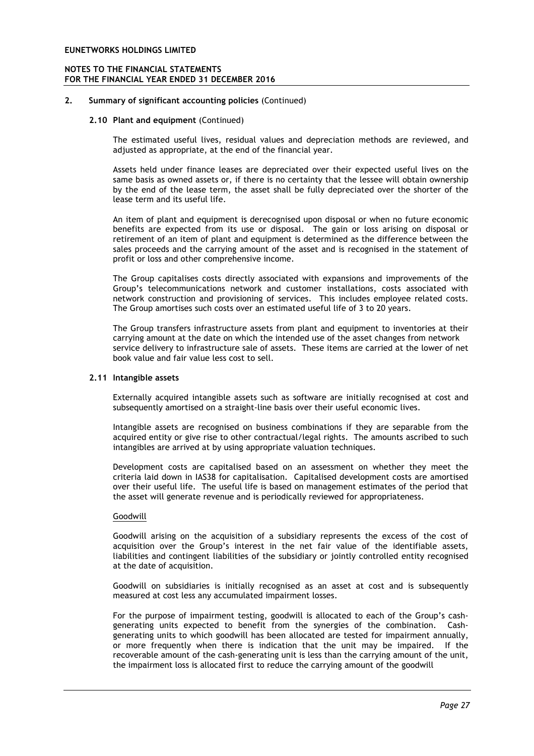## 2. Summary of significant accounting policies (Continued)

### 2.10 Plant and equipment (Continued)

The estimated useful lives, residual values and depreciation methods are reviewed, and adjusted as appropriate, at the end of the financial year.

Assets held under finance leases are depreciated over their expected useful lives on the same basis as owned assets or, if there is no certainty that the lessee will obtain ownership by the end of the lease term, the asset shall be fully depreciated over the shorter of the lease term and its useful life.

An item of plant and equipment is derecognised upon disposal or when no future economic benefits are expected from its use or disposal. The gain or loss arising on disposal or retirement of an item of plant and equipment is determined as the difference between the sales proceeds and the carrying amount of the asset and is recognised in the statement of profit or loss and other comprehensive income.

The Group capitalises costs directly associated with expansions and improvements of the Group's telecommunications network and customer installations, costs associated with network construction and provisioning of services. This includes employee related costs. The Group amortises such costs over an estimated useful life of 3 to 20 years.

The Group transfers infrastructure assets from plant and equipment to inventories at their carrying amount at the date on which the intended use of the asset changes from network service delivery to infrastructure sale of assets. These items are carried at the lower of net book value and fair value less cost to sell.

### 2.11 Intangible assets

Externally acquired intangible assets such as software are initially recognised at cost and subsequently amortised on a straight-line basis over their useful economic lives.

Intangible assets are recognised on business combinations if they are separable from the acquired entity or give rise to other contractual/legal rights. The amounts ascribed to such intangibles are arrived at by using appropriate valuation techniques.

Development costs are capitalised based on an assessment on whether they meet the criteria laid down in IAS38 for capitalisation. Capitalised development costs are amortised over their useful life. The useful life is based on management estimates of the period that the asset will generate revenue and is periodically reviewed for appropriateness.

Goodwill

Goodwill arising on the acquisition of a subsidiary represents the excess of the cost of acquisition over the Group's interest in the net fair value of the identifiable assets, liabilities and contingent liabilities of the subsidiary or jointly controlled entity recognised at the date of acquisition.

Goodwill on subsidiaries is initially recognised as an asset at cost and is subsequently measured at cost less any accumulated impairment losses.

For the purpose of impairment testing, goodwill is allocated to each of the Group's cash-generating units expected to benefit from the synergies of the combination. Cash-generating units to which goodwill has been allocated are tested for impairment annually, or more frequently when there is indication that the unit may be impaired. If the recoverable amount of the cash-generating unit is less than the carrying amount of the unit, the impairment loss is allocated first to reduce the carrying amount of the goodwill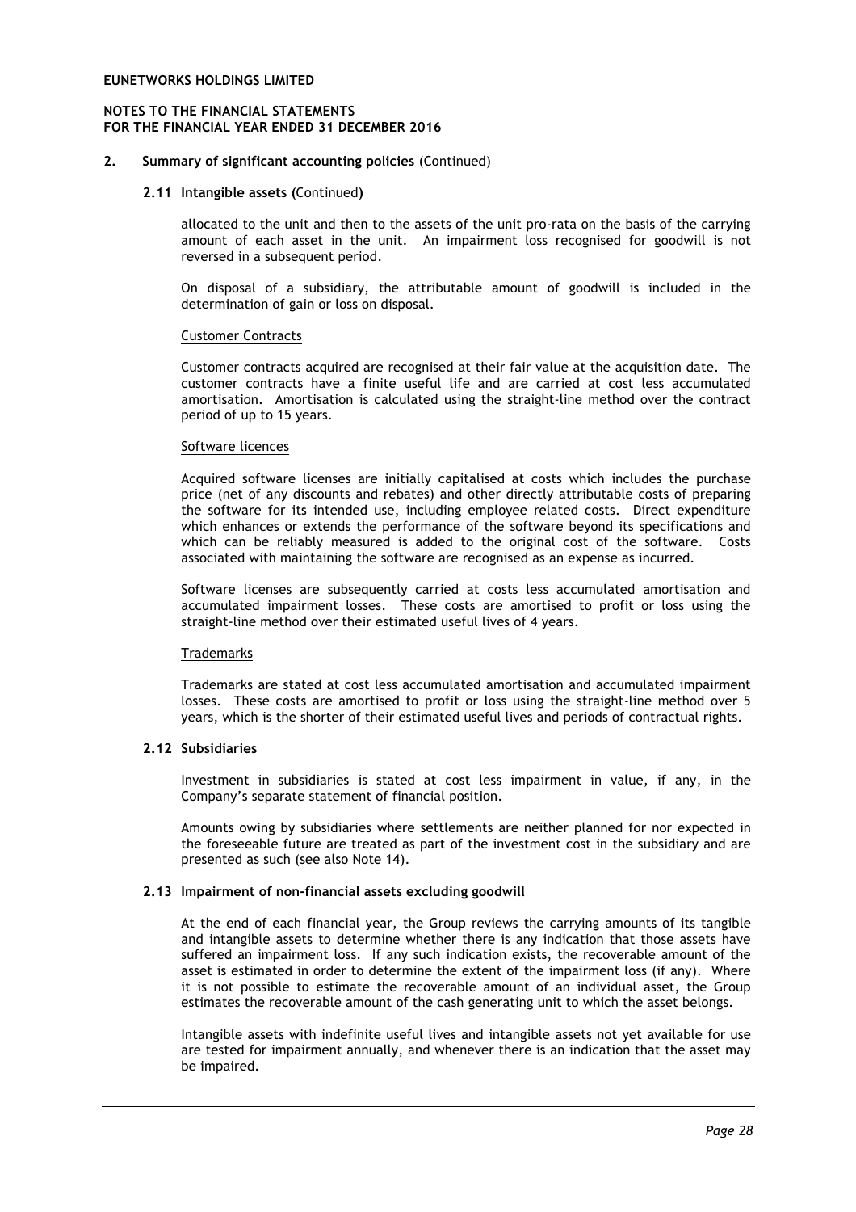## 2. Summary of significant accounting policies (Continued)

### 2.11 Intangible assets (Continued)

allocated to the unit and then to the assets of the unit pro-rata on the basis of the carrying amount of each asset in the unit. An impairment loss recognised for goodwill is not reversed in a subsequent period.

On disposal of a subsidiary, the attributable amount of goodwill is included in the determination of gain or loss on disposal.

Customer Contracts

Customer contracts acquired are recognised at their fair value at the acquisition date. The customer contracts have a finite useful life and are carried at cost less accumulated amortisation. Amortisation is calculated using the straight-line method over the contract period of up to 15 years.

Software licences

Acquired software licenses are initially capitalised at costs which includes the purchase price (net of any discounts and rebates) and other directly attributable costs of preparing the software for its intended use, including employee related costs. Direct expenditure which enhances or extends the performance of the software beyond its specifications and which can be reliably measured is added to the original cost of the software. Costs associated with maintaining the software are recognised as an expense as incurred.

Software licenses are subsequently carried at costs less accumulated amortisation and accumulated impairment losses. These costs are amortised to profit or loss using the straight-line method over their estimated useful lives of 4 years.

Trademarks

Trademarks are stated at cost less accumulated amortisation and accumulated impairment losses. These costs are amortised to profit or loss using the straight-line method over 5 years, which is the shorter of their estimated useful lives and periods of contractual rights.

### 2.12 Subsidiaries

Investment in subsidiaries is stated at cost less impairment in value, if any, in the Company's separate statement of financial position.

Amounts owing by subsidiaries where settlements are neither planned for nor expected in the foreseeable future are treated as part of the investment cost in the subsidiary and are presented as such (see also Note 14).

### 2.13 Impairment of non-financial assets excluding goodwill

At the end of each financial year, the Group reviews the carrying amounts of its tangible and intangible assets to determine whether there is any indication that those assets have suffered an impairment loss. If any such indication exists, the recoverable amount of the asset is estimated in order to determine the extent of the impairment loss (if any). Where it is not possible to estimate the recoverable amount of an individual asset, the Group estimates the recoverable amount of the cash generating unit to which the asset belongs.

Intangible assets with indefinite useful lives and intangible assets not yet available for use are tested for impairment annually, and whenever there is an indication that the asset may be impaired.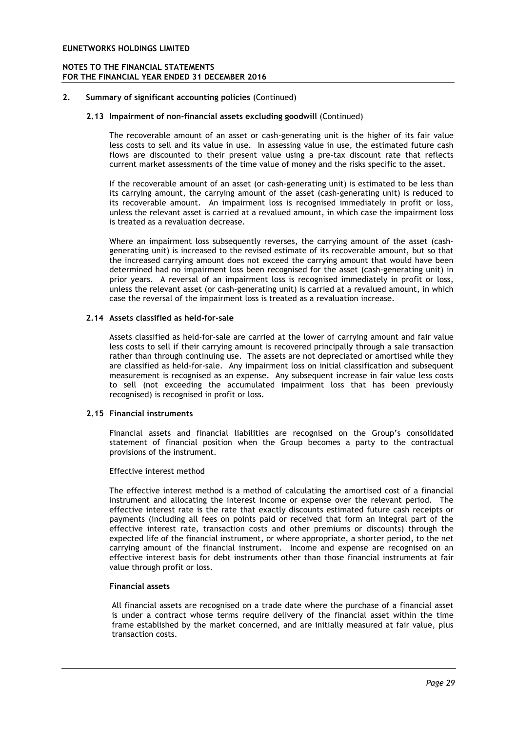## 2. Summary of significant accounting policies (Continued)

### 2.13 Impairment of non-financial assets excluding goodwill (Continued)

The recoverable amount of an asset or cash-generating unit is the higher of its fair value less costs to sell and its value in use. In assessing value in use, the estimated future cash flows are discounted to their present value using a pre-tax discount rate that reflects current market assessments of the time value of money and the risks specific to the asset.

If the recoverable amount of an asset (or cash-generating unit) is estimated to be less than its carrying amount, the carrying amount of the asset (cash-generating unit) is reduced to its recoverable amount. An impairment loss is recognised immediately in profit or loss, unless the relevant asset is carried at a revalued amount, in which case the impairment loss is treated as a revaluation decrease.

Where an impairment loss subsequently reverses, the carrying amount of the asset (cash-generating unit) is increased to the revised estimate of its recoverable amount, but so that the increased carrying amount does not exceed the carrying amount that would have been determined had no impairment loss been recognised for the asset (cash-generating unit) in prior years. A reversal of an impairment loss is recognised immediately in profit or loss, unless the relevant asset (or cash-generating unit) is carried at a revalued amount, in which case the reversal of the impairment loss is treated as a revaluation increase.

### 2.14 Assets classified as held-for-sale

Assets classified as held-for-sale are carried at the lower of carrying amount and fair value less costs to sell if their carrying amount is recovered principally through a sale transaction rather than through continuing use. The assets are not depreciated or amortised while they are classified as held-for-sale. Any impairment loss on initial classification and subsequent measurement is recognised as an expense. Any subsequent increase in fair value less costs to sell (not exceeding the accumulated impairment loss that has been previously recognised) is recognised in profit or loss.

### 2.15 Financial instruments

Financial assets and financial liabilities are recognised on the Group's consolidated statement of financial position when the Group becomes a party to the contractual provisions of the instrument.

Effective interest method

The effective interest method is a method of calculating the amortised cost of a financial instrument and allocating the interest income or expense over the relevant period. The effective interest rate is the rate that exactly discounts estimated future cash receipts or payments (including all fees on points paid or received that form an integral part of the effective interest rate, transaction costs and other premiums or discounts) through the expected life of the financial instrument, or where appropriate, a shorter period, to the net carrying amount of the financial instrument. Income and expense are recognised on an effective interest basis for debt instruments other than those financial instruments at fair value through profit or loss.

**Financial assets**

All financial assets are recognised on a trade date where the purchase of a financial asset is under a contract whose terms require delivery of the financial asset within the time frame established by the market concerned, and are initially measured at fair value, plus transaction costs.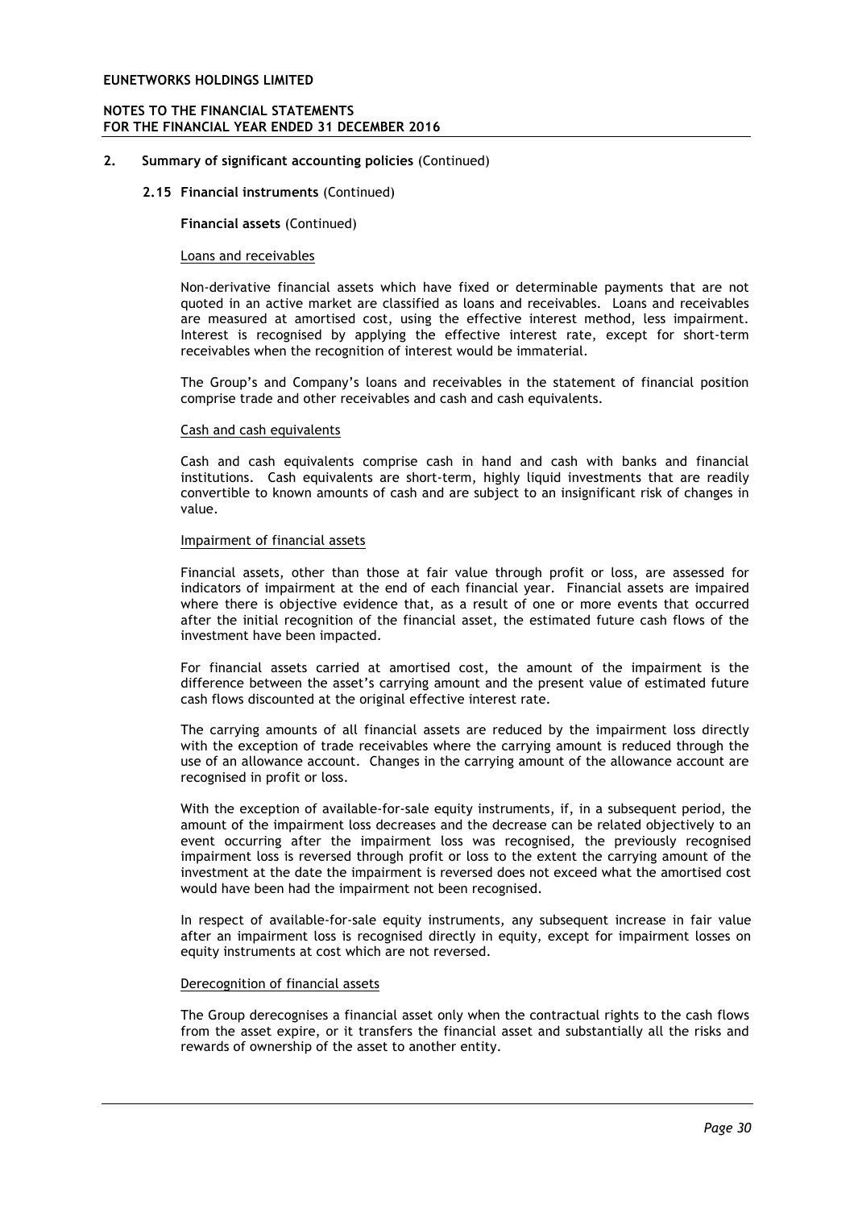## 2. Summary of significant accounting policies (Continued)

### 2.15 Financial instruments (Continued)

**Financial assets** (Continued)

Loans and receivables

Non-derivative financial assets which have fixed or determinable payments that are not quoted in an active market are classified as loans and receivables. Loans and receivables are measured at amortised cost, using the effective interest method, less impairment. Interest is recognised by applying the effective interest rate, except for short-term receivables when the recognition of interest would be immaterial.

The Group's and Company's loans and receivables in the statement of financial position comprise trade and other receivables and cash and cash equivalents.

Cash and cash equivalents

Cash and cash equivalents comprise cash in hand and cash with banks and financial institutions. Cash equivalents are short-term, highly liquid investments that are readily convertible to known amounts of cash and are subject to an insignificant risk of changes in value.

Impairment of financial assets

Financial assets, other than those at fair value through profit or loss, are assessed for indicators of impairment at the end of each financial year. Financial assets are impaired where there is objective evidence that, as a result of one or more events that occurred after the initial recognition of the financial asset, the estimated future cash flows of the investment have been impacted.

For financial assets carried at amortised cost, the amount of the impairment is the difference between the asset's carrying amount and the present value of estimated future cash flows discounted at the original effective interest rate.

The carrying amounts of all financial assets are reduced by the impairment loss directly with the exception of trade receivables where the carrying amount is reduced through the use of an allowance account. Changes in the carrying amount of the allowance account are recognised in profit or loss.

With the exception of available-for-sale equity instruments, if, in a subsequent period, the amount of the impairment loss decreases and the decrease can be related objectively to an event occurring after the impairment loss was recognised, the previously recognised impairment loss is reversed through profit or loss to the extent the carrying amount of the investment at the date the impairment is reversed does not exceed what the amortised cost would have been had the impairment not been recognised.

In respect of available-for-sale equity instruments, any subsequent increase in fair value after an impairment loss is recognised directly in equity, except for impairment losses on equity instruments at cost which are not reversed.

Derecognition of financial assets

The Group derecognises a financial asset only when the contractual rights to the cash flows from the asset expire, or it transfers the financial asset and substantially all the risks and rewards of ownership of the asset to another entity.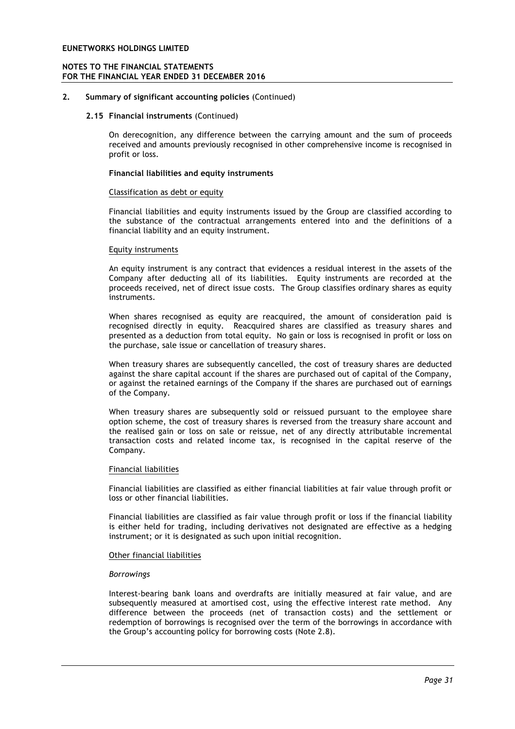## 2. Summary of significant accounting policies (Continued)

### 2.15 Financial instruments (Continued)

On derecognition, any difference between the carrying amount and the sum of proceeds received and amounts previously recognised in other comprehensive income is recognised in profit or loss.

**Financial liabilities and equity instruments**

Classification as debt or equity

Financial liabilities and equity instruments issued by the Group are classified according to the substance of the contractual arrangements entered into and the definitions of a financial liability and an equity instrument.

Equity instruments

An equity instrument is any contract that evidences a residual interest in the assets of the Company after deducting all of its liabilities. Equity instruments are recorded at the proceeds received, net of direct issue costs. The Group classifies ordinary shares as equity instruments.

When shares recognised as equity are reacquired, the amount of consideration paid is recognised directly in equity. Reacquired shares are classified as treasury shares and presented as a deduction from total equity. No gain or loss is recognised in profit or loss on the purchase, sale issue or cancellation of treasury shares.

When treasury shares are subsequently cancelled, the cost of treasury shares are deducted against the share capital account if the shares are purchased out of capital of the Company, or against the retained earnings of the Company if the shares are purchased out of earnings of the Company.

When treasury shares are subsequently sold or reissued pursuant to the employee share option scheme, the cost of treasury shares is reversed from the treasury share account and the realised gain or loss on sale or reissue, net of any directly attributable incremental transaction costs and related income tax, is recognised in the capital reserve of the Company.

Financial liabilities

Financial liabilities are classified as either financial liabilities at fair value through profit or loss or other financial liabilities.

Financial liabilities are classified as fair value through profit or loss if the financial liability is either held for trading, including derivatives not designated are effective as a hedging instrument; or it is designated as such upon initial recognition.

Other financial liabilities

*Borrowings*

Interest-bearing bank loans and overdrafts are initially measured at fair value, and are subsequently measured at amortised cost, using the effective interest rate method. Any difference between the proceeds (net of transaction costs) and the settlement or redemption of borrowings is recognised over the term of the borrowings in accordance with the Group's accounting policy for borrowing costs (Note 2.8).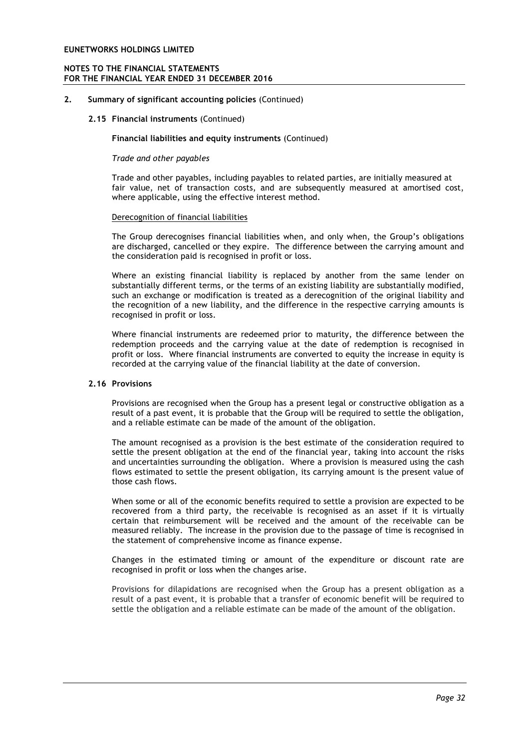## 2. Summary of significant accounting policies (Continued)

### 2.15 Financial instruments (Continued)

**Financial liabilities and equity instruments** (Continued)

*Trade and other payables*

Trade and other payables, including payables to related parties, are initially measured at fair value, net of transaction costs, and are subsequently measured at amortised cost, where applicable, using the effective interest method.

Derecognition of financial liabilities

The Group derecognises financial liabilities when, and only when, the Group's obligations are discharged, cancelled or they expire. The difference between the carrying amount and the consideration paid is recognised in profit or loss.

Where an existing financial liability is replaced by another from the same lender on substantially different terms, or the terms of an existing liability are substantially modified, such an exchange or modification is treated as a derecognition of the original liability and the recognition of a new liability, and the difference in the respective carrying amounts is recognised in profit or loss.

Where financial instruments are redeemed prior to maturity, the difference between the redemption proceeds and the carrying value at the date of redemption is recognised in profit or loss. Where financial instruments are converted to equity the increase in equity is recorded at the carrying value of the financial liability at the date of conversion.

### 2.16 Provisions

Provisions are recognised when the Group has a present legal or constructive obligation as a result of a past event, it is probable that the Group will be required to settle the obligation, and a reliable estimate can be made of the amount of the obligation.

The amount recognised as a provision is the best estimate of the consideration required to settle the present obligation at the end of the financial year, taking into account the risks and uncertainties surrounding the obligation. Where a provision is measured using the cash flows estimated to settle the present obligation, its carrying amount is the present value of those cash flows.

When some or all of the economic benefits required to settle a provision are expected to be recovered from a third party, the receivable is recognised as an asset if it is virtually certain that reimbursement will be received and the amount of the receivable can be measured reliably. The increase in the provision due to the passage of time is recognised in the statement of comprehensive income as finance expense.

Changes in the estimated timing or amount of the expenditure or discount rate are recognised in profit or loss when the changes arise.

Provisions for dilapidations are recognised when the Group has a present obligation as a result of a past event, it is probable that a transfer of economic benefit will be required to settle the obligation and a reliable estimate can be made of the amount of the obligation.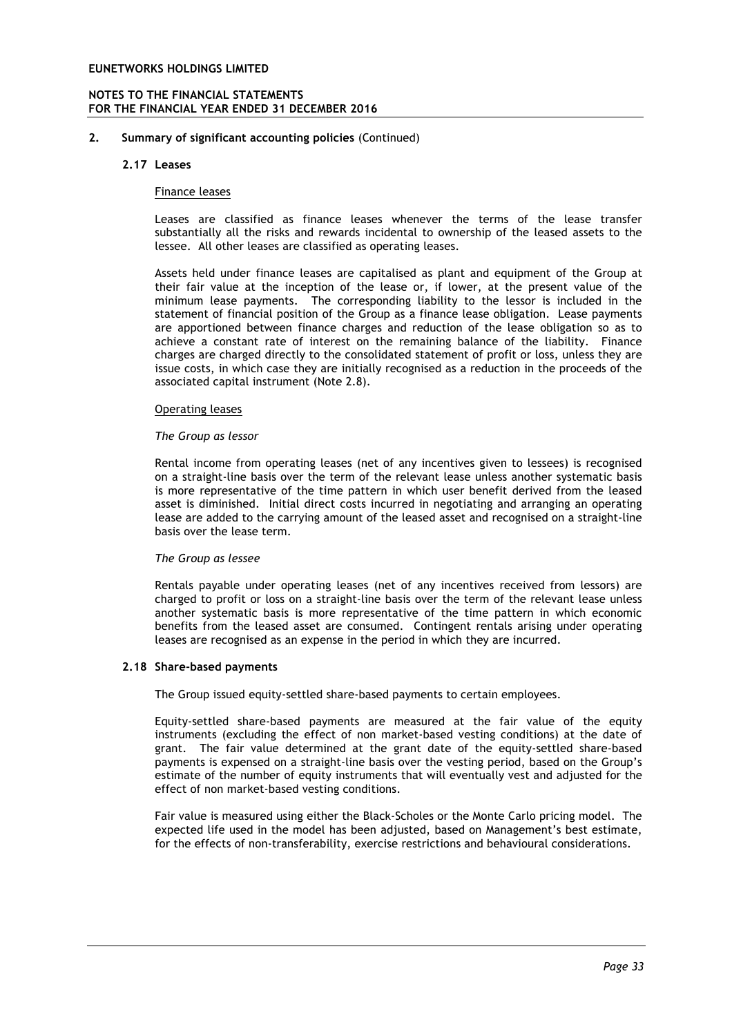## 2. Summary of significant accounting policies (Continued)

### 2.17 Leases

Finance leases

Leases are classified as finance leases whenever the terms of the lease transfer substantially all the risks and rewards incidental to ownership of the leased assets to the lessee. All other leases are classified as operating leases.

Assets held under finance leases are capitalised as plant and equipment of the Group at their fair value at the inception of the lease or, if lower, at the present value of the minimum lease payments. The corresponding liability to the lessor is included in the statement of financial position of the Group as a finance lease obligation. Lease payments are apportioned between finance charges and reduction of the lease obligation so as to achieve a constant rate of interest on the remaining balance of the liability. Finance charges are charged directly to the consolidated statement of profit or loss, unless they are issue costs, in which case they are initially recognised as a reduction in the proceeds of the associated capital instrument (Note 2.8).

Operating leases

*The Group as lessor*

Rental income from operating leases (net of any incentives given to lessees) is recognised on a straight-line basis over the term of the relevant lease unless another systematic basis is more representative of the time pattern in which user benefit derived from the leased asset is diminished. Initial direct costs incurred in negotiating and arranging an operating lease are added to the carrying amount of the leased asset and recognised on a straight-line basis over the lease term.

*The Group as lessee*

Rentals payable under operating leases (net of any incentives received from lessors) are charged to profit or loss on a straight-line basis over the term of the relevant lease unless another systematic basis is more representative of the time pattern in which economic benefits from the leased asset are consumed. Contingent rentals arising under operating leases are recognised as an expense in the period in which they are incurred.

### 2.18 Share-based payments

The Group issued equity-settled share-based payments to certain employees.

Equity-settled share-based payments are measured at the fair value of the equity instruments (excluding the effect of non market-based vesting conditions) at the date of grant. The fair value determined at the grant date of the equity-settled share-based payments is expensed on a straight-line basis over the vesting period, based on the Group's estimate of the number of equity instruments that will eventually vest and adjusted for the effect of non market-based vesting conditions.

Fair value is measured using either the Black-Scholes or the Monte Carlo pricing model. The expected life used in the model has been adjusted, based on Management's best estimate, for the effects of non-transferability, exercise restrictions and behavioural considerations.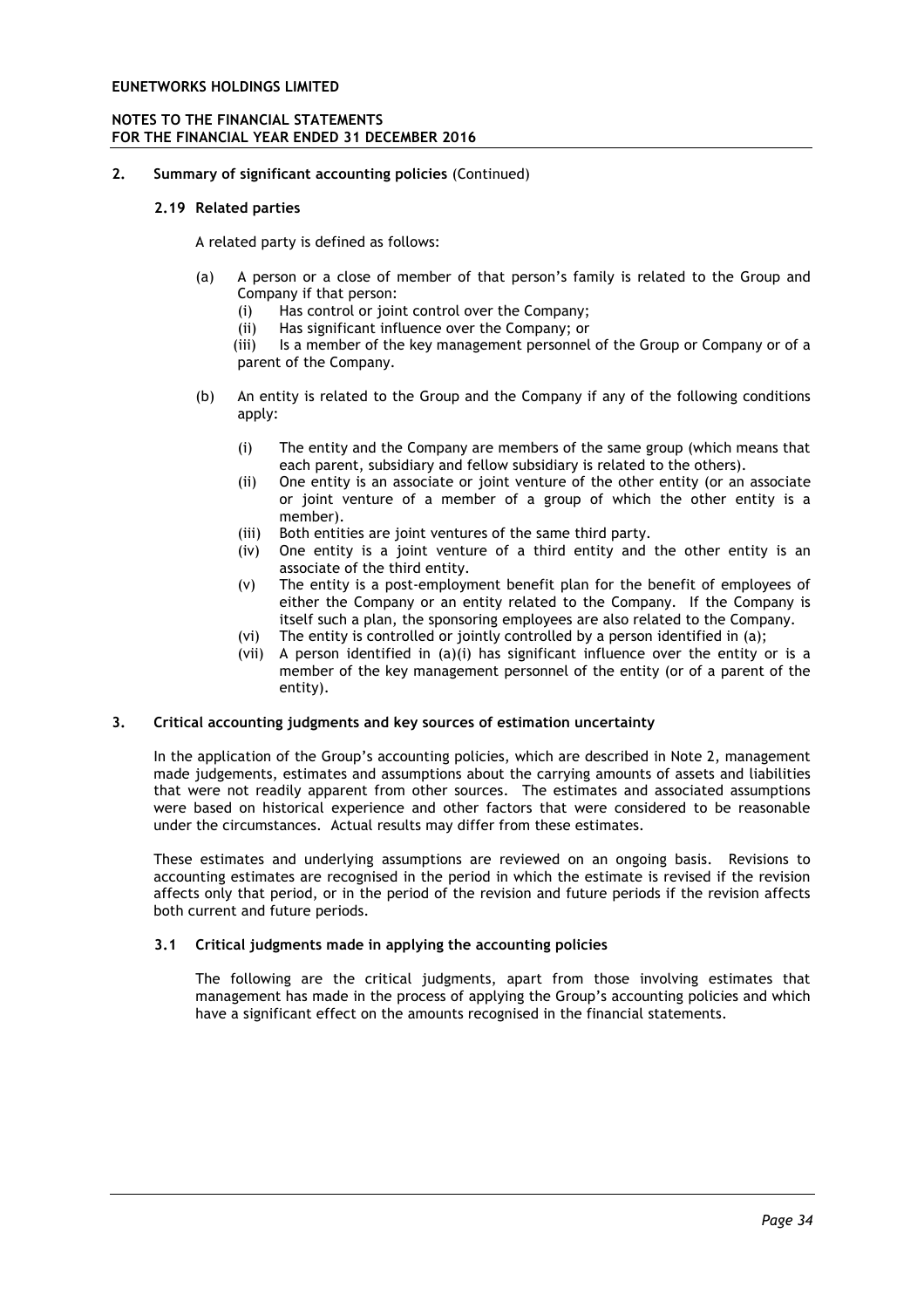## 2. Summary of significant accounting policies (Continued)

### 2.19 Related parties

A related party is defined as follows:

(a) A person or a close of member of that person's family is related to the Group and Company if that person:
   (i) Has control or joint control over the Company;
   (ii) Has significant influence over the Company; or
   (iii) Is a member of the key management personnel of the Group or Company or of a parent of the Company.

(b) An entity is related to the Group and the Company if any of the following conditions apply:

   (i) The entity and the Company are members of the same group (which means that each parent, subsidiary and fellow subsidiary is related to the others).
   (ii) One entity is an associate or joint venture of the other entity (or an associate or joint venture of a member of a group of which the other entity is a member).
   (iii) Both entities are joint ventures of the same third party.
   (iv) One entity is a joint venture of a third entity and the other entity is an associate of the third entity.
   (v) The entity is a post-employment benefit plan for the benefit of employees of either the Company or an entity related to the Company. If the Company is itself such a plan, the sponsoring employees are also related to the Company.
   (vi) The entity is controlled or jointly controlled by a person identified in (a);
   (vii) A person identified in (a)(i) has significant influence over the entity or is a member of the key management personnel of the entity (or of a parent of the entity).

## 3. Critical accounting judgments and key sources of estimation uncertainty

In the application of the Group's accounting policies, which are described in Note 2, management made judgements, estimates and assumptions about the carrying amounts of assets and liabilities that were not readily apparent from other sources. The estimates and associated assumptions were based on historical experience and other factors that were considered to be reasonable under the circumstances. Actual results may differ from these estimates.

These estimates and underlying assumptions are reviewed on an ongoing basis. Revisions to accounting estimates are recognised in the period in which the estimate is revised if the revision affects only that period, or in the period of the revision and future periods if the revision affects both current and future periods.

### 3.1 Critical judgments made in applying the accounting policies

The following are the critical judgments, apart from those involving estimates that management has made in the process of applying the Group's accounting policies and which have a significant effect on the amounts recognised in the financial statements.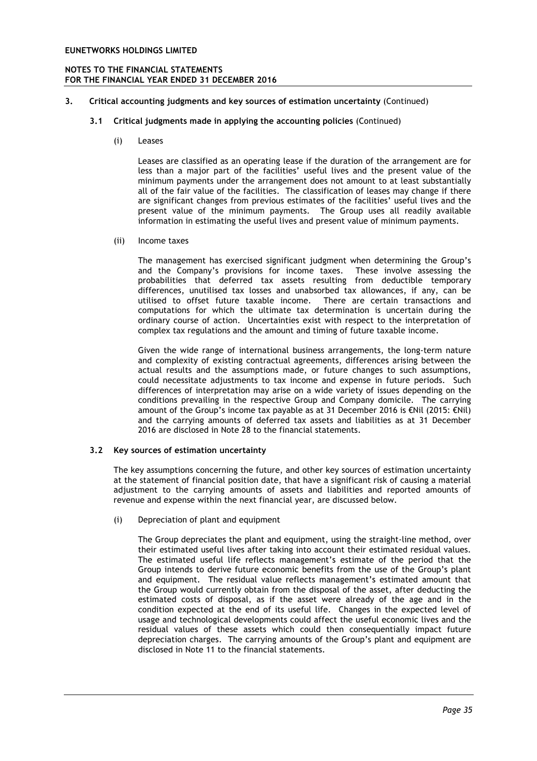## 3. Critical accounting judgments and key sources of estimation uncertainty (Continued)

### 3.1 Critical judgments made in applying the accounting policies (Continued)

(i) Leases

Leases are classified as an operating lease if the duration of the arrangement are for less than a major part of the facilities' useful lives and the present value of the minimum payments under the arrangement does not amount to at least substantially all of the fair value of the facilities. The classification of leases may change if there are significant changes from previous estimates of the facilities' useful lives and the present value of the minimum payments. The Group uses all readily available information in estimating the useful lives and present value of minimum payments.

(ii) Income taxes

The management has exercised significant judgment when determining the Group's and the Company's provisions for income taxes. These involve assessing the probabilities that deferred tax assets resulting from deductible temporary differences, unutilised tax losses and unabsorbed tax allowances, if any, can be utilised to offset future taxable income. There are certain transactions and computations for which the ultimate tax determination is uncertain during the ordinary course of action. Uncertainties exist with respect to the interpretation of complex tax regulations and the amount and timing of future taxable income.

Given the wide range of international business arrangements, the long-term nature and complexity of existing contractual agreements, differences arising between the actual results and the assumptions made, or future changes to such assumptions, could necessitate adjustments to tax income and expense in future periods. Such differences of interpretation may arise on a wide variety of issues depending on the conditions prevailing in the respective Group and Company domicile. The carrying amount of the Group's income tax payable as at 31 December 2016 is €Nil (2015: €Nil) and the carrying amounts of deferred tax assets and liabilities as at 31 December 2016 are disclosed in Note 28 to the financial statements.

### 3.2 Key sources of estimation uncertainty

The key assumptions concerning the future, and other key sources of estimation uncertainty at the statement of financial position date, that have a significant risk of causing a material adjustment to the carrying amounts of assets and liabilities and reported amounts of revenue and expense within the next financial year, are discussed below.

(i) Depreciation of plant and equipment

The Group depreciates the plant and equipment, using the straight-line method, over their estimated useful lives after taking into account their estimated residual values. The estimated useful life reflects management's estimate of the period that the Group intends to derive future economic benefits from the use of the Group's plant and equipment. The residual value reflects management's estimated amount that the Group would currently obtain from the disposal of the asset, after deducting the estimated costs of disposal, as if the asset were already of the age and in the condition expected at the end of its useful life. Changes in the expected level of usage and technological developments could affect the useful economic lives and the residual values of these assets which could then consequentially impact future depreciation charges. The carrying amounts of the Group's plant and equipment are disclosed in Note 11 to the financial statements.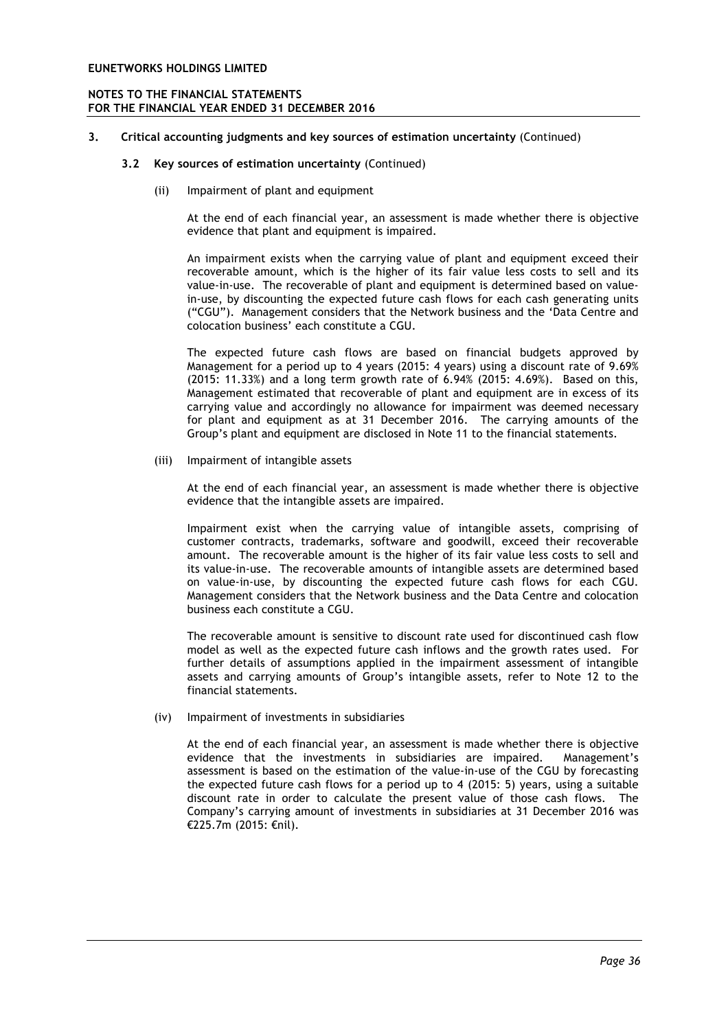### 3. Critical accounting judgments and key sources of estimation uncertainty (Continued)

#### 3.2 Key sources of estimation uncertainty (Continued)

(ii) Impairment of plant and equipment

At the end of each financial year, an assessment is made whether there is objective evidence that plant and equipment is impaired.

An impairment exists when the carrying value of plant and equipment exceed their recoverable amount, which is the higher of its fair value less costs to sell and its value-in-use. The recoverable of plant and equipment is determined based on value-in-use, by discounting the expected future cash flows for each cash generating units ("CGU"). Management considers that the Network business and the 'Data Centre and colocation business' each constitute a CGU.

The expected future cash flows are based on financial budgets approved by Management for a period up to 4 years (2015: 4 years) using a discount rate of 9.69% (2015: 11.33%) and a long term growth rate of 6.94% (2015: 4.69%). Based on this, Management estimated that recoverable of plant and equipment are in excess of its carrying value and accordingly no allowance for impairment was deemed necessary for plant and equipment as at 31 December 2016. The carrying amounts of the Group's plant and equipment are disclosed in Note 11 to the financial statements.

(iii) Impairment of intangible assets

At the end of each financial year, an assessment is made whether there is objective evidence that the intangible assets are impaired.

Impairment exist when the carrying value of intangible assets, comprising of customer contracts, trademarks, software and goodwill, exceed their recoverable amount. The recoverable amount is the higher of its fair value less costs to sell and its value-in-use. The recoverable amounts of intangible assets are determined based on value-in-use, by discounting the expected future cash flows for each CGU. Management considers that the Network business and the Data Centre and colocation business each constitute a CGU.

The recoverable amount is sensitive to discount rate used for discontinued cash flow model as well as the expected future cash inflows and the growth rates used. For further details of assumptions applied in the impairment assessment of intangible assets and carrying amounts of Group's intangible assets, refer to Note 12 to the financial statements.

(iv) Impairment of investments in subsidiaries

At the end of each financial year, an assessment is made whether there is objective evidence that the investments in subsidiaries are impaired. Management's assessment is based on the estimation of the value-in-use of the CGU by forecasting the expected future cash flows for a period up to 4 (2015: 5) years, using a suitable discount rate in order to calculate the present value of those cash flows. The Company's carrying amount of investments in subsidiaries at 31 December 2016 was €225.7m (2015: €nil).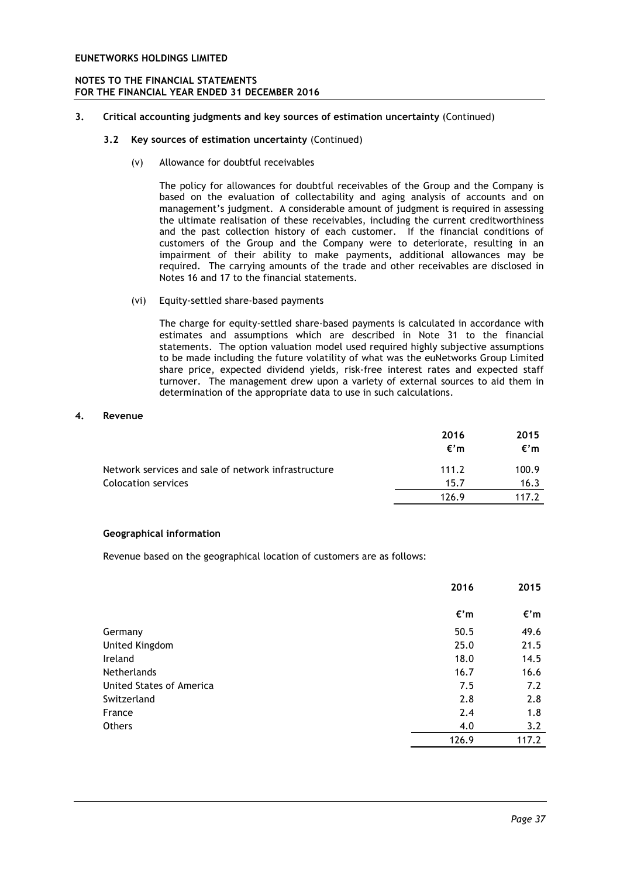### 3. Critical accounting judgments and key sources of estimation uncertainty (Continued)

#### 3.2 Key sources of estimation uncertainty (Continued)

(v) Allowance for doubtful receivables

The policy for allowances for doubtful receivables of the Group and the Company is based on the evaluation of collectability and aging analysis of accounts and on management's judgment. A considerable amount of judgment is required in assessing the ultimate realisation of these receivables, including the current creditworthiness and the past collection history of each customer. If the financial conditions of customers of the Group and the Company were to deteriorate, resulting in an impairment of their ability to make payments, additional allowances may be required. The carrying amounts of the trade and other receivables are disclosed in Notes 16 and 17 to the financial statements.

(vi) Equity-settled share-based payments

The charge for equity-settled share-based payments is calculated in accordance with estimates and assumptions which are described in Note 31 to the financial statements. The option valuation model used required highly subjective assumptions to be made including the future volatility of what was the euNetworks Group Limited share price, expected dividend yields, risk-free interest rates and expected staff turnover. The management drew upon a variety of external sources to aid them in determination of the appropriate data to use in such calculations.

### 4. Revenue

| | 2016 €'m | 2015 €'m |
|---|---|---|
| Network services and sale of network infrastructure | 111.2 | 100.9 |
| Colocation services | 15.7 | 16.3 |
| | 126.9 | 117.2 |

**Geographical information**

Revenue based on the geographical location of customers are as follows:

| | 2016 €'m | 2015 €'m |
|---|---|---|
| Germany | 50.5 | 49.6 |
| United Kingdom | 25.0 | 21.5 |
| Ireland | 18.0 | 14.5 |
| Netherlands | 16.7 | 16.6 |
| United States of America | 7.5 | 7.2 |
| Switzerland | 2.8 | 2.8 |
| France | 2.4 | 1.8 |
| Others | 4.0 | 3.2 |
| | 126.9 | 117.2 |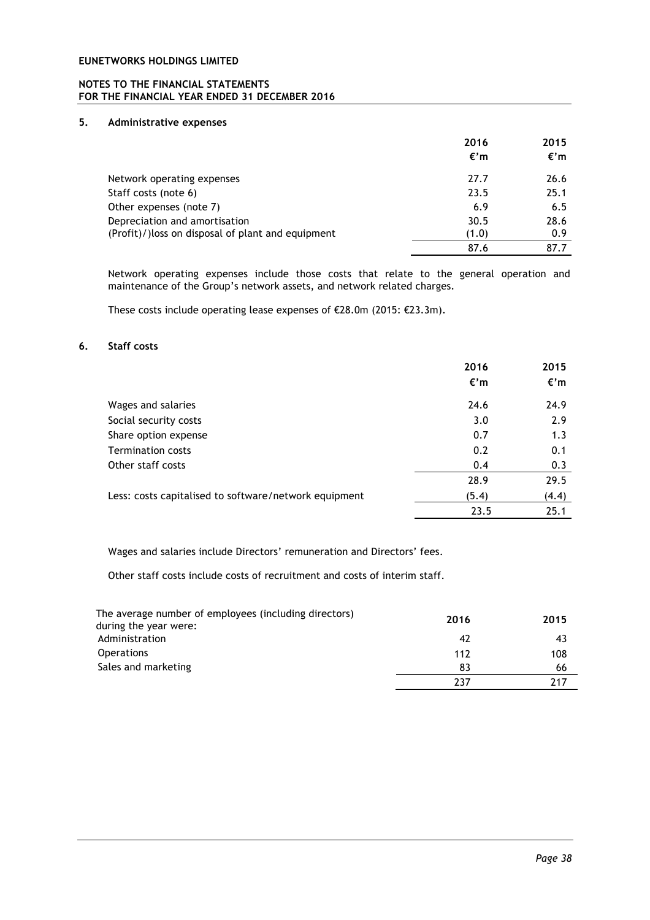# EUNETWORKS HOLDINGS LIMITED

## NOTES TO THE FINANCIAL STATEMENTS FOR THE FINANCIAL YEAR ENDED 31 DECEMBER 2016

### 5. Administrative expenses

| | 2016 €'m | 2015 €'m |
|---|---|---|
| Network operating expenses | 27.7 | 26.6 |
| Staff costs (note 6) | 23.5 | 25.1 |
| Other expenses (note 7) | 6.9 | 6.5 |
| Depreciation and amortisation | 30.5 | 28.6 |
| (Profit)/)loss on disposal of plant and equipment | (1.0) | 0.9 |
| | 87.6 | 87.7 |

Network operating expenses include those costs that relate to the general operation and maintenance of the Group's network assets, and network related charges.

These costs include operating lease expenses of €28.0m (2015: €23.3m).

### 6. Staff costs

| | 2016 €'m | 2015 €'m |
|---|---|---|
| Wages and salaries | 24.6 | 24.9 |
| Social security costs | 3.0 | 2.9 |
| Share option expense | 0.7 | 1.3 |
| Termination costs | 0.2 | 0.1 |
| Other staff costs | 0.4 | 0.3 |
| | 28.9 | 29.5 |
| Less: costs capitalised to software/network equipment | (5.4) | (4.4) |
| | 23.5 | 25.1 |

Wages and salaries include Directors' remuneration and Directors' fees.

Other staff costs include costs of recruitment and costs of interim staff.

| The average number of employees (including directors) during the year were: | 2016 | 2015 |
|---|---|---|
| Administration | 42 | 43 |
| Operations | 112 | 108 |
| Sales and marketing | 83 | 66 |
| | 237 | 217 |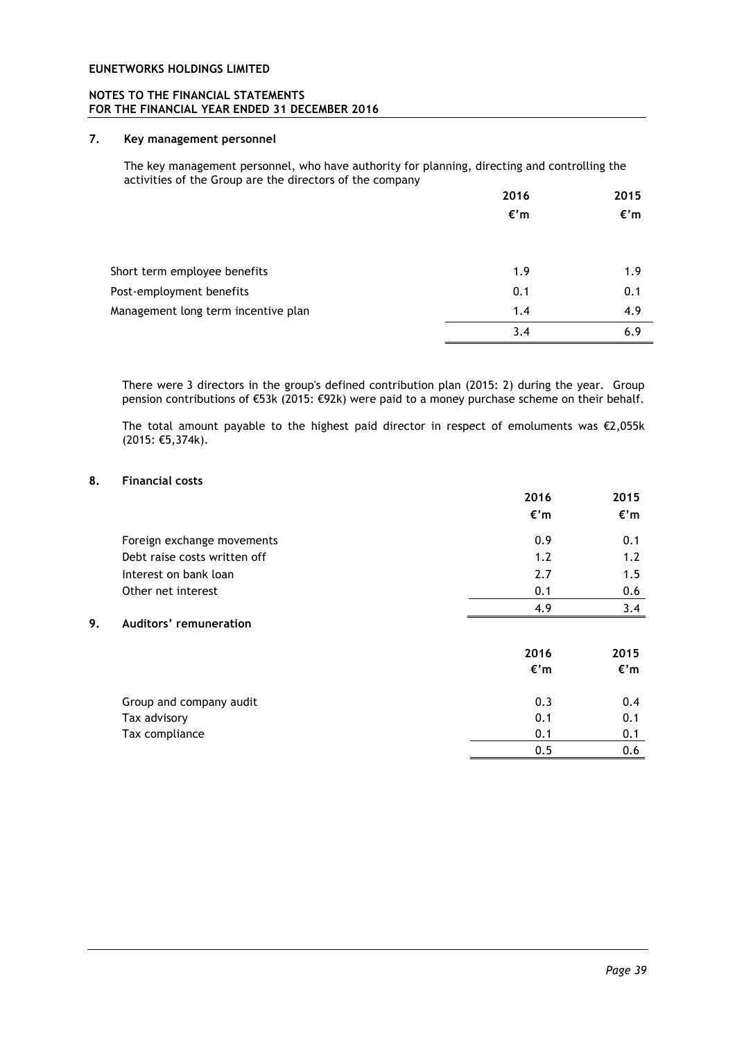**EUNETWORKS HOLDINGS LIMITED**

**NOTES TO THE FINANCIAL STATEMENTS**
**FOR THE FINANCIAL YEAR ENDED 31 DECEMBER 2016**

## 7. Key management personnel

The key management personnel, who have authority for planning, directing and controlling the activities of the Group are the directors of the company

| | 2016 €'m | 2015 €'m |
|---|---|---|
| Short term employee benefits | 1.9 | 1.9 |
| Post-employment benefits | 0.1 | 0.1 |
| Management long term incentive plan | 1.4 | 4.9 |
| | 3.4 | 6.9 |

There were 3 directors in the group's defined contribution plan (2015: 2) during the year. Group pension contributions of €53k (2015: €92k) were paid to a money purchase scheme on their behalf.

The total amount payable to the highest paid director in respect of emoluments was €2,055k (2015: €5,374k).

## 8. Financial costs

| | 2016 €'m | 2015 €'m |
|---|---|---|
| Foreign exchange movements | 0.9 | 0.1 |
| Debt raise costs written off | 1.2 | 1.2 |
| Interest on bank loan | 2.7 | 1.5 |
| Other net interest | 0.1 | 0.6 |
| | 4.9 | 3.4 |

## 9. Auditors' remuneration

| | 2016 €'m | 2015 €'m |
|---|---|---|
| Group and company audit | 0.3 | 0.4 |
| Tax advisory | 0.1 | 0.1 |
| Tax compliance | 0.1 | 0.1 |
| | 0.5 | 0.6 |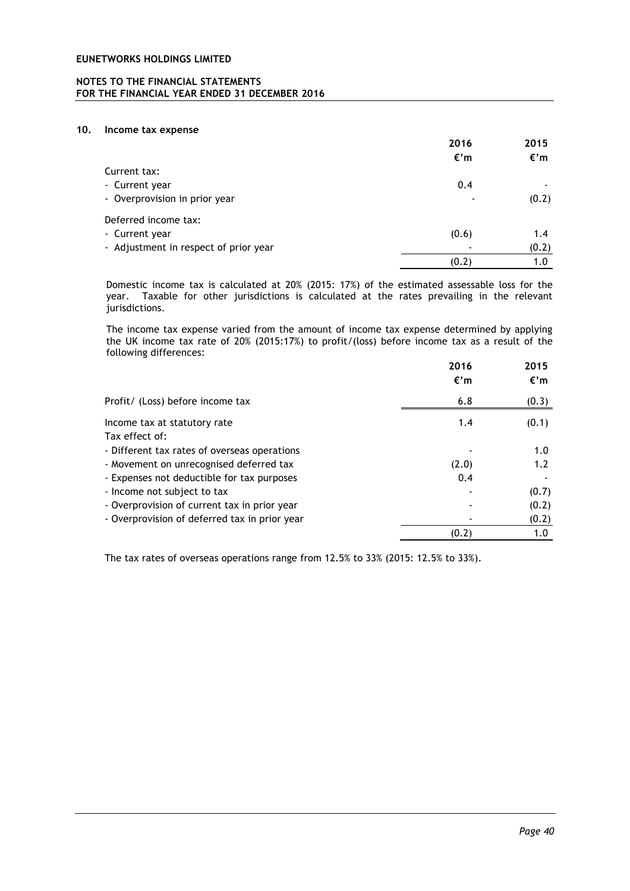## 10. Income tax expense

| | 2016 | 2015 |
|---|---|---|
| | €'m | €'m |
| Current tax: | | |
| - Current year | 0.4 | - |
| - Overprovision in prior year | - | (0.2) |
| Deferred income tax: | | |
| - Current year | (0.6) | 1.4 |
| - Adjustment in respect of prior year | - | (0.2) |
| | (0.2) | 1.0 |

Domestic income tax is calculated at 20% (2015: 17%) of the estimated assessable loss for the year. Taxable for other jurisdictions is calculated at the rates prevailing in the relevant jurisdictions.

The income tax expense varied from the amount of income tax expense determined by applying the UK income tax rate of 20% (2015:17%) to profit/(loss) before income tax as a result of the following differences:

| | 2016 | 2015 |
|---|---|---|
| | €'m | €'m |
| Profit/ (Loss) before income tax | 6.8 | (0.3) |
| Income tax at statutory rate | 1.4 | (0.1) |
| Tax effect of: | | |
| - Different tax rates of overseas operations | - | 1.0 |
| - Movement on unrecognised deferred tax | (2.0) | 1.2 |
| - Expenses not deductible for tax purposes | 0.4 | - |
| - Income not subject to tax | - | (0.7) |
| - Overprovision of current tax in prior year | - | (0.2) |
| - Overprovision of deferred tax in prior year | - | (0.2) |
| | (0.2) | 1.0 |

The tax rates of overseas operations range from 12.5% to 33% (2015: 12.5% to 33%).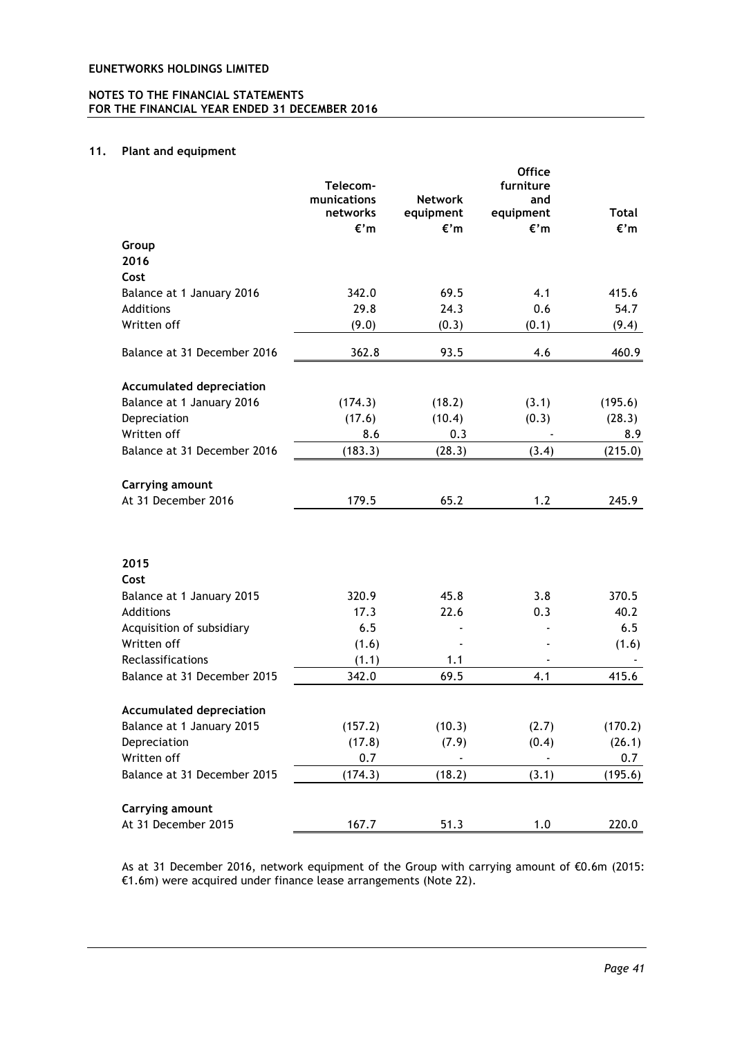# EUNETWORKS HOLDINGS LIMITED

## NOTES TO THE FINANCIAL STATEMENTS FOR THE FINANCIAL YEAR ENDED 31 DECEMBER 2016

### 11. Plant and equipment

| | Telecom-munications networks | Network equipment | Office furniture and equipment | Total |
|---|---|---|---|---|
| | €'m | €'m | €'m | €'m |
| **Group** | | | | |
| **2016** | | | | |
| **Cost** | | | | |
| Balance at 1 January 2016 | 342.0 | 69.5 | 4.1 | 415.6 |
| Additions | 29.8 | 24.3 | 0.6 | 54.7 |
| Written off | (9.0) | (0.3) | (0.1) | (9.4) |
| Balance at 31 December 2016 | 362.8 | 93.5 | 4.6 | 460.9 |
| **Accumulated depreciation** | | | | |
| Balance at 1 January 2016 | (174.3) | (18.2) | (3.1) | (195.6) |
| Depreciation | (17.6) | (10.4) | (0.3) | (28.3) |
| Written off | 8.6 | 0.3 | - | 8.9 |
| Balance at 31 December 2016 | (183.3) | (28.3) | (3.4) | (215.0) |
| **Carrying amount** | | | | |
| At 31 December 2016 | 179.5 | 65.2 | 1.2 | 245.9 |
| **2015** | | | | |
| **Cost** | | | | |
| Balance at 1 January 2015 | 320.9 | 45.8 | 3.8 | 370.5 |
| Additions | 17.3 | 22.6 | 0.3 | 40.2 |
| Acquisition of subsidiary | 6.5 | - | - | 6.5 |
| Written off | (1.6) | - | - | (1.6) |
| Reclassifications | (1.1) | 1.1 | - | - |
| Balance at 31 December 2015 | 342.0 | 69.5 | 4.1 | 415.6 |
| **Accumulated depreciation** | | | | |
| Balance at 1 January 2015 | (157.2) | (10.3) | (2.7) | (170.2) |
| Depreciation | (17.8) | (7.9) | (0.4) | (26.1) |
| Written off | 0.7 | - | - | 0.7 |
| Balance at 31 December 2015 | (174.3) | (18.2) | (3.1) | (195.6) |
| **Carrying amount** | | | | |
| At 31 December 2015 | 167.7 | 51.3 | 1.0 | 220.0 |

As at 31 December 2016, network equipment of the Group with carrying amount of €0.6m (2015: €1.6m) were acquired under finance lease arrangements (Note 22).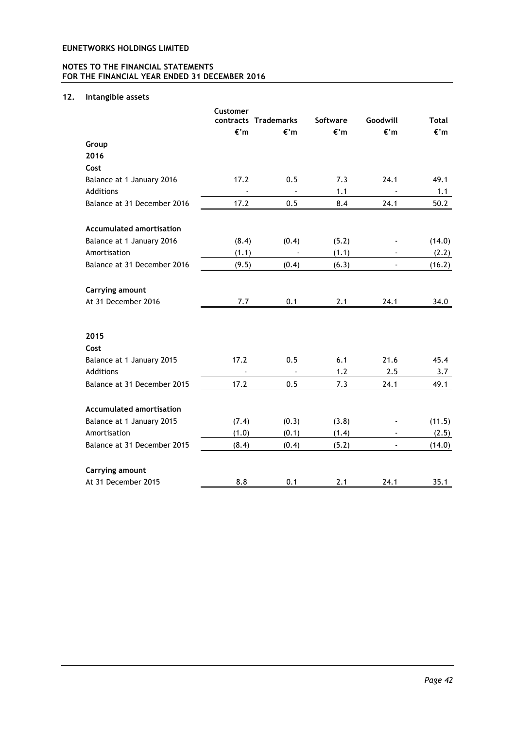**EUNETWORKS HOLDINGS LIMITED**

**NOTES TO THE FINANCIAL STATEMENTS**
**FOR THE FINANCIAL YEAR ENDED 31 DECEMBER 2016**

## 12. Intangible assets

| | Customer contracts | Trademarks | Software | Goodwill | Total |
|---|---|---|---|---|---|
| | €'m | €'m | €'m | €'m | €'m |
| **Group** | | | | | |
| **2016** | | | | | |
| **Cost** | | | | | |
| Balance at 1 January 2016 | 17.2 | 0.5 | 7.3 | 24.1 | 49.1 |
| Additions | - | - | 1.1 | - | 1.1 |
| Balance at 31 December 2016 | 17.2 | 0.5 | 8.4 | 24.1 | 50.2 |
| | | | | | |
| **Accumulated amortisation** | | | | | |
| Balance at 1 January 2016 | (8.4) | (0.4) | (5.2) | - | (14.0) |
| Amortisation | (1.1) | - | (1.1) | - | (2.2) |
| Balance at 31 December 2016 | (9.5) | (0.4) | (6.3) | - | (16.2) |
| | | | | | |
| **Carrying amount** | | | | | |
| At 31 December 2016 | 7.7 | 0.1 | 2.1 | 24.1 | 34.0 |
| | | | | | |
| **2015** | | | | | |
| **Cost** | | | | | |
| Balance at 1 January 2015 | 17.2 | 0.5 | 6.1 | 21.6 | 45.4 |
| Additions | - | - | 1.2 | 2.5 | 3.7 |
| Balance at 31 December 2015 | 17.2 | 0.5 | 7.3 | 24.1 | 49.1 |
| | | | | | |
| **Accumulated amortisation** | | | | | |
| Balance at 1 January 2015 | (7.4) | (0.3) | (3.8) | - | (11.5) |
| Amortisation | (1.0) | (0.1) | (1.4) | - | (2.5) |
| Balance at 31 December 2015 | (8.4) | (0.4) | (5.2) | - | (14.0) |
| | | | | | |
| **Carrying amount** | | | | | |
| At 31 December 2015 | 8.8 | 0.1 | 2.1 | 24.1 | 35.1 |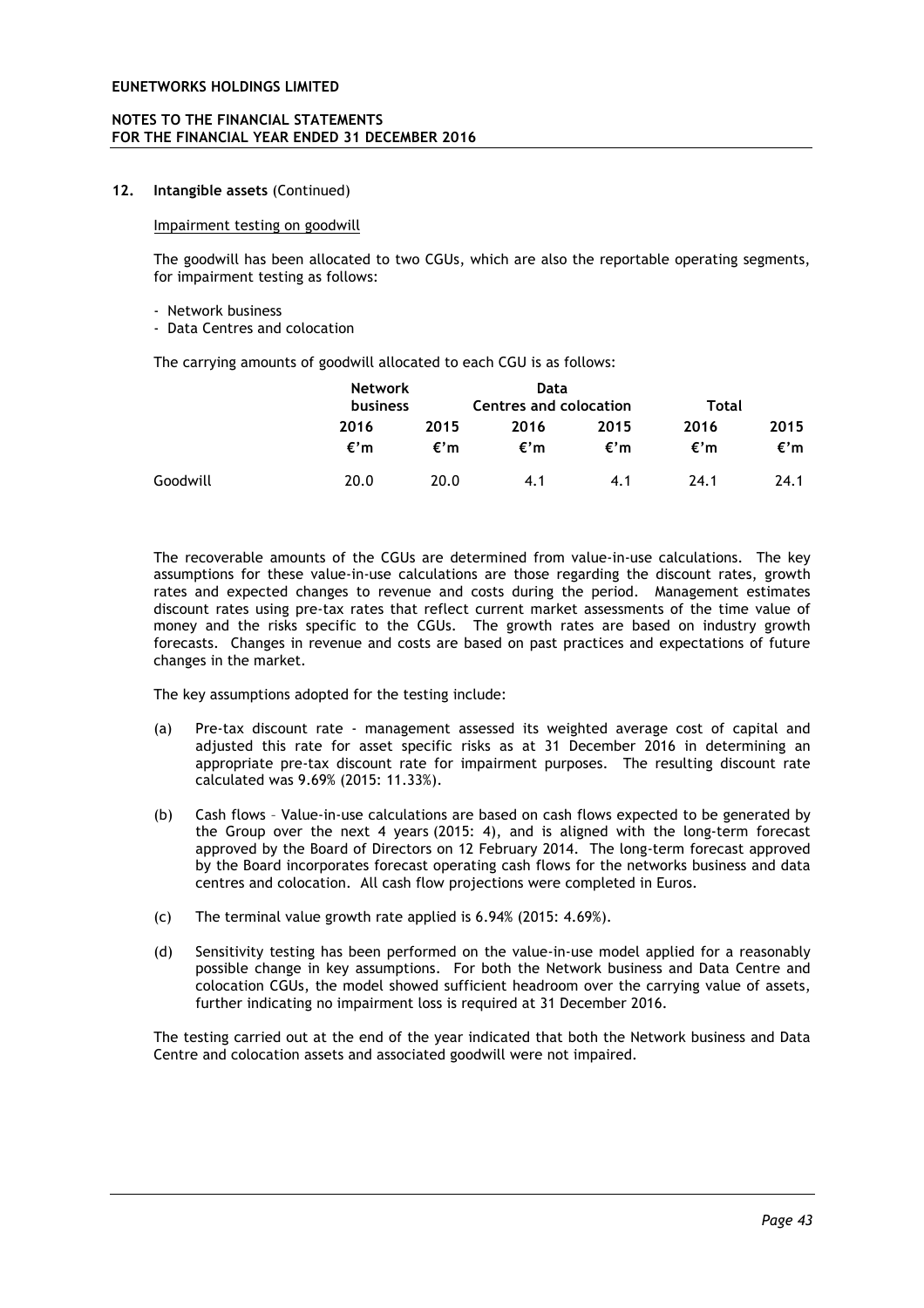## 12. Intangible assets (Continued)

### Impairment testing on goodwill

The goodwill has been allocated to two CGUs, which are also the reportable operating segments, for impairment testing as follows:

- Network business
- Data Centres and colocation

The carrying amounts of goodwill allocated to each CGU is as follows:

| | Network business | | Data Centres and colocation | | Total | |
|---|---|---|---|---|---|---|
| | 2016 | 2015 | 2016 | 2015 | 2016 | 2015 |
| | €'m | €'m | €'m | €'m | €'m | €'m |
| Goodwill | 20.0 | 20.0 | 4.1 | 4.1 | 24.1 | 24.1 |

The recoverable amounts of the CGUs are determined from value-in-use calculations. The key assumptions for these value-in-use calculations are those regarding the discount rates, growth rates and expected changes to revenue and costs during the period. Management estimates discount rates using pre-tax rates that reflect current market assessments of the time value of money and the risks specific to the CGUs. The growth rates are based on industry growth forecasts. Changes in revenue and costs are based on past practices and expectations of future changes in the market.

The key assumptions adopted for the testing include:

(a) Pre-tax discount rate - management assessed its weighted average cost of capital and adjusted this rate for asset specific risks as at 31 December 2016 in determining an appropriate pre-tax discount rate for impairment purposes. The resulting discount rate calculated was 9.69% (2015: 11.33%).

(b) Cash flows – Value-in-use calculations are based on cash flows expected to be generated by the Group over the next 4 years (2015: 4), and is aligned with the long-term forecast approved by the Board of Directors on 12 February 2014. The long-term forecast approved by the Board incorporates forecast operating cash flows for the networks business and data centres and colocation. All cash flow projections were completed in Euros.

(c) The terminal value growth rate applied is 6.94% (2015: 4.69%).

(d) Sensitivity testing has been performed on the value-in-use model applied for a reasonably possible change in key assumptions. For both the Network business and Data Centre and colocation CGUs, the model showed sufficient headroom over the carrying value of assets, further indicating no impairment loss is required at 31 December 2016.

The testing carried out at the end of the year indicated that both the Network business and Data Centre and colocation assets and associated goodwill were not impaired.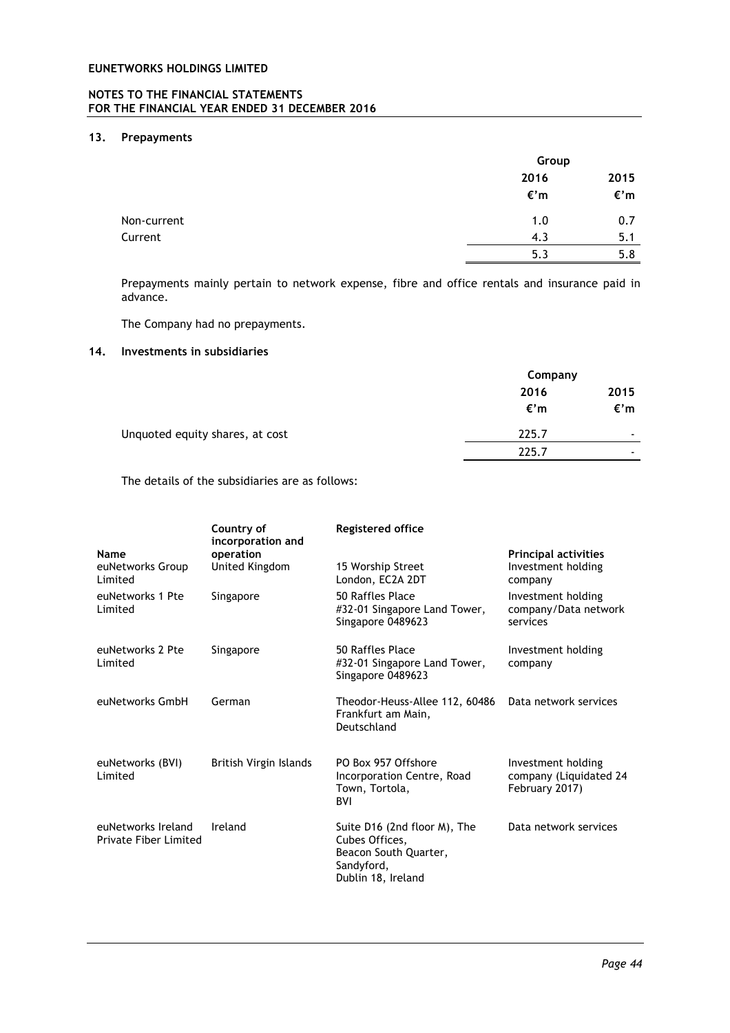## 13. Prepayments

| | Group | |
|---|---|---|
| | 2016 | 2015 |
| | €'m | €'m |
| Non-current | 1.0 | 0.7 |
| Current | 4.3 | 5.1 |
| | 5.3 | 5.8 |

Prepayments mainly pertain to network expense, fibre and office rentals and insurance paid in advance.

The Company had no prepayments.

## 14. Investments in subsidiaries

| | Company | |
|---|---|---|
| | 2016 | 2015 |
| | €'m | €'m |
| Unquoted equity shares, at cost | 225.7 | - |
| | 225.7 | - |

The details of the subsidiaries are as follows:

| Name | Country of incorporation and operation | Registered office | Principal activities |
|---|---|---|---|
| euNetworks Group Limited | United Kingdom | 15 Worship Street London, EC2A 2DT | Investment holding company |
| euNetworks 1 Pte Limited | Singapore | 50 Raffles Place #32-01 Singapore Land Tower, Singapore 0489623 | Investment holding company/Data network services |
| euNetworks 2 Pte Limited | Singapore | 50 Raffles Place #32-01 Singapore Land Tower, Singapore 0489623 | Investment holding company |
| euNetworks GmbH | German | Theodor-Heuss-Allee 112, 60486 Frankfurt am Main, Deutschland | Data network services |
| euNetworks (BVI) Limited | British Virgin Islands | PO Box 957 Offshore Incorporation Centre, Road Town, Tortola, BVI | Investment holding company (Liquidated 24 February 2017) |
| euNetworks Ireland Private Fiber Limited | Ireland | Suite D16 (2nd floor M), The Cubes Offices, Beacon South Quarter, Sandyford, Dublin 18, Ireland | Data network services |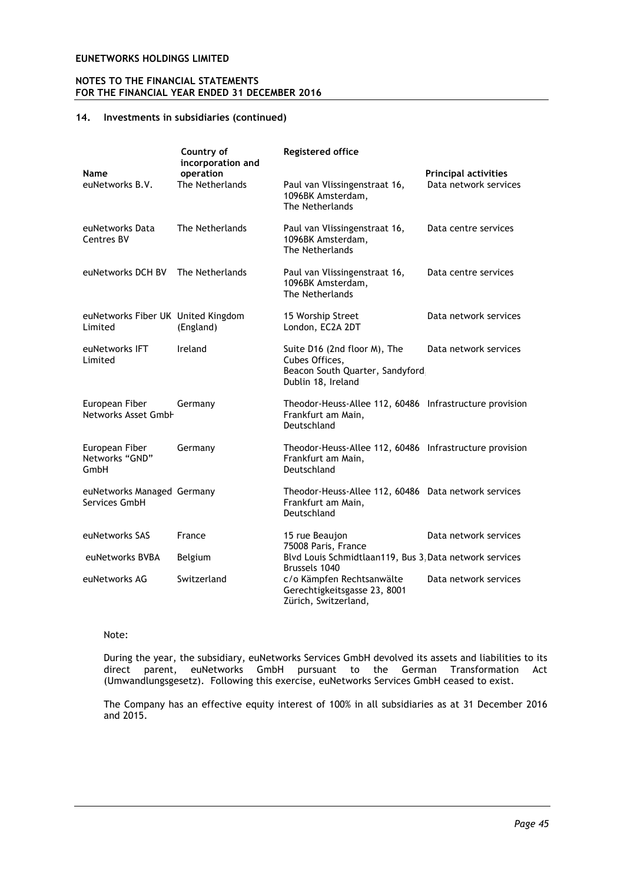## 14. Investments in subsidiaries (continued)

| Name | Country of incorporation and operation | Registered office | Principal activities |
|---|---|---|---|
| euNetworks B.V. | The Netherlands | Paul van Vlissingenstraat 16, 1096BK Amsterdam, The Netherlands | Data network services |
| euNetworks Data Centres BV | The Netherlands | Paul van Vlissingenstraat 16, 1096BK Amsterdam, The Netherlands | Data centre services |
| euNetworks DCH BV | The Netherlands | Paul van Vlissingenstraat 16, 1096BK Amsterdam, The Netherlands | Data centre services |
| euNetworks Fiber UK Limited | United Kingdom (England) | 15 Worship Street London, EC2A 2DT | Data network services |
| euNetworks IFT Limited | Ireland | Suite D16 (2nd floor M), The Cubes Offices, Beacon South Quarter, Sandyford, Dublin 18, Ireland | Data network services |
| European Fiber Networks Asset GmbH | Germany | Theodor-Heuss-Allee 112, 60486 Frankfurt am Main, Deutschland | Infrastructure provision |
| European Fiber Networks "GND" GmbH | Germany | Theodor-Heuss-Allee 112, 60486 Frankfurt am Main, Deutschland | Infrastructure provision |
| euNetworks Managed Services GmbH | Germany | Theodor-Heuss-Allee 112, 60486 Frankfurt am Main, Deutschland | Data network services |
| euNetworks SAS | France | 15 rue Beaujon 75008 Paris, France | Data network services |
| euNetworks BVBA | Belgium | Blvd Louis Schmidtlaan119, Bus 3, Brussels 1040 | Data network services |
| euNetworks AG | Switzerland | c/o Kämpfen Rechtsanwälte Gerechtigkeitsgasse 23, 8001 Zürich, Switzerland, | Data network services |

Note:

During the year, the subsidiary, euNetworks Services GmbH devolved its assets and liabilities to its direct parent, euNetworks GmbH pursuant to the German Transformation Act (Umwandlungsgesetz). Following this exercise, euNetworks Services GmbH ceased to exist.

The Company has an effective equity interest of 100% in all subsidiaries as at 31 December 2016 and 2015.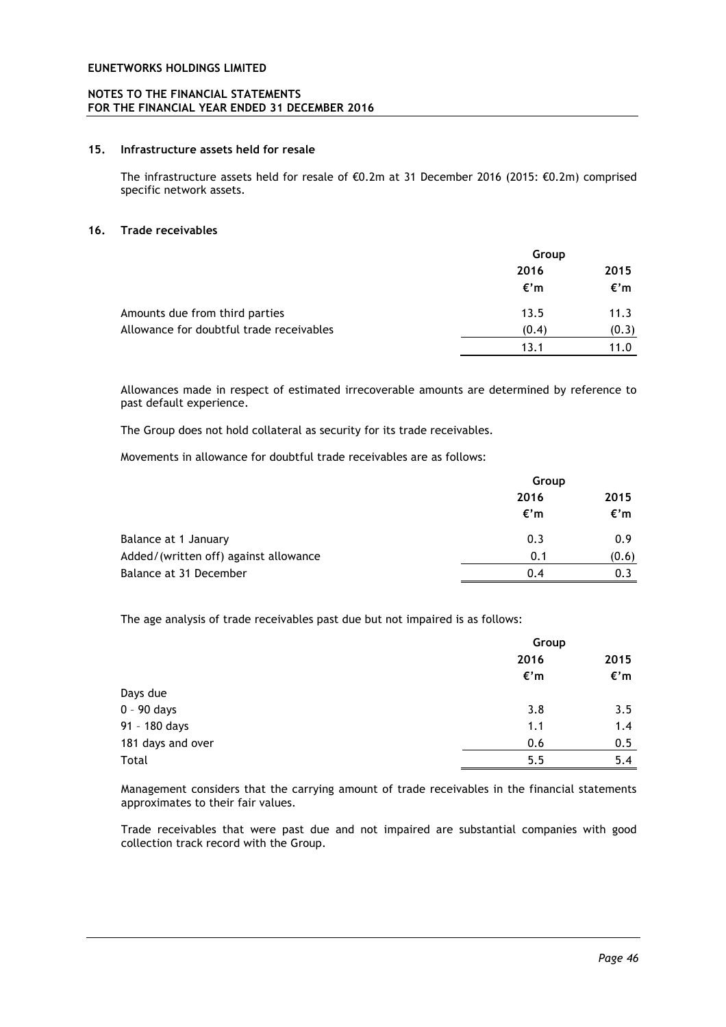## 15. Infrastructure assets held for resale

The infrastructure assets held for resale of €0.2m at 31 December 2016 (2015: €0.2m) comprised specific network assets.

## 16. Trade receivables

| | Group | |
|---|---|---|
| | 2016 | 2015 |
| | €'m | €'m |
| Amounts due from third parties | 13.5 | 11.3 |
| Allowance for doubtful trade receivables | (0.4) | (0.3) |
| | 13.1 | 11.0 |

Allowances made in respect of estimated irrecoverable amounts are determined by reference to past default experience.

The Group does not hold collateral as security for its trade receivables.

Movements in allowance for doubtful trade receivables are as follows:

| | Group | |
|---|---|---|
| | 2016 | 2015 |
| | €'m | €'m |
| Balance at 1 January | 0.3 | 0.9 |
| Added/(written off) against allowance | 0.1 | (0.6) |
| Balance at 31 December | 0.4 | 0.3 |

The age analysis of trade receivables past due but not impaired is as follows:

| | Group | |
|---|---|---|
| | 2016 | 2015 |
| | €'m | €'m |
| Days due | | |
| 0 – 90 days | 3.8 | 3.5 |
| 91 – 180 days | 1.1 | 1.4 |
| 181 days and over | 0.6 | 0.5 |
| Total | 5.5 | 5.4 |

Management considers that the carrying amount of trade receivables in the financial statements approximates to their fair values.

Trade receivables that were past due and not impaired are substantial companies with good collection track record with the Group.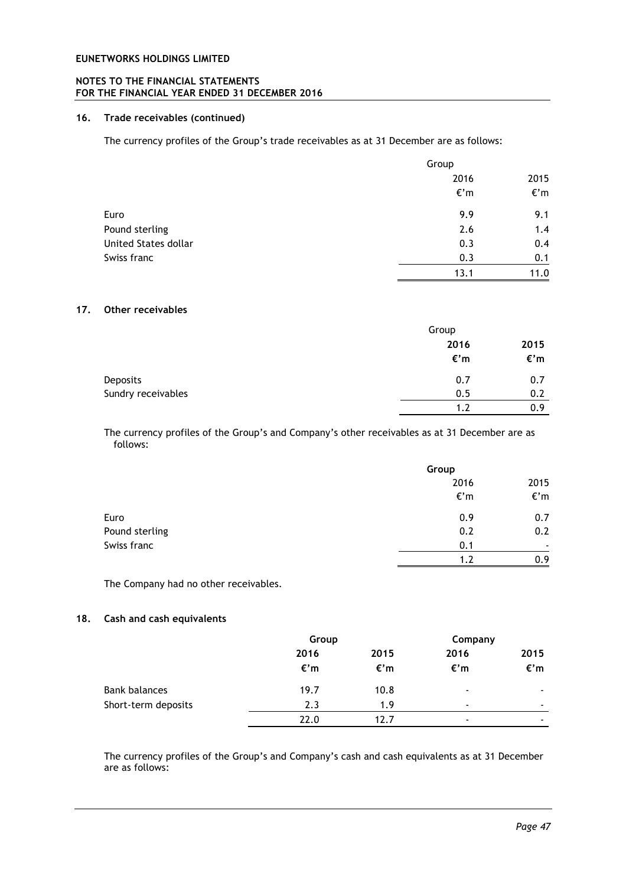## 16. Trade receivables (continued)

The currency profiles of the Group's trade receivables as at 31 December are as follows:

| | Group | |
|---|---|---|
| | 2016 | 2015 |
| | €'m | €'m |
| Euro | 9.9 | 9.1 |
| Pound sterling | 2.6 | 1.4 |
| United States dollar | 0.3 | 0.4 |
| Swiss franc | 0.3 | 0.1 |
| | 13.1 | 11.0 |

## 17. Other receivables

| | Group | |
|---|---|---|
| | **2016** | **2015** |
| | **€'m** | **€'m** |
| Deposits | 0.7 | 0.7 |
| Sundry receivables | 0.5 | 0.2 |
| | 1.2 | 0.9 |

The currency profiles of the Group's and Company's other receivables as at 31 December are as follows:

| | **Group** | |
|---|---|---|
| | 2016 | 2015 |
| | €'m | €'m |
| Euro | 0.9 | 0.7 |
| Pound sterling | 0.2 | 0.2 |
| Swiss franc | 0.1 | - |
| | 1.2 | 0.9 |

The Company had no other receivables.

## 18. Cash and cash equivalents

| | **Group** | | **Company** | |
|---|---|---|---|---|
| | **2016** | **2015** | **2016** | **2015** |
| | **€'m** | **€'m** | **€'m** | **€'m** |
| Bank balances | 19.7 | 10.8 | - | - |
| Short-term deposits | 2.3 | 1.9 | - | - |
| | 22.0 | 12.7 | - | - |

The currency profiles of the Group's and Company's cash and cash equivalents as at 31 December are as follows: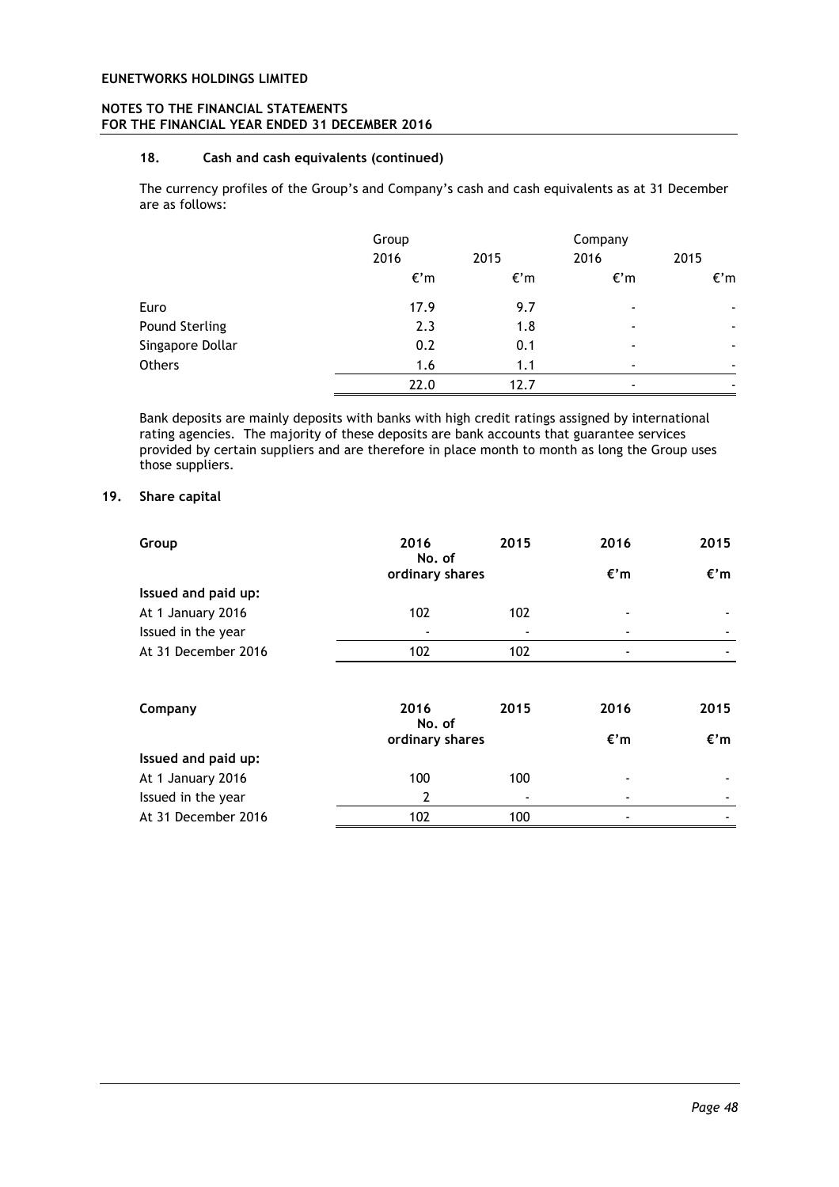#### 18. Cash and cash equivalents (continued)

The currency profiles of the Group's and Company's cash and cash equivalents as at 31 December are as follows:

| | Group | | Company | |
|---|---|---|---|---|
| | 2016 | 2015 | 2016 | 2015 |
| | €'m | €'m | €'m | €'m |
| Euro | 17.9 | 9.7 | - | - |
| Pound Sterling | 2.3 | 1.8 | - | - |
| Singapore Dollar | 0.2 | 0.1 | - | - |
| Others | 1.6 | 1.1 | - | - |
| | 22.0 | 12.7 | - | - |

Bank deposits are mainly deposits with banks with high credit ratings assigned by international rating agencies. The majority of these deposits are bank accounts that guarantee services provided by certain suppliers and are therefore in place month to month as long the Group uses those suppliers.

## 19. Share capital

| Group | 2016 No. of ordinary shares | 2015 | 2016 €'m | 2015 €'m |
|---|---|---|---|---|
| **Issued and paid up:** | | | | |
| At 1 January 2016 | 102 | 102 | - | - |
| Issued in the year | - | - | - | - |
| At 31 December 2016 | 102 | 102 | - | - |

| Company | 2016 No. of ordinary shares | 2015 | 2016 €'m | 2015 €'m |
|---|---|---|---|---|
| **Issued and paid up:** | | | | |
| At 1 January 2016 | 100 | 100 | - | - |
| Issued in the year | 2 | - | - | - |
| At 31 December 2016 | 102 | 100 | - | - |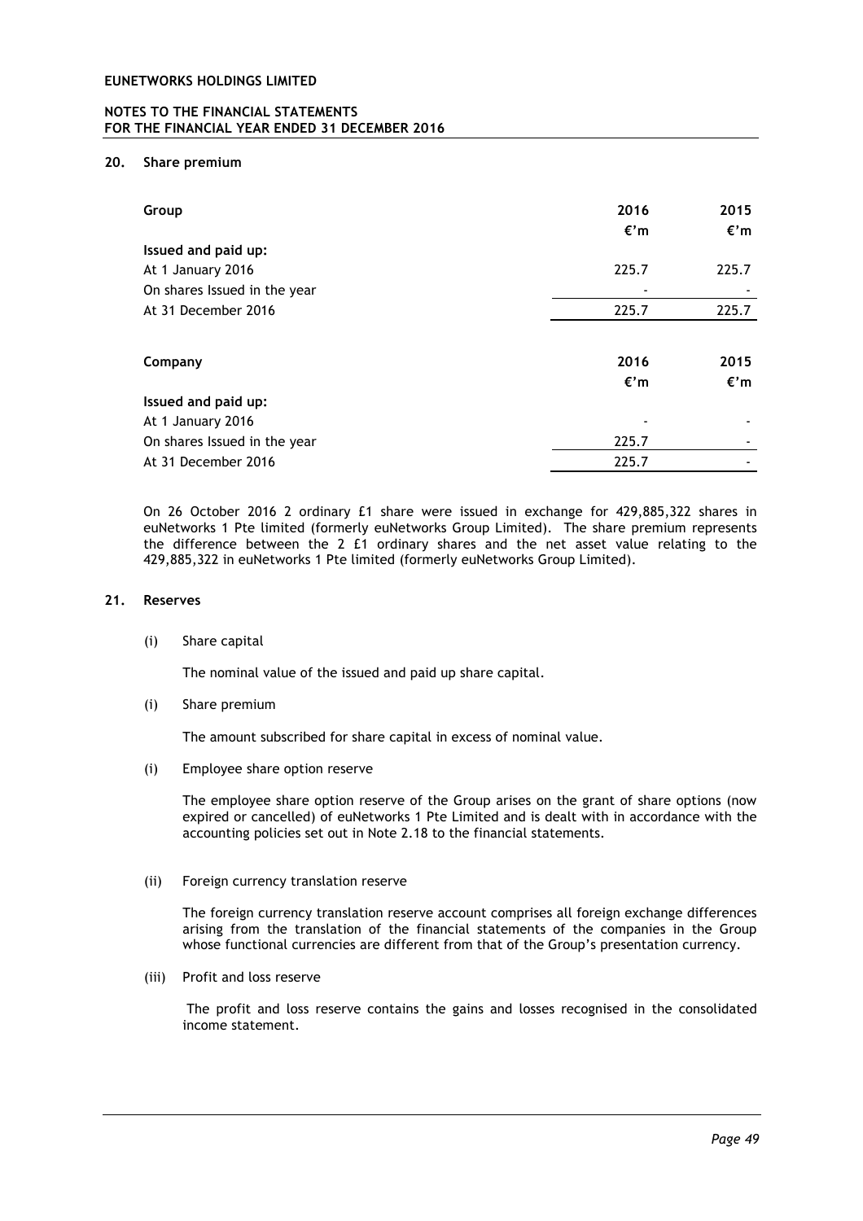## 20. Share premium

| Group | 2016 | 2015 |
|---|---|---|
| | €'m | €'m |
| **Issued and paid up:** | | |
| At 1 January 2016 | 225.7 | 225.7 |
| On shares Issued in the year | - | - |
| At 31 December 2016 | 225.7 | 225.7 |

| Company | 2016 | 2015 |
|---|---|---|
| | €'m | €'m |
| **Issued and paid up:** | | |
| At 1 January 2016 | - | - |
| On shares Issued in the year | 225.7 | - |
| At 31 December 2016 | 225.7 | - |

On 26 October 2016 2 ordinary £1 share were issued in exchange for 429,885,322 shares in euNetworks 1 Pte limited (formerly euNetworks Group Limited). The share premium represents the difference between the 2 £1 ordinary shares and the net asset value relating to the 429,885,322 in euNetworks 1 Pte limited (formerly euNetworks Group Limited).

## 21. Reserves

(i) Share capital

The nominal value of the issued and paid up share capital.

(i) Share premium

The amount subscribed for share capital in excess of nominal value.

(i) Employee share option reserve

The employee share option reserve of the Group arises on the grant of share options (now expired or cancelled) of euNetworks 1 Pte Limited and is dealt with in accordance with the accounting policies set out in Note 2.18 to the financial statements.

(ii) Foreign currency translation reserve

The foreign currency translation reserve account comprises all foreign exchange differences arising from the translation of the financial statements of the companies in the Group whose functional currencies are different from that of the Group's presentation currency.

(iii) Profit and loss reserve

The profit and loss reserve contains the gains and losses recognised in the consolidated income statement.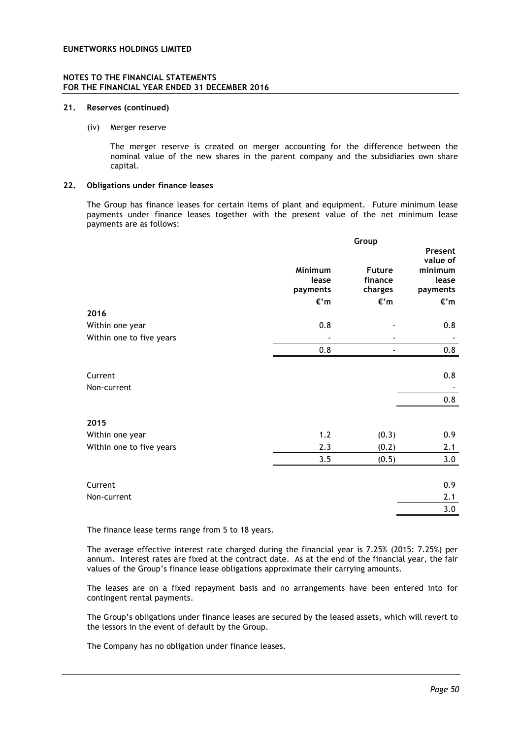### 21. Reserves (continued)

(iv) Merger reserve

The merger reserve is created on merger accounting for the difference between the nominal value of the new shares in the parent company and the subsidiaries own share capital.

### 22. Obligations under finance leases

The Group has finance leases for certain items of plant and equipment. Future minimum lease payments under finance leases together with the present value of the net minimum lease payments are as follows:

| | Group | | |
|---|---|---|---|
| | **Minimum lease payments** | **Future finance charges** | **Present value of minimum lease payments** |
| | **€'m** | **€'m** | **€'m** |
| **2016** | | | |
| Within one year | 0.8 | - | 0.8 |
| Within one to five years | - | - | - |
| | 0.8 | - | 0.8 |
| | | | |
| Current | | | 0.8 |
| Non-current | | | - |
| | | | 0.8 |
| | | | |
| **2015** | | | |
| Within one year | 1.2 | (0.3) | 0.9 |
| Within one to five years | 2.3 | (0.2) | 2.1 |
| | 3.5 | (0.5) | 3.0 |
| | | | |
| Current | | | 0.9 |
| Non-current | | | 2.1 |
| | | | 3.0 |

The finance lease terms range from 5 to 18 years.

The average effective interest rate charged during the financial year is 7.25% (2015: 7.25%) per annum. Interest rates are fixed at the contract date. As at the end of the financial year, the fair values of the Group's finance lease obligations approximate their carrying amounts.

The leases are on a fixed repayment basis and no arrangements have been entered into for contingent rental payments.

The Group's obligations under finance leases are secured by the leased assets, which will revert to the lessors in the event of default by the Group.

The Company has no obligation under finance leases.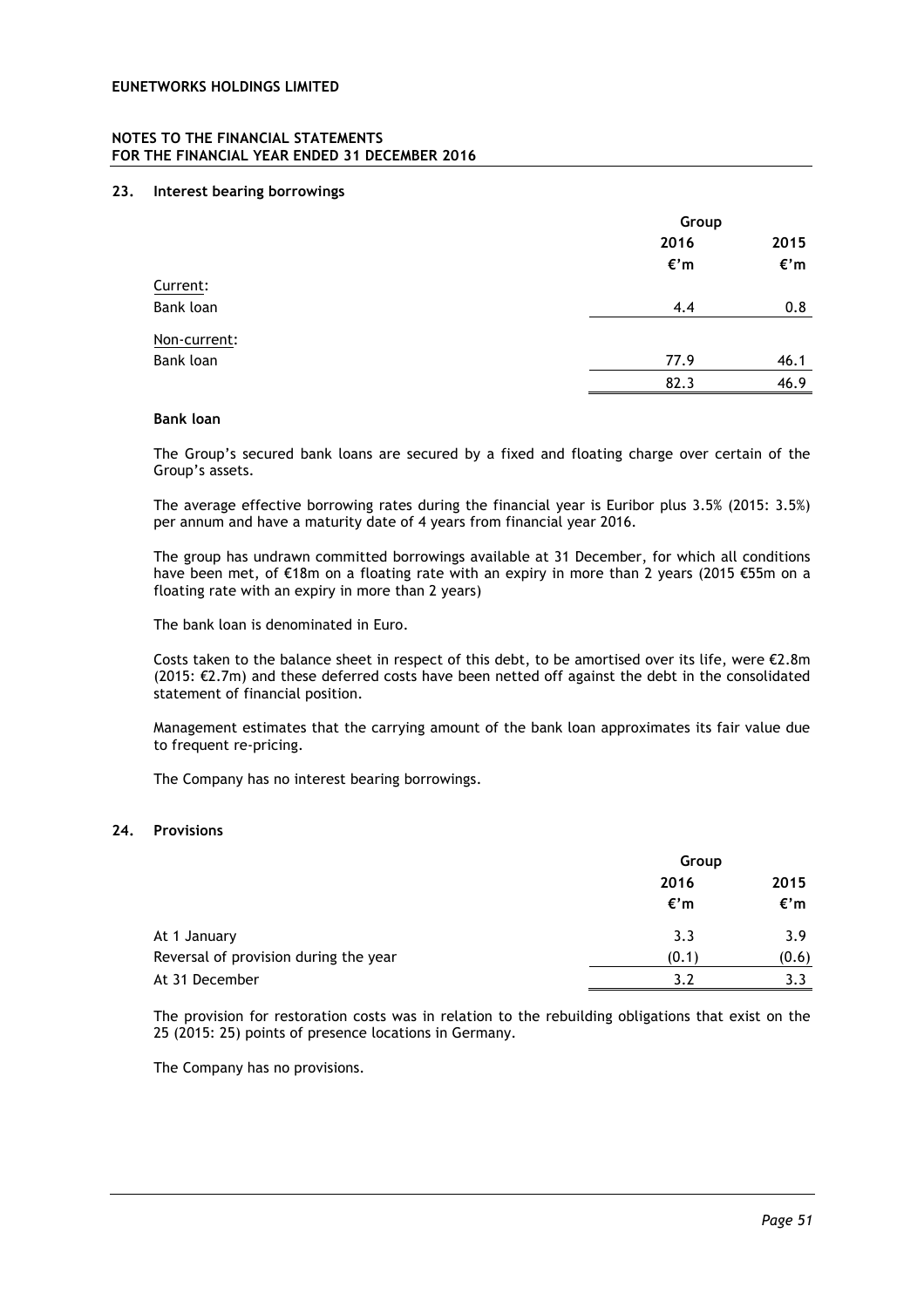## 23. Interest bearing borrowings

| | Group | |
|---|---|---|
| | 2016 | 2015 |
| | €'m | €'m |
| Current: | | |
| Bank loan | 4.4 | 0.8 |
| Non-current: | | |
| Bank loan | 77.9 | 46.1 |
| | 82.3 | 46.9 |

**Bank loan**

The Group's secured bank loans are secured by a fixed and floating charge over certain of the Group's assets.

The average effective borrowing rates during the financial year is Euribor plus 3.5% (2015: 3.5%) per annum and have a maturity date of 4 years from financial year 2016.

The group has undrawn committed borrowings available at 31 December, for which all conditions have been met, of €18m on a floating rate with an expiry in more than 2 years (2015 €55m on a floating rate with an expiry in more than 2 years)

The bank loan is denominated in Euro.

Costs taken to the balance sheet in respect of this debt, to be amortised over its life, were €2.8m (2015: €2.7m) and these deferred costs have been netted off against the debt in the consolidated statement of financial position.

Management estimates that the carrying amount of the bank loan approximates its fair value due to frequent re-pricing.

The Company has no interest bearing borrowings.

## 24. Provisions

| | Group | |
|---|---|---|
| | 2016 | 2015 |
| | €'m | €'m |
| At 1 January | 3.3 | 3.9 |
| Reversal of provision during the year | (0.1) | (0.6) |
| At 31 December | 3.2 | 3.3 |

The provision for restoration costs was in relation to the rebuilding obligations that exist on the 25 (2015: 25) points of presence locations in Germany.

The Company has no provisions.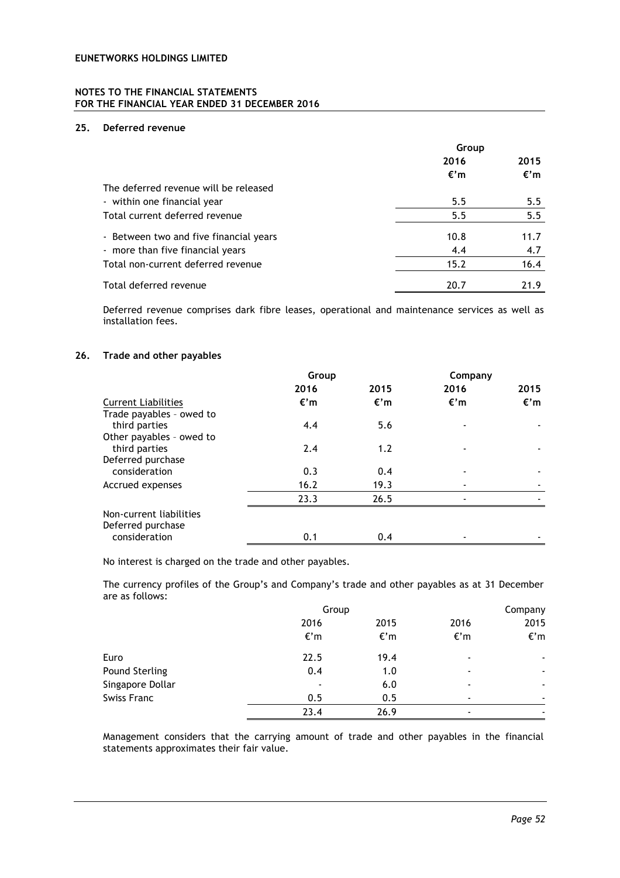## 25. Deferred revenue

| | Group | |
|---|---|---|
| | 2016 | 2015 |
| | €'m | €'m |
| The deferred revenue will be released | | |
| - within one financial year | 5.5 | 5.5 |
| Total current deferred revenue | 5.5 | 5.5 |
| - Between two and five financial years | 10.8 | 11.7 |
| - more than five financial years | 4.4 | 4.7 |
| Total non-current deferred revenue | 15.2 | 16.4 |
| Total deferred revenue | 20.7 | 21.9 |

Deferred revenue comprises dark fibre leases, operational and maintenance services as well as installation fees.

## 26. Trade and other payables

| | Group | | Company | |
|---|---|---|---|---|
| | 2016 | 2015 | 2016 | 2015 |
| Current Liabilities | €'m | €'m | €'m | €'m |
| Trade payables – owed to third parties | 4.4 | 5.6 | - | - |
| Other payables – owed to third parties | 2.4 | 1.2 | - | - |
| Deferred purchase consideration | 0.3 | 0.4 | - | - |
| Accrued expenses | 16.2 | 19.3 | - | - |
| | 23.3 | 26.5 | - | - |
| Non-current liabilities | | | | |
| Deferred purchase consideration | 0.1 | 0.4 | - | - |

No interest is charged on the trade and other payables.

The currency profiles of the Group's and Company's trade and other payables as at 31 December are as follows:

| | Group | | | Company |
|---|---|---|---|---|
| | 2016 | 2015 | 2016 | 2015 |
| | €'m | €'m | €'m | €'m |
| Euro | 22.5 | 19.4 | - | - |
| Pound Sterling | 0.4 | 1.0 | - | - |
| Singapore Dollar | - | 6.0 | - | - |
| Swiss Franc | 0.5 | 0.5 | - | - |
| | 23.4 | 26.9 | - | - |

Management considers that the carrying amount of trade and other payables in the financial statements approximates their fair value.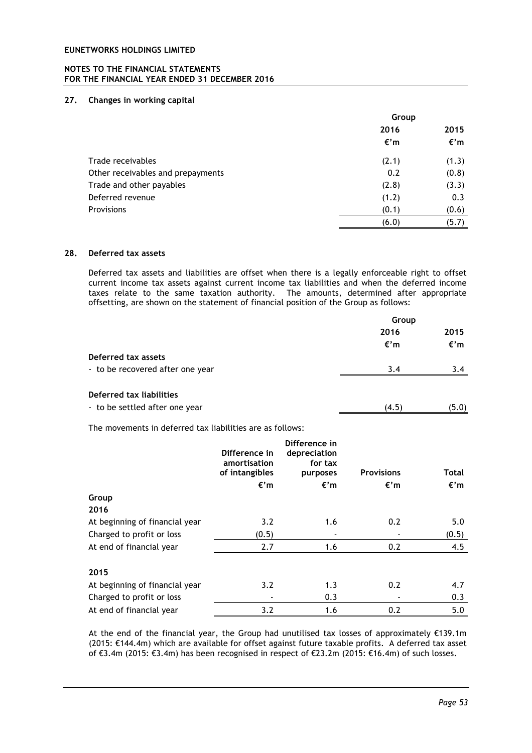## 27. Changes in working capital

| | Group | |
|---|---|---|
| | 2016 | 2015 |
| | €'m | €'m |
| Trade receivables | (2.1) | (1.3) |
| Other receivables and prepayments | 0.2 | (0.8) |
| Trade and other payables | (2.8) | (3.3) |
| Deferred revenue | (1.2) | 0.3 |
| Provisions | (0.1) | (0.6) |
| | (6.0) | (5.7) |

## 28. Deferred tax assets

Deferred tax assets and liabilities are offset when there is a legally enforceable right to offset current income tax assets against current income tax liabilities and when the deferred income taxes relate to the same taxation authority. The amounts, determined after appropriate offsetting, are shown on the statement of financial position of the Group as follows:

| | Group | |
|---|---|---|
| | 2016 | 2015 |
| | €'m | €'m |
| **Deferred tax assets** | | |
| - to be recovered after one year | 3.4 | 3.4 |
| **Deferred tax liabilities** | | |
| - to be settled after one year | (4.5) | (5.0) |

The movements in deferred tax liabilities are as follows:

| | Difference in amortisation of intangibles | Difference in depreciation for tax purposes | Provisions | Total |
|---|---|---|---|---|
| | €'m | €'m | €'m | €'m |
| **Group** | | | | |
| **2016** | | | | |
| At beginning of financial year | 3.2 | 1.6 | 0.2 | 5.0 |
| Charged to profit or loss | (0.5) | - | - | (0.5) |
| At end of financial year | 2.7 | 1.6 | 0.2 | 4.5 |
| **2015** | | | | |
| At beginning of financial year | 3.2 | 1.3 | 0.2 | 4.7 |
| Charged to profit or loss | - | 0.3 | - | 0.3 |
| At end of financial year | 3.2 | 1.6 | 0.2 | 5.0 |

At the end of the financial year, the Group had unutilised tax losses of approximately €139.1m (2015: €144.4m) which are available for offset against future taxable profits. A deferred tax asset of €3.4m (2015: €3.4m) has been recognised in respect of €23.2m (2015: €16.4m) of such losses.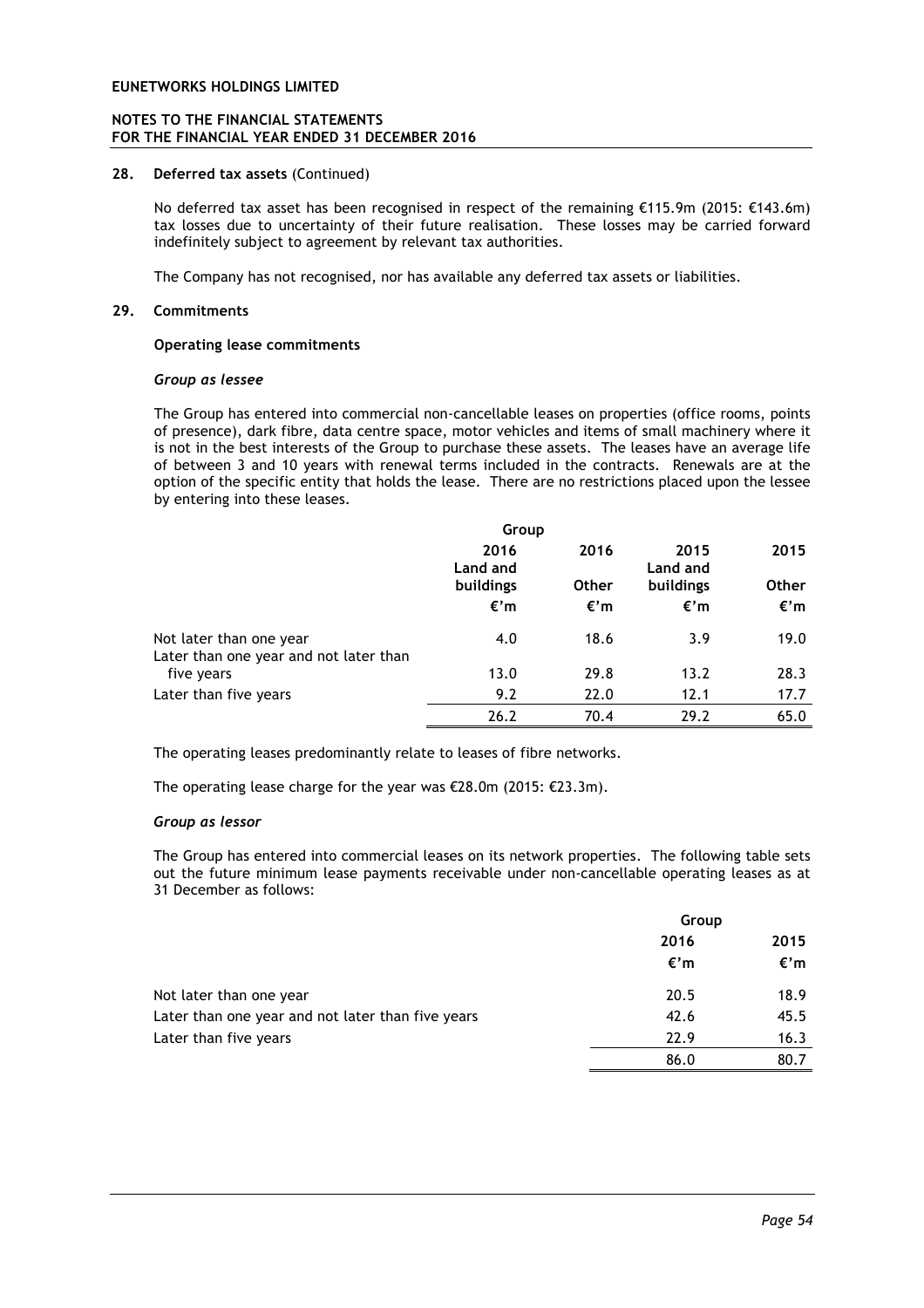## 28. Deferred tax assets (Continued)

No deferred tax asset has been recognised in respect of the remaining €115.9m (2015: €143.6m) tax losses due to uncertainty of their future realisation. These losses may be carried forward indefinitely subject to agreement by relevant tax authorities.

The Company has not recognised, nor has available any deferred tax assets or liabilities.

## 29. Commitments

### Operating lease commitments

*Group as lessee*

The Group has entered into commercial non-cancellable leases on properties (office rooms, points of presence), dark fibre, data centre space, motor vehicles and items of small machinery where it is not in the best interests of the Group to purchase these assets. The leases have an average life of between 3 and 10 years with renewal terms included in the contracts. Renewals are at the option of the specific entity that holds the lease. There are no restrictions placed upon the lessee by entering into these leases.

| | Group | | | |
|---|---|---|---|---|
| | 2016 Land and buildings | 2016 Other | 2015 Land and buildings | 2015 Other |
| | €'m | €'m | €'m | €'m |
| Not later than one year | 4.0 | 18.6 | 3.9 | 19.0 |
| Later than one year and not later than five years | 13.0 | 29.8 | 13.2 | 28.3 |
| Later than five years | 9.2 | 22.0 | 12.1 | 17.7 |
| | 26.2 | 70.4 | 29.2 | 65.0 |

The operating leases predominantly relate to leases of fibre networks.

The operating lease charge for the year was €28.0m (2015: €23.3m).

*Group as lessor*

The Group has entered into commercial leases on its network properties. The following table sets out the future minimum lease payments receivable under non-cancellable operating leases as at 31 December as follows:

| | Group | |
|---|---|---|
| | 2016 | 2015 |
| | €'m | €'m |
| Not later than one year | 20.5 | 18.9 |
| Later than one year and not later than five years | 42.6 | 45.5 |
| Later than five years | 22.9 | 16.3 |
| | 86.0 | 80.7 |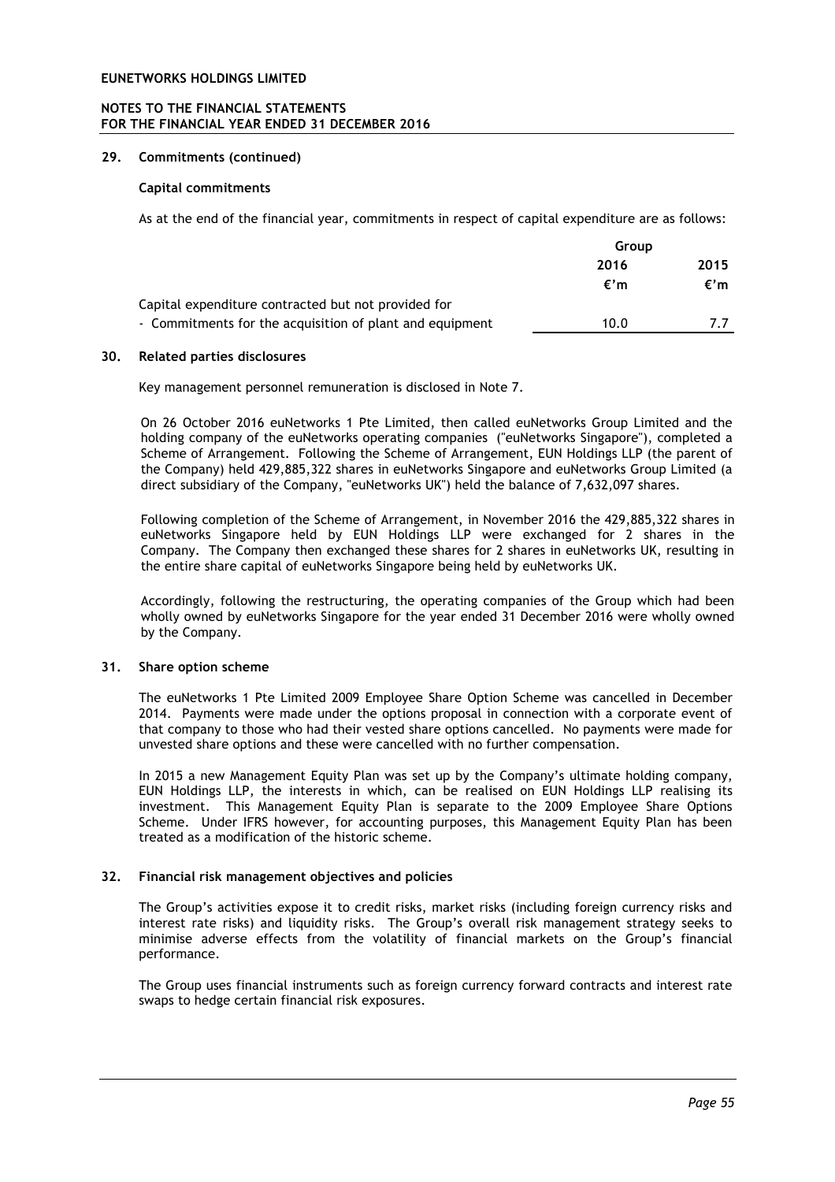## 29. Commitments (continued)

### Capital commitments

As at the end of the financial year, commitments in respect of capital expenditure are as follows:

| | Group | |
|---|---|---|
| | 2016 | 2015 |
| | €'m | €'m |
| Capital expenditure contracted but not provided for | | |
| - Commitments for the acquisition of plant and equipment | 10.0 | 7.7 |

## 30. Related parties disclosures

Key management personnel remuneration is disclosed in Note 7.

On 26 October 2016 euNetworks 1 Pte Limited, then called euNetworks Group Limited and the holding company of the euNetworks operating companies ("euNetworks Singapore"), completed a Scheme of Arrangement. Following the Scheme of Arrangement, EUN Holdings LLP (the parent of the Company) held 429,885,322 shares in euNetworks Singapore and euNetworks Group Limited (a direct subsidiary of the Company, "euNetworks UK") held the balance of 7,632,097 shares.

Following completion of the Scheme of Arrangement, in November 2016 the 429,885,322 shares in euNetworks Singapore held by EUN Holdings LLP were exchanged for 2 shares in the Company. The Company then exchanged these shares for 2 shares in euNetworks UK, resulting in the entire share capital of euNetworks Singapore being held by euNetworks UK.

Accordingly, following the restructuring, the operating companies of the Group which had been wholly owned by euNetworks Singapore for the year ended 31 December 2016 were wholly owned by the Company.

## 31. Share option scheme

The euNetworks 1 Pte Limited 2009 Employee Share Option Scheme was cancelled in December 2014. Payments were made under the options proposal in connection with a corporate event of that company to those who had their vested share options cancelled. No payments were made for unvested share options and these were cancelled with no further compensation.

In 2015 a new Management Equity Plan was set up by the Company's ultimate holding company, EUN Holdings LLP, the interests in which, can be realised on EUN Holdings LLP realising its investment. This Management Equity Plan is separate to the 2009 Employee Share Options Scheme. Under IFRS however, for accounting purposes, this Management Equity Plan has been treated as a modification of the historic scheme.

## 32. Financial risk management objectives and policies

The Group's activities expose it to credit risks, market risks (including foreign currency risks and interest rate risks) and liquidity risks. The Group's overall risk management strategy seeks to minimise adverse effects from the volatility of financial markets on the Group's financial performance.

The Group uses financial instruments such as foreign currency forward contracts and interest rate swaps to hedge certain financial risk exposures.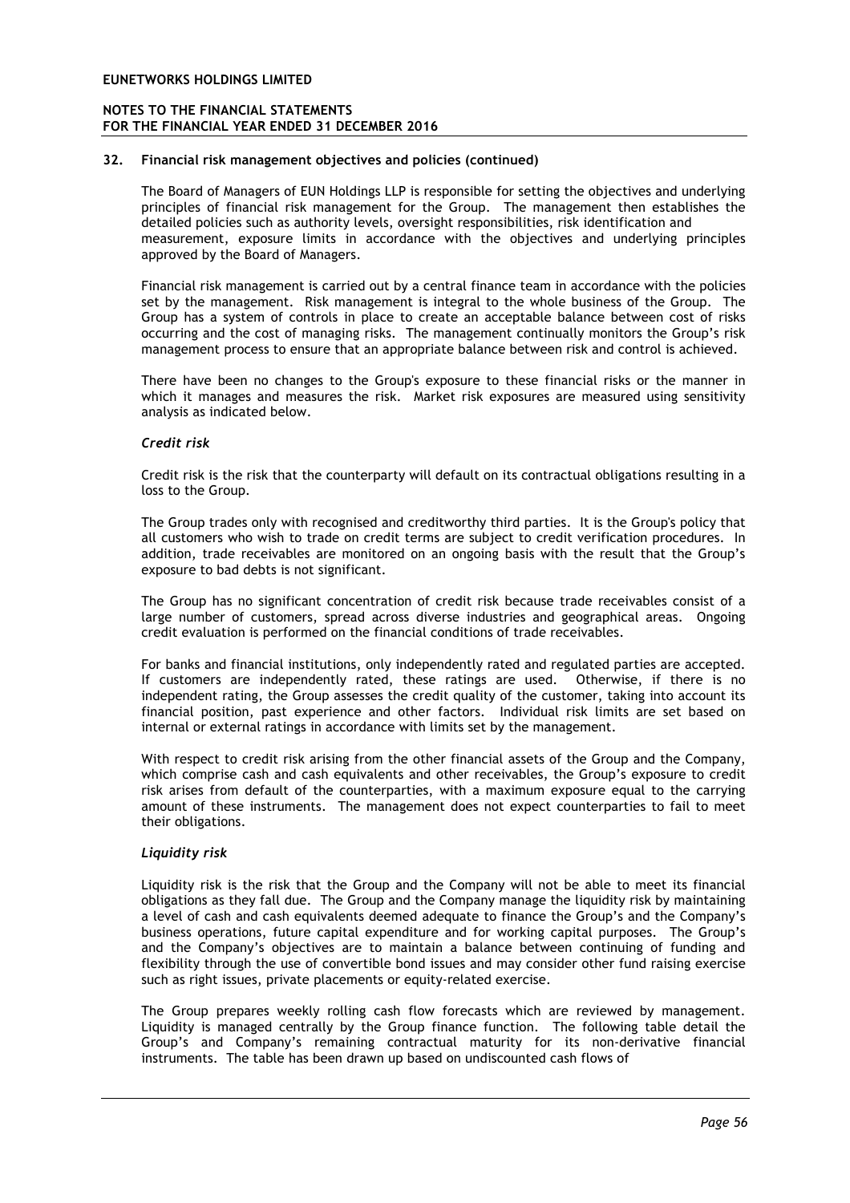## 32. Financial risk management objectives and policies (continued)

The Board of Managers of EUN Holdings LLP is responsible for setting the objectives and underlying principles of financial risk management for the Group. The management then establishes the detailed policies such as authority levels, oversight responsibilities, risk identification and measurement, exposure limits in accordance with the objectives and underlying principles approved by the Board of Managers.

Financial risk management is carried out by a central finance team in accordance with the policies set by the management. Risk management is integral to the whole business of the Group. The Group has a system of controls in place to create an acceptable balance between cost of risks occurring and the cost of managing risks. The management continually monitors the Group's risk management process to ensure that an appropriate balance between risk and control is achieved.

There have been no changes to the Group's exposure to these financial risks or the manner in which it manages and measures the risk. Market risk exposures are measured using sensitivity analysis as indicated below.

### *Credit risk*

Credit risk is the risk that the counterparty will default on its contractual obligations resulting in a loss to the Group.

The Group trades only with recognised and creditworthy third parties. It is the Group's policy that all customers who wish to trade on credit terms are subject to credit verification procedures. In addition, trade receivables are monitored on an ongoing basis with the result that the Group's exposure to bad debts is not significant.

The Group has no significant concentration of credit risk because trade receivables consist of a large number of customers, spread across diverse industries and geographical areas. Ongoing credit evaluation is performed on the financial conditions of trade receivables.

For banks and financial institutions, only independently rated and regulated parties are accepted. If customers are independently rated, these ratings are used. Otherwise, if there is no independent rating, the Group assesses the credit quality of the customer, taking into account its financial position, past experience and other factors. Individual risk limits are set based on internal or external ratings in accordance with limits set by the management.

With respect to credit risk arising from the other financial assets of the Group and the Company, which comprise cash and cash equivalents and other receivables, the Group's exposure to credit risk arises from default of the counterparties, with a maximum exposure equal to the carrying amount of these instruments. The management does not expect counterparties to fail to meet their obligations.

### *Liquidity risk*

Liquidity risk is the risk that the Group and the Company will not be able to meet its financial obligations as they fall due. The Group and the Company manage the liquidity risk by maintaining a level of cash and cash equivalents deemed adequate to finance the Group's and the Company's business operations, future capital expenditure and for working capital purposes. The Group's and the Company's objectives are to maintain a balance between continuing of funding and flexibility through the use of convertible bond issues and may consider other fund raising exercise such as right issues, private placements or equity-related exercise.

The Group prepares weekly rolling cash flow forecasts which are reviewed by management. Liquidity is managed centrally by the Group finance function. The following table detail the Group's and Company's remaining contractual maturity for its non-derivative financial instruments. The table has been drawn up based on undiscounted cash flows of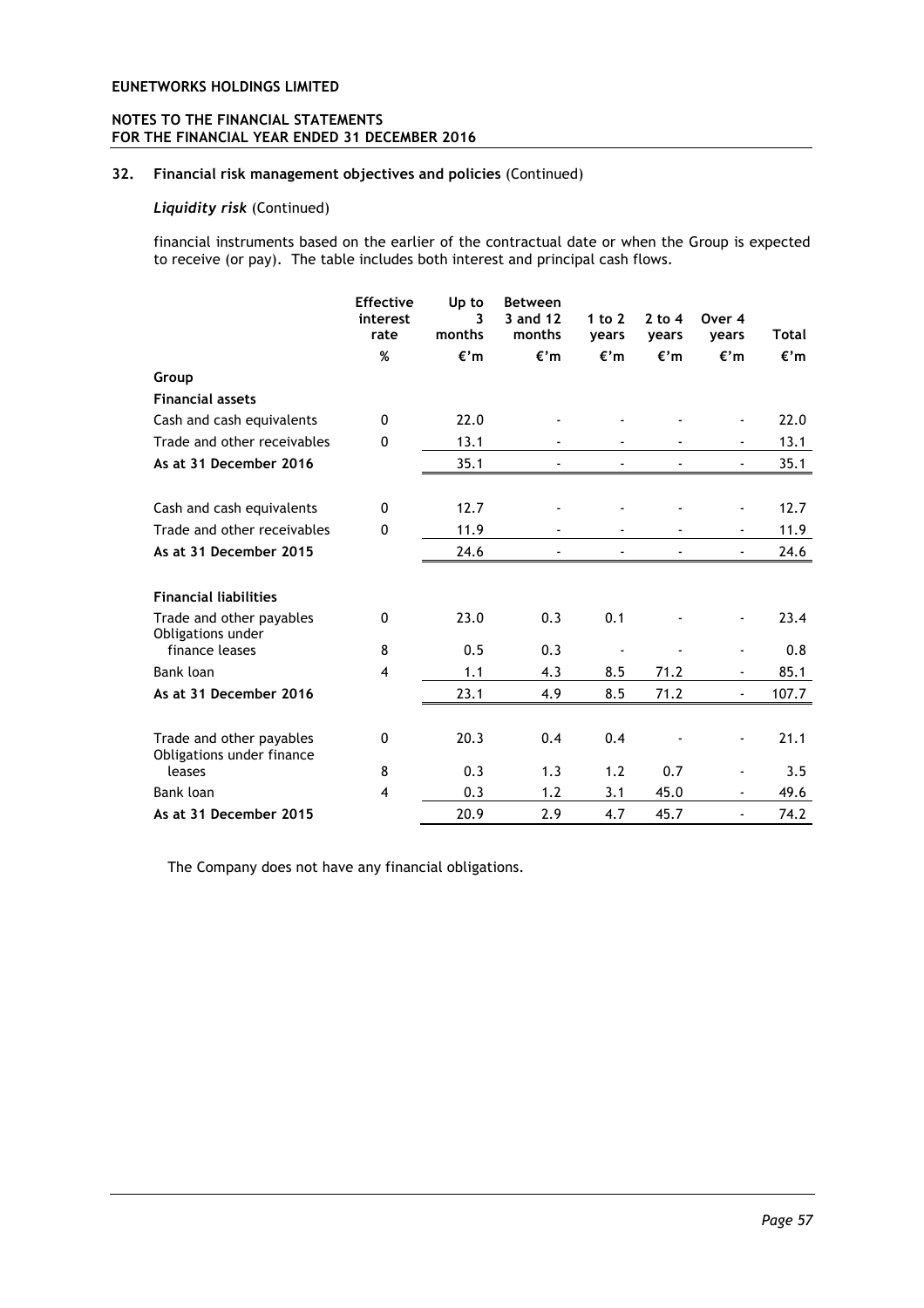## 32. Financial risk management objectives and policies (Continued)

### *Liquidity risk* (Continued)

financial instruments based on the earlier of the contractual date or when the Group is expected to receive (or pay). The table includes both interest and principal cash flows.

| | Effective interest rate | Up to 3 months | Between 3 and 12 months | 1 to 2 years | 2 to 4 years | Over 4 years | Total |
|---|---|---|---|---|---|---|---|
| | % | €'m | €'m | €'m | €'m | €'m | €'m |
| **Group** | | | | | | | |
| **Financial assets** | | | | | | | |
| Cash and cash equivalents | 0 | 22.0 | - | - | - | - | 22.0 |
| Trade and other receivables | 0 | 13.1 | - | - | - | - | 13.1 |
| **As at 31 December 2016** | | 35.1 | - | - | - | - | 35.1 |
| Cash and cash equivalents | 0 | 12.7 | - | - | - | - | 12.7 |
| Trade and other receivables | 0 | 11.9 | - | - | - | - | 11.9 |
| **As at 31 December 2015** | | 24.6 | - | - | - | - | 24.6 |
| **Financial liabilities** | | | | | | | |
| Trade and other payables | 0 | 23.0 | 0.3 | 0.1 | - | - | 23.4 |
| Obligations under finance leases | 8 | 0.5 | 0.3 | - | - | - | 0.8 |
| Bank loan | 4 | 1.1 | 4.3 | 8.5 | 71.2 | - | 85.1 |
| **As at 31 December 2016** | | 23.1 | 4.9 | 8.5 | 71.2 | - | 107.7 |
| Trade and other payables | 0 | 20.3 | 0.4 | 0.4 | - | - | 21.1 |
| Obligations under finance leases | 8 | 0.3 | 1.3 | 1.2 | 0.7 | - | 3.5 |
| Bank loan | 4 | 0.3 | 1.2 | 3.1 | 45.0 | - | 49.6 |
| **As at 31 December 2015** | | 20.9 | 2.9 | 4.7 | 45.7 | - | 74.2 |

The Company does not have any financial obligations.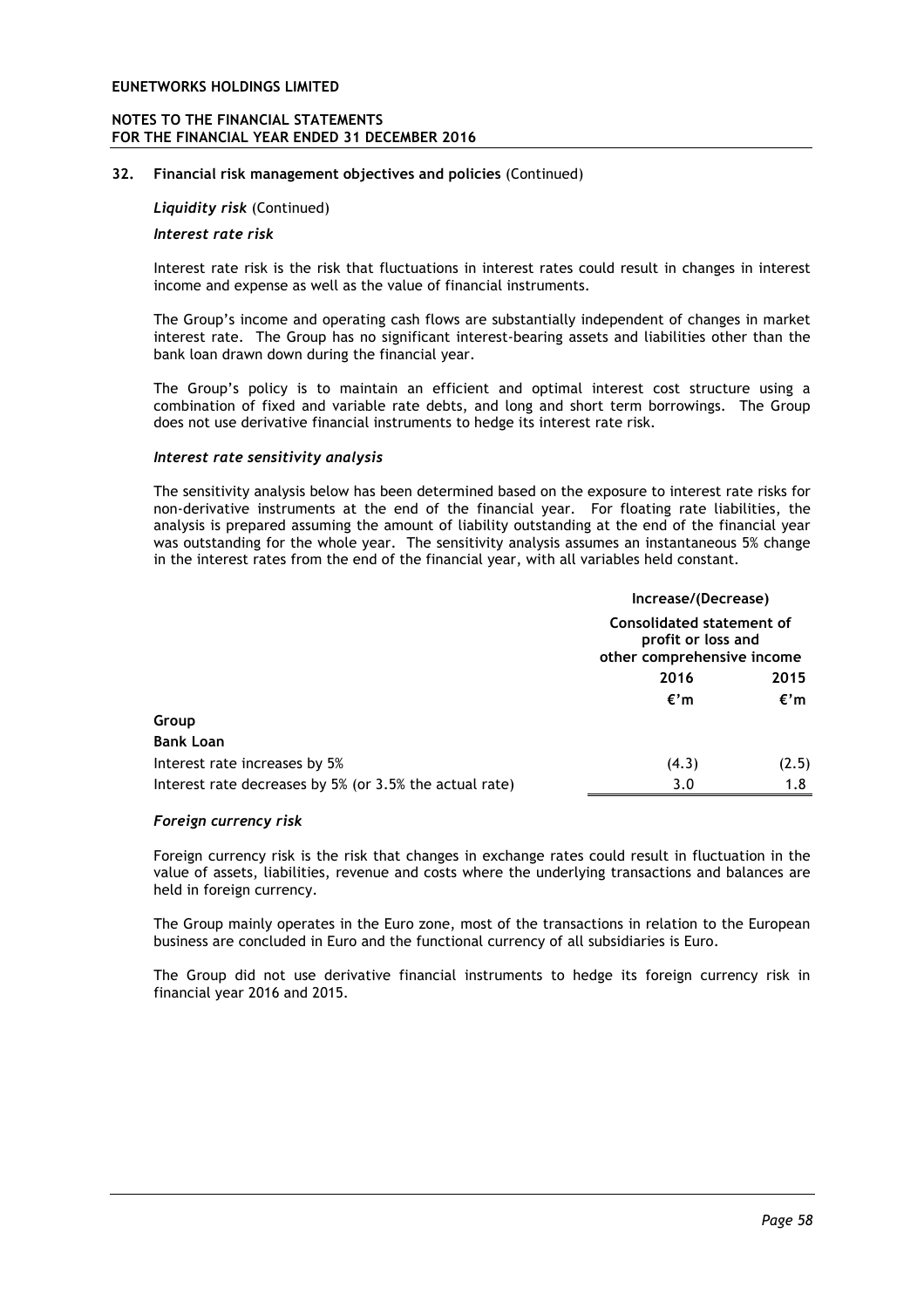## 32. Financial risk management objectives and policies (Continued)

*Liquidity risk* (Continued)

### *Interest rate risk*

Interest rate risk is the risk that fluctuations in interest rates could result in changes in interest income and expense as well as the value of financial instruments.

The Group's income and operating cash flows are substantially independent of changes in market interest rate. The Group has no significant interest-bearing assets and liabilities other than the bank loan drawn down during the financial year.

The Group's policy is to maintain an efficient and optimal interest cost structure using a combination of fixed and variable rate debts, and long and short term borrowings. The Group does not use derivative financial instruments to hedge its interest rate risk.

### *Interest rate sensitivity analysis*

The sensitivity analysis below has been determined based on the exposure to interest rate risks for non-derivative instruments at the end of the financial year. For floating rate liabilities, the analysis is prepared assuming the amount of liability outstanding at the end of the financial year was outstanding for the whole year. The sensitivity analysis assumes an instantaneous 5% change in the interest rates from the end of the financial year, with all variables held constant.

| | Increase/(Decrease) Consolidated statement of profit or loss and other comprehensive income | |
|---|---|---|
| | **2016** | **2015** |
| | **€'m** | **€'m** |
| **Group** | | |
| **Bank Loan** | | |
| Interest rate increases by 5% | (4.3) | (2.5) |
| Interest rate decreases by 5% (or 3.5% the actual rate) | 3.0 | 1.8 |

### *Foreign currency risk*

Foreign currency risk is the risk that changes in exchange rates could result in fluctuation in the value of assets, liabilities, revenue and costs where the underlying transactions and balances are held in foreign currency.

The Group mainly operates in the Euro zone, most of the transactions in relation to the European business are concluded in Euro and the functional currency of all subsidiaries is Euro.

The Group did not use derivative financial instruments to hedge its foreign currency risk in financial year 2016 and 2015.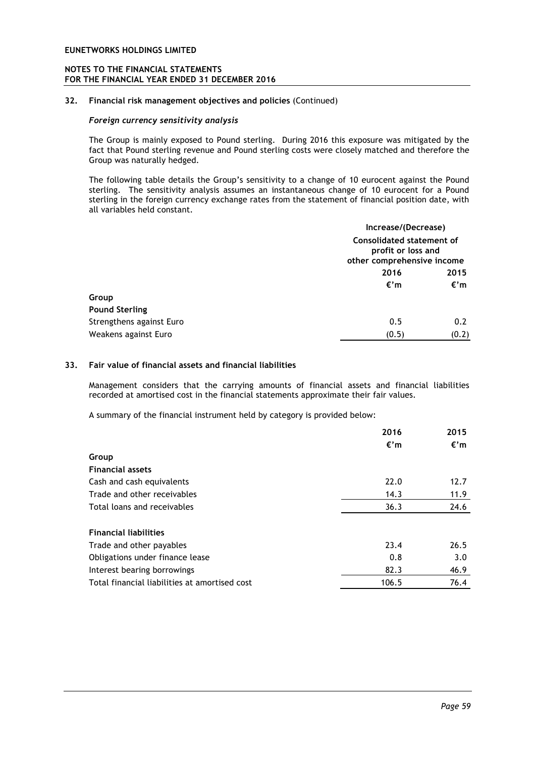### 32. Financial risk management objectives and policies (Continued)

*Foreign currency sensitivity analysis*

The Group is mainly exposed to Pound sterling. During 2016 this exposure was mitigated by the fact that Pound sterling revenue and Pound sterling costs were closely matched and therefore the Group was naturally hedged.

The following table details the Group's sensitivity to a change of 10 eurocent against the Pound sterling. The sensitivity analysis assumes an instantaneous change of 10 eurocent for a Pound sterling in the foreign currency exchange rates from the statement of financial position date, with all variables held constant.

| | Increase/(Decrease) | |
|---|---|---|
| | Consolidated statement of profit or loss and other comprehensive income | |
| | 2016 | 2015 |
| | €'m | €'m |
| **Group** | | |
| **Pound Sterling** | | |
| Strengthens against Euro | 0.5 | 0.2 |
| Weakens against Euro | (0.5) | (0.2) |

### 33. Fair value of financial assets and financial liabilities

Management considers that the carrying amounts of financial assets and financial liabilities recorded at amortised cost in the financial statements approximate their fair values.

A summary of the financial instrument held by category is provided below:

| | 2016 | 2015 |
|---|---|---|
| | €'m | €'m |
| **Group** | | |
| **Financial assets** | | |
| Cash and cash equivalents | 22.0 | 12.7 |
| Trade and other receivables | 14.3 | 11.9 |
| Total loans and receivables | 36.3 | 24.6 |
| | | |
| **Financial liabilities** | | |
| Trade and other payables | 23.4 | 26.5 |
| Obligations under finance lease | 0.8 | 3.0 |
| Interest bearing borrowings | 82.3 | 46.9 |
| Total financial liabilities at amortised cost | 106.5 | 76.4 |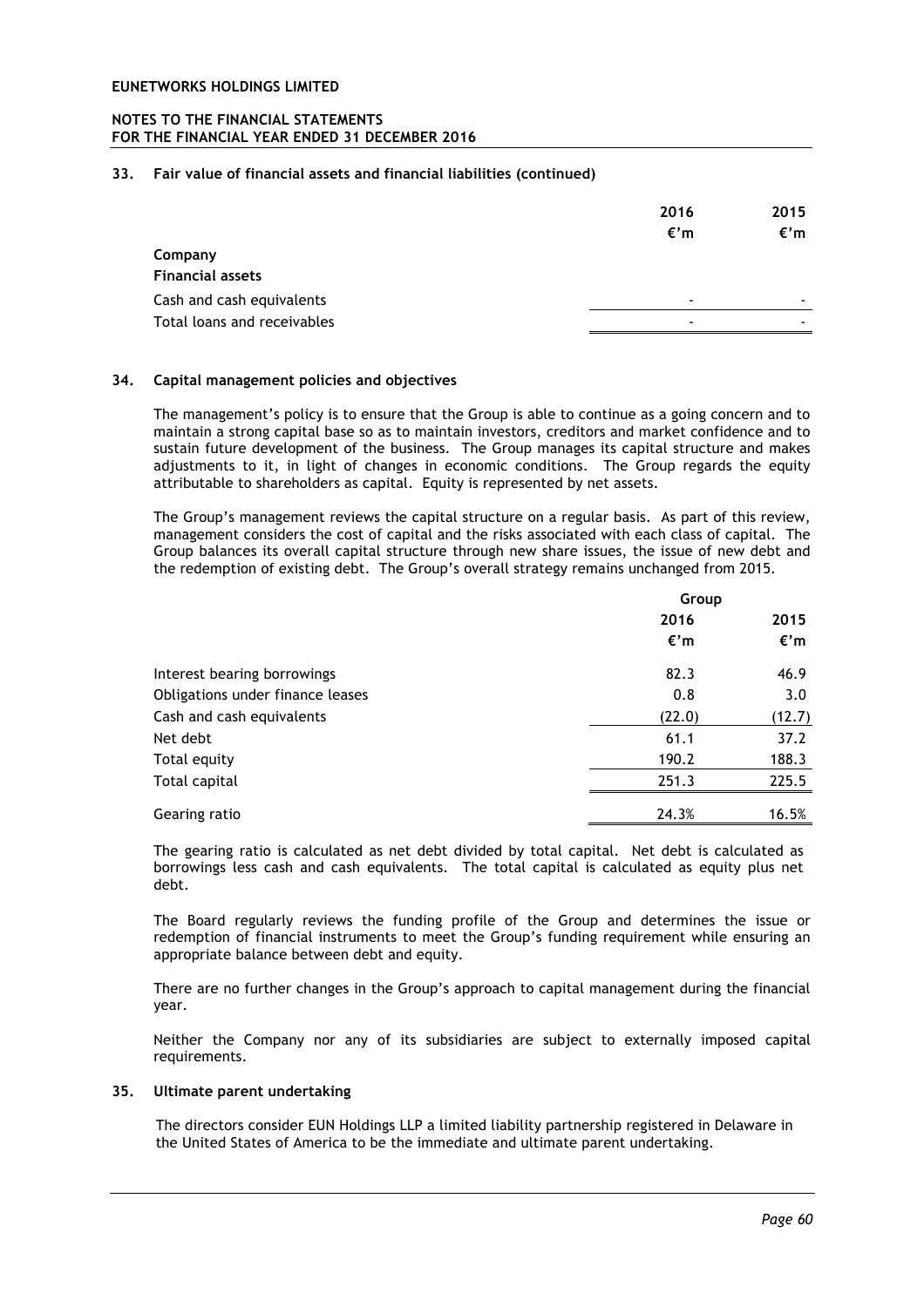## 33. Fair value of financial assets and financial liabilities (continued)

| | 2016 €'m | 2015 €'m |
|---|---|---|
| **Company** | | |
| **Financial assets** | | |
| Cash and cash equivalents | - | - |
| Total loans and receivables | - | - |

## 34. Capital management policies and objectives

The management's policy is to ensure that the Group is able to continue as a going concern and to maintain a strong capital base so as to maintain investors, creditors and market confidence and to sustain future development of the business. The Group manages its capital structure and makes adjustments to it, in light of changes in economic conditions. The Group regards the equity attributable to shareholders as capital. Equity is represented by net assets.

The Group's management reviews the capital structure on a regular basis. As part of this review, management considers the cost of capital and the risks associated with each class of capital. The Group balances its overall capital structure through new share issues, the issue of new debt and the redemption of existing debt. The Group's overall strategy remains unchanged from 2015.

| | Group | |
|---|---|---|
| | 2016 €'m | 2015 €'m |
| Interest bearing borrowings | 82.3 | 46.9 |
| Obligations under finance leases | 0.8 | 3.0 |
| Cash and cash equivalents | (22.0) | (12.7) |
| Net debt | 61.1 | 37.2 |
| Total equity | 190.2 | 188.3 |
| Total capital | 251.3 | 225.5 |
| Gearing ratio | 24.3% | 16.5% |

The gearing ratio is calculated as net debt divided by total capital. Net debt is calculated as borrowings less cash and cash equivalents. The total capital is calculated as equity plus net debt.

The Board regularly reviews the funding profile of the Group and determines the issue or redemption of financial instruments to meet the Group's funding requirement while ensuring an appropriate balance between debt and equity.

There are no further changes in the Group's approach to capital management during the financial year.

Neither the Company nor any of its subsidiaries are subject to externally imposed capital requirements.

## 35. Ultimate parent undertaking

The directors consider EUN Holdings LLP a limited liability partnership registered in Delaware in the United States of America to be the immediate and ultimate parent undertaking.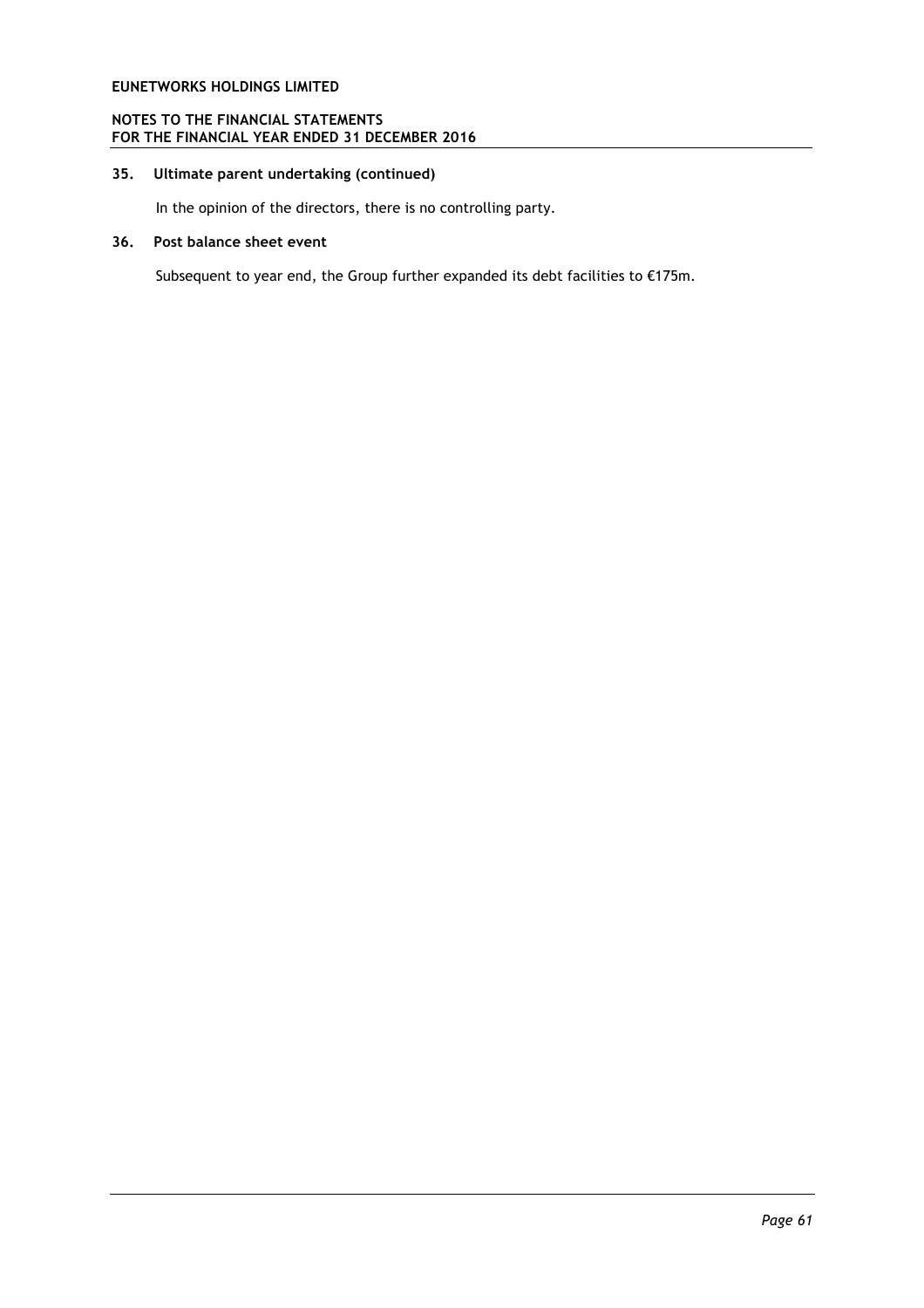## 35. Ultimate parent undertaking (continued)

In the opinion of the directors, there is no controlling party.

## 36. Post balance sheet event

Subsequent to year end, the Group further expanded its debt facilities to €175m.